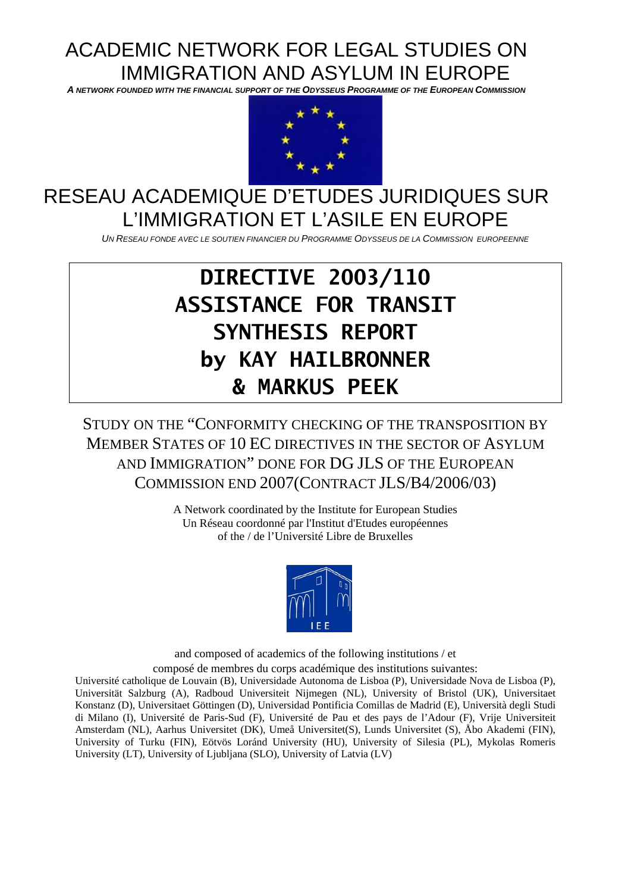# ACADEMIC NETWORK FOR LEGAL STUDIES ON IMMIGRATION AND ASYLUM IN EUROPE

***A NETWORK FOUNDED WITH THE FINANCIAL SUPPORT OF THE ODYSSEUS PROGRAMME OF THE EUROPEAN COMMISSION***

# RESEAU ACADEMIQUE D'ETUDES JURIDIQUES SUR L'IMMIGRATION ET L'ASILE EN EUROPE

*UN RESEAU FONDE AVEC LE SOUTIEN FINANCIER DU PROGRAMME ODYSSEUS DE LA COMMISSION EUROPEENNE*

# DIRECTIVE 2003/110 ASSISTANCE FOR TRANSIT SYNTHESIS REPORT by KAY HAILBRONNER & MARKUS PEEK

STUDY ON THE "CONFORMITY CHECKING OF THE TRANSPOSITION BY MEMBER STATES OF 10 EC DIRECTIVES IN THE SECTOR OF ASYLUM AND IMMIGRATION" DONE FOR DG JLS OF THE EUROPEAN COMMISSION END 2007(CONTRACT JLS/B4/2006/03)

A Network coordinated by the Institute for European Studies
Un Réseau coordonné par l'Institut d'Etudes européennes
of the / de l'Université Libre de Bruxelles

and composed of academics of the following institutions / et
composé de membres du corps académique des institutions suivantes:
Université catholique de Louvain (B), Universidade Autonoma de Lisboa (P), Universidade Nova de Lisboa (P), Universität Salzburg (A), Radboud Universiteit Nijmegen (NL), University of Bristol (UK), Universitaet Konstanz (D), Universitaet Göttingen (D), Universidad Pontificia Comillas de Madrid (E), Università degli Studi di Milano (I), Université de Paris-Sud (F), Université de Pau et des pays de l'Adour (F), Vrije Universiteit Amsterdam (NL), Aarhus Universitet (DK), Umeå Universitet(S), Lunds Universitet (S), Åbo Akademi (FIN), University of Turku (FIN), Eötvös Loránd University (HU), University of Silesia (PL), Mykolas Romeris University (LT), University of Ljubljana (SLO), University of Latvia (LV)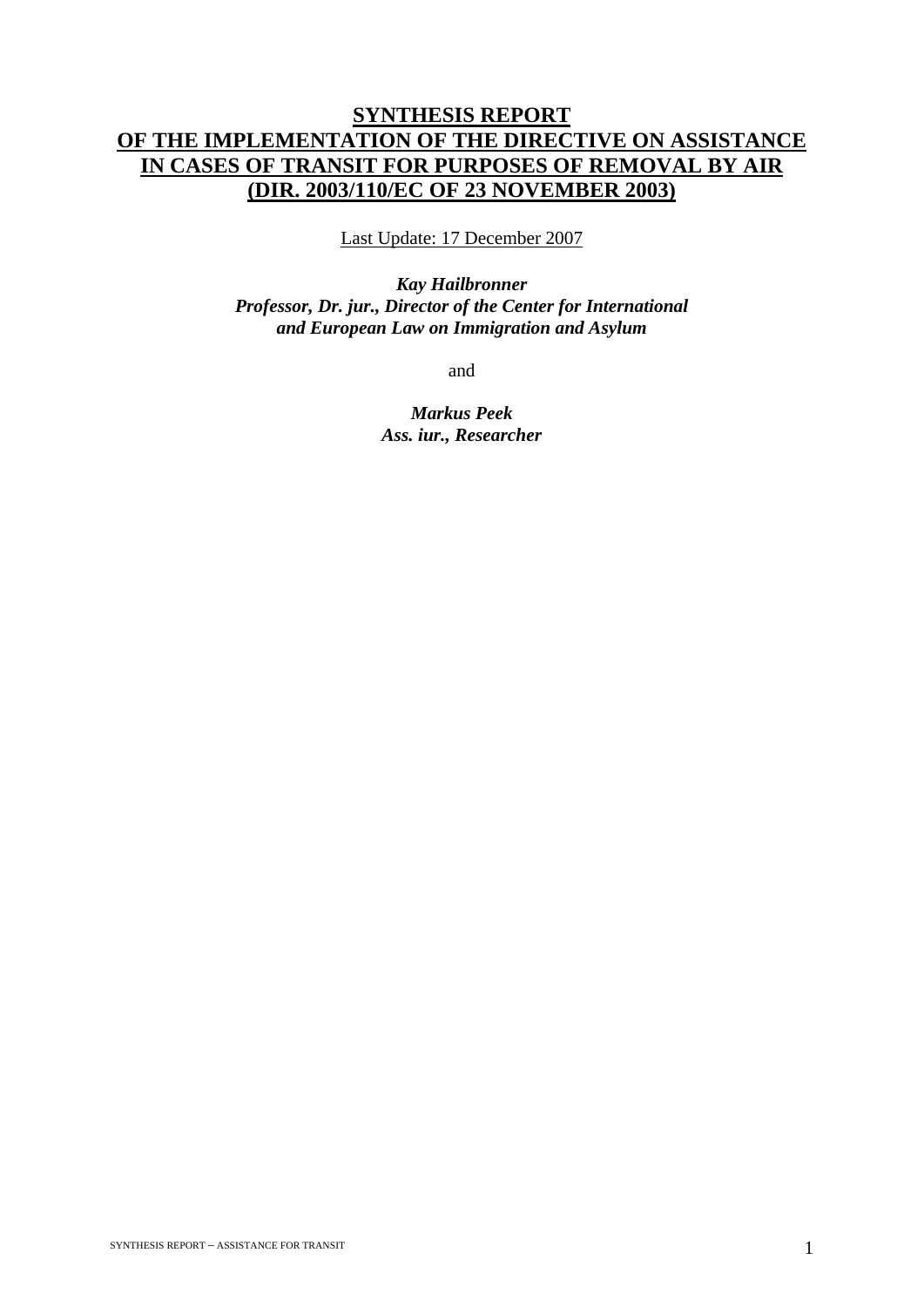# SYNTHESIS REPORT OF THE IMPLEMENTATION OF THE DIRECTIVE ON ASSISTANCE IN CASES OF TRANSIT FOR PURPOSES OF REMOVAL BY AIR (DIR. 2003/110/EC OF 23 NOVEMBER 2003)

Last Update: 17 December 2007

***Kay Hailbronner***
***Professor, Dr. jur., Director of the Center for International and European Law on Immigration and Asylum***

and

***Markus Peek***
***Ass. iur., Researcher***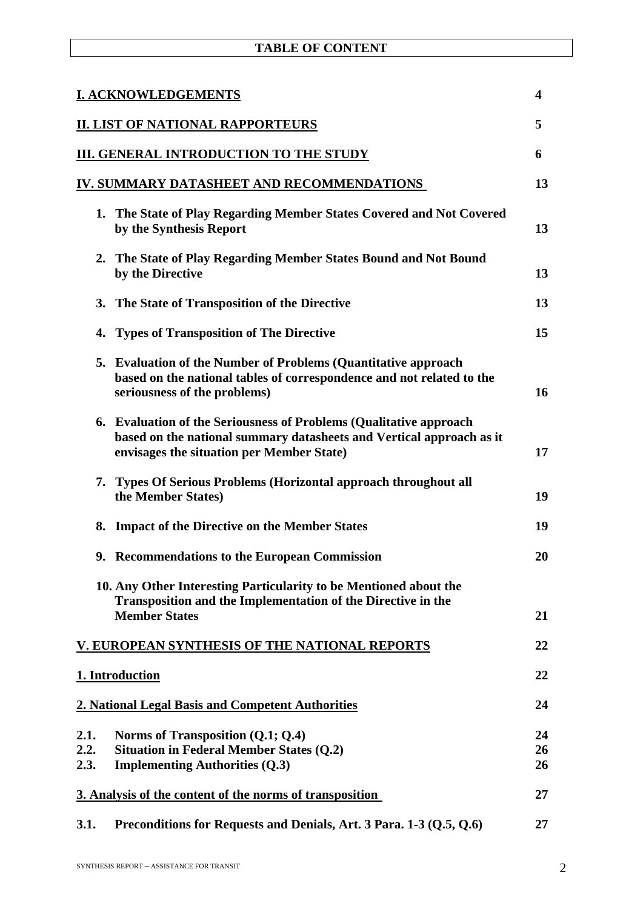# TABLE OF CONTENT

| | |
|---|---|
| **I. ACKNOWLEDGEMENTS** | **4** |
| **II. LIST OF NATIONAL RAPPORTEURS** | **5** |
| **III. GENERAL INTRODUCTION TO THE STUDY** | **6** |
| **IV. SUMMARY DATASHEET AND RECOMMENDATIONS** | **13** |
| **1. The State of Play Regarding Member States Covered and Not Covered by the Synthesis Report** | **13** |
| **2. The State of Play Regarding Member States Bound and Not Bound by the Directive** | **13** |
| **3. The State of Transposition of the Directive** | **13** |
| **4. Types of Transposition of The Directive** | **15** |
| **5. Evaluation of the Number of Problems (Quantitative approach based on the national tables of correspondence and not related to the seriousness of the problems)** | **16** |
| **6. Evaluation of the Seriousness of Problems (Qualitative approach based on the national summary datasheets and Vertical approach as it envisages the situation per Member State)** | **17** |
| **7. Types Of Serious Problems (Horizontal approach throughout all the Member States)** | **19** |
| **8. Impact of the Directive on the Member States** | **19** |
| **9. Recommendations to the European Commission** | **20** |
| **10. Any Other Interesting Particularity to be Mentioned about the Transposition and the Implementation of the Directive in the Member States** | **21** |
| **V. EUROPEAN SYNTHESIS OF THE NATIONAL REPORTS** | **22** |
| **1. Introduction** | **22** |
| **2. National Legal Basis and Competent Authorities** | **24** |
| **2.1. Norms of Transposition (Q.1; Q.4)** | **24** |
| **2.2. Situation in Federal Member States (Q.2)** | **26** |
| **2.3. Implementing Authorities (Q.3)** | **26** |
| **3. Analysis of the content of the norms of transposition** | **27** |
| **3.1. Preconditions for Requests and Denials, Art. 3 Para. 1-3 (Q.5, Q.6)** | **27** |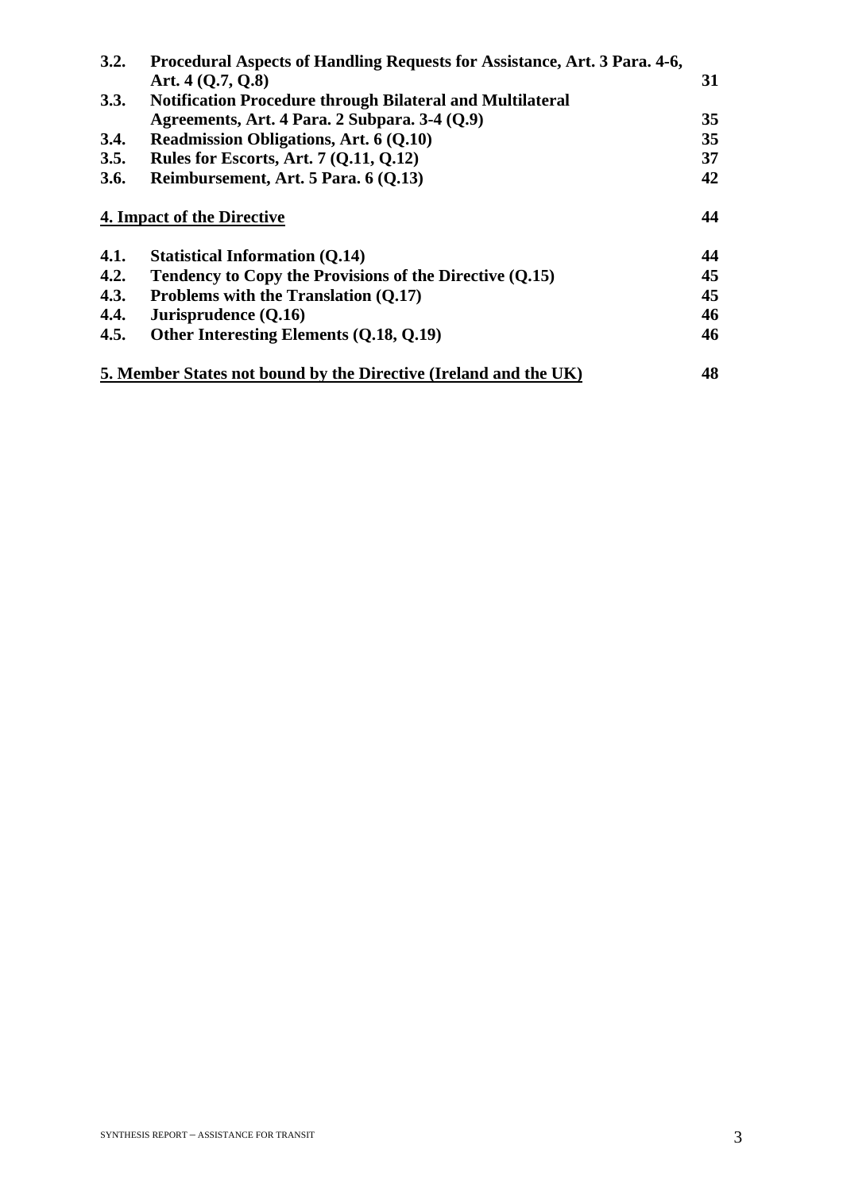| | | |
|---|---|---|
| **3.2.** | **Procedural Aspects of Handling Requests for Assistance, Art. 3 Para. 4-6, Art. 4 (Q.7, Q.8)** | **31** |
| **3.3.** | **Notification Procedure through Bilateral and Multilateral Agreements, Art. 4 Para. 2 Subpara. 3-4 (Q.9)** | **35** |
| **3.4.** | **Readmission Obligations, Art. 6 (Q.10)** | **35** |
| **3.5.** | **Rules for Escorts, Art. 7 (Q.11, Q.12)** | **37** |
| **3.6.** | **Reimbursement, Art. 5 Para. 6 (Q.13)** | **42** |
| **4. Impact of the Directive** | | **44** |
| **4.1.** | **Statistical Information (Q.14)** | **44** |
| **4.2.** | **Tendency to Copy the Provisions of the Directive (Q.15)** | **45** |
| **4.3.** | **Problems with the Translation (Q.17)** | **45** |
| **4.4.** | **Jurisprudence (Q.16)** | **46** |
| **4.5.** | **Other Interesting Elements (Q.18, Q.19)** | **46** |
| **5. Member States not bound by the Directive (Ireland and the UK)** | | **48** |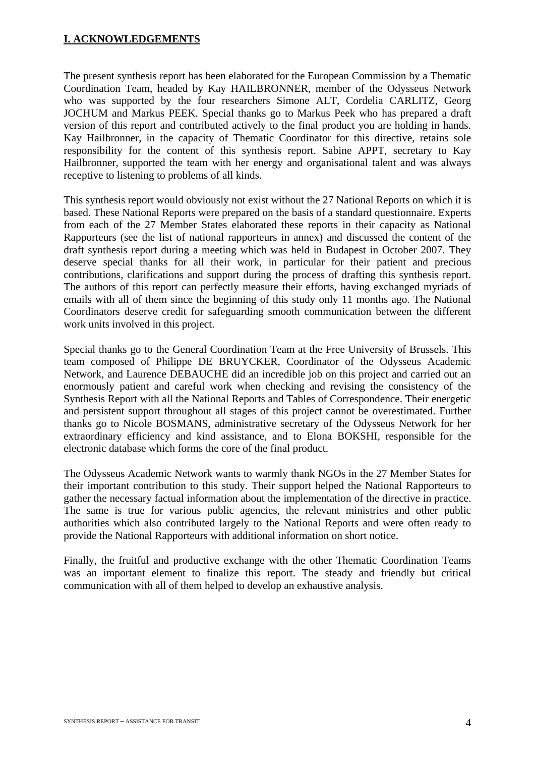## **I. ACKNOWLEDGEMENTS**

The present synthesis report has been elaborated for the European Commission by a Thematic Coordination Team, headed by Kay HAILBRONNER, member of the Odysseus Network who was supported by the four researchers Simone ALT, Cordelia CARLITZ, Georg JOCHUM and Markus PEEK. Special thanks go to Markus Peek who has prepared a draft version of this report and contributed actively to the final product you are holding in hands. Kay Hailbronner, in the capacity of Thematic Coordinator for this directive, retains sole responsibility for the content of this synthesis report. Sabine APPT, secretary to Kay Hailbronner, supported the team with her energy and organisational talent and was always receptive to listening to problems of all kinds.

This synthesis report would obviously not exist without the 27 National Reports on which it is based. These National Reports were prepared on the basis of a standard questionnaire. Experts from each of the 27 Member States elaborated these reports in their capacity as National Rapporteurs (see the list of national rapporteurs in annex) and discussed the content of the draft synthesis report during a meeting which was held in Budapest in October 2007. They deserve special thanks for all their work, in particular for their patient and precious contributions, clarifications and support during the process of drafting this synthesis report. The authors of this report can perfectly measure their efforts, having exchanged myriads of emails with all of them since the beginning of this study only 11 months ago. The National Coordinators deserve credit for safeguarding smooth communication between the different work units involved in this project.

Special thanks go to the General Coordination Team at the Free University of Brussels. This team composed of Philippe DE BRUYCKER, Coordinator of the Odysseus Academic Network, and Laurence DEBAUCHE did an incredible job on this project and carried out an enormously patient and careful work when checking and revising the consistency of the Synthesis Report with all the National Reports and Tables of Correspondence. Their energetic and persistent support throughout all stages of this project cannot be overestimated. Further thanks go to Nicole BOSMANS, administrative secretary of the Odysseus Network for her extraordinary efficiency and kind assistance, and to Elona BOKSHI, responsible for the electronic database which forms the core of the final product.

The Odysseus Academic Network wants to warmly thank NGOs in the 27 Member States for their important contribution to this study. Their support helped the National Rapporteurs to gather the necessary factual information about the implementation of the directive in practice. The same is true for various public agencies, the relevant ministries and other public authorities which also contributed largely to the National Reports and were often ready to provide the National Rapporteurs with additional information on short notice.

Finally, the fruitful and productive exchange with the other Thematic Coordination Teams was an important element to finalize this report. The steady and friendly but critical communication with all of them helped to develop an exhaustive analysis.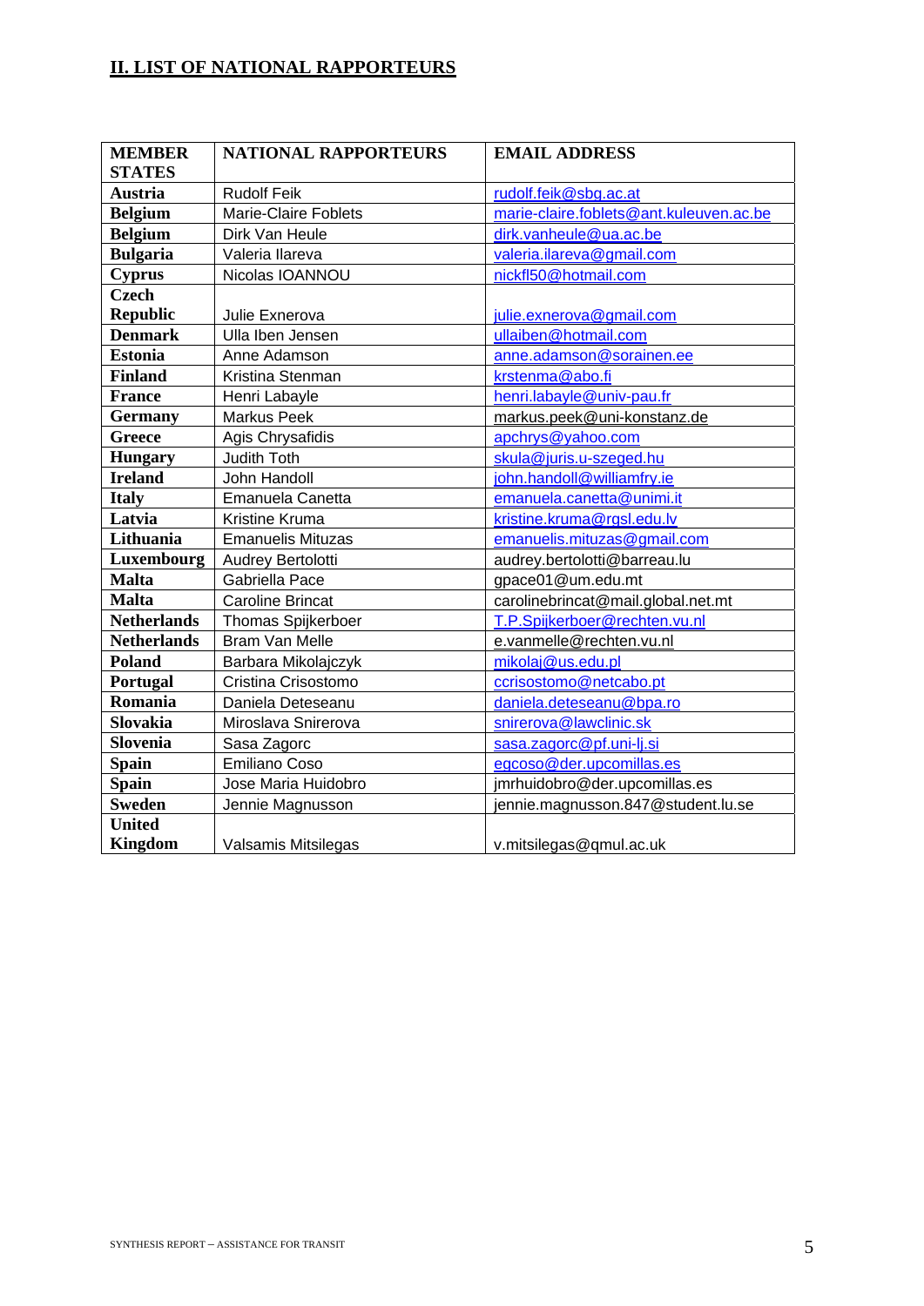## II. LIST OF NATIONAL RAPPORTEURS

| MEMBER STATES | NATIONAL RAPPORTEURS | EMAIL ADDRESS |
|---|---|---|
| **Austria** | Rudolf Feik | rudolf.feik@sbg.ac.at |
| **Belgium** | Marie-Claire Foblets | marie-claire.foblets@ant.kuleuven.ac.be |
| **Belgium** | Dirk Van Heule | dirk.vanheule@ua.ac.be |
| **Bulgaria** | Valeria Ilareva | valeria.ilareva@gmail.com |
| **Cyprus** | Nicolas IOANNOU | nickfl50@hotmail.com |
| **Czech Republic** | Julie Exnerova | julie.exnerova@gmail.com |
| **Denmark** | Ulla Iben Jensen | ullaiben@hotmail.com |
| **Estonia** | Anne Adamson | anne.adamson@sorainen.ee |
| **Finland** | Kristina Stenman | krstenma@abo.fi |
| **France** | Henri Labayle | henri.labayle@univ-pau.fr |
| **Germany** | Markus Peek | markus.peek@uni-konstanz.de |
| **Greece** | Agis Chrysafidis | apchrys@yahoo.com |
| **Hungary** | Judith Toth | skula@juris.u-szeged.hu |
| **Ireland** | John Handoll | john.handoll@williamfry.ie |
| **Italy** | Emanuela Canetta | emanuela.canetta@unimi.it |
| **Latvia** | Kristine Kruma | kristine.kruma@rgsl.edu.lv |
| **Lithuania** | Emanuelis Mituzas | emanuelis.mituzas@gmail.com |
| **Luxembourg** | Audrey Bertolotti | audrey.bertolotti@barreau.lu |
| **Malta** | Gabriella Pace | gpace01@um.edu.mt |
| **Malta** | Caroline Brincat | carolinebrincat@mail.global.net.mt |
| **Netherlands** | Thomas Spijkerboer | T.P.Spijkerboer@rechten.vu.nl |
| **Netherlands** | Bram Van Melle | e.vanmelle@rechten.vu.nl |
| **Poland** | Barbara Mikolajczyk | mikolaj@us.edu.pl |
| **Portugal** | Cristina Crisostomo | ccrisostomo@netcabo.pt |
| **Romania** | Daniela Deteseanu | daniela.deteseanu@bpa.ro |
| **Slovakia** | Miroslava Snirerova | snirerova@lawclinic.sk |
| **Slovenia** | Sasa Zagorc | sasa.zagorc@pf.uni-lj.si |
| **Spain** | Emiliano Coso | egcoso@der.upcomillas.es |
| **Spain** | Jose Maria Huidobro | jmrhuidobro@der.upcomillas.es |
| **Sweden** | Jennie Magnusson | jennie.magnusson.847@student.lu.se |
| **United Kingdom** | Valsamis Mitsilegas | v.mitsilegas@qmul.ac.uk |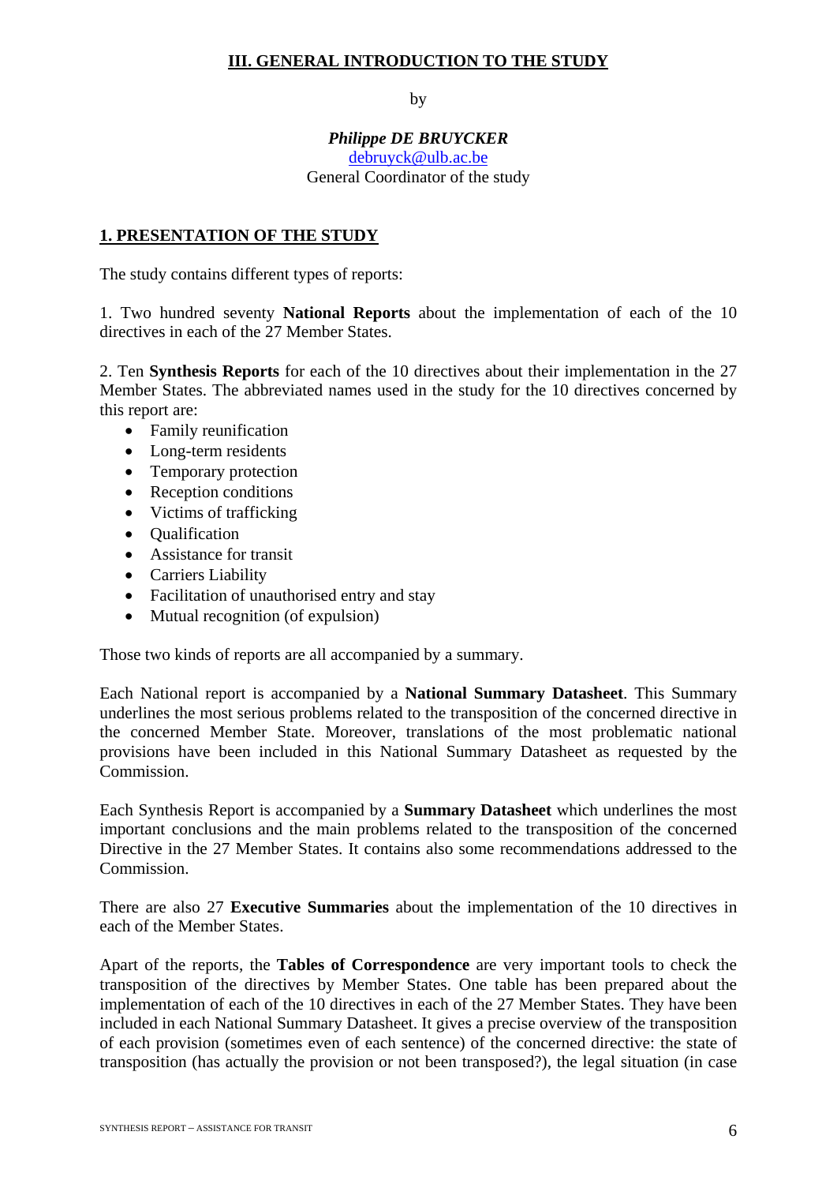# III. GENERAL INTRODUCTION TO THE STUDY

by

***Philippe DE BRUYCKER***
debruyck@ulb.ac.be
General Coordinator of the study

## 1. PRESENTATION OF THE STUDY

The study contains different types of reports:

1. Two hundred seventy **National Reports** about the implementation of each of the 10 directives in each of the 27 Member States.

2. Ten **Synthesis Reports** for each of the 10 directives about their implementation in the 27 Member States. The abbreviated names used in the study for the 10 directives concerned by this report are:

- Family reunification
- Long-term residents
- Temporary protection
- Reception conditions
- Victims of trafficking
- Qualification
- Assistance for transit
- Carriers Liability
- Facilitation of unauthorised entry and stay
- Mutual recognition (of expulsion)

Those two kinds of reports are all accompanied by a summary.

Each National report is accompanied by a **National Summary Datasheet**. This Summary underlines the most serious problems related to the transposition of the concerned directive in the concerned Member State. Moreover, translations of the most problematic national provisions have been included in this National Summary Datasheet as requested by the Commission.

Each Synthesis Report is accompanied by a **Summary Datasheet** which underlines the most important conclusions and the main problems related to the transposition of the concerned Directive in the 27 Member States. It contains also some recommendations addressed to the Commission.

There are also 27 **Executive Summaries** about the implementation of the 10 directives in each of the Member States.

Apart of the reports, the **Tables of Correspondence** are very important tools to check the transposition of the directives by Member States. One table has been prepared about the implementation of each of the 10 directives in each of the 27 Member States. They have been included in each National Summary Datasheet. It gives a precise overview of the transposition of each provision (sometimes even of each sentence) of the concerned directive: the state of transposition (has actually the provision or not been transposed?), the legal situation (in case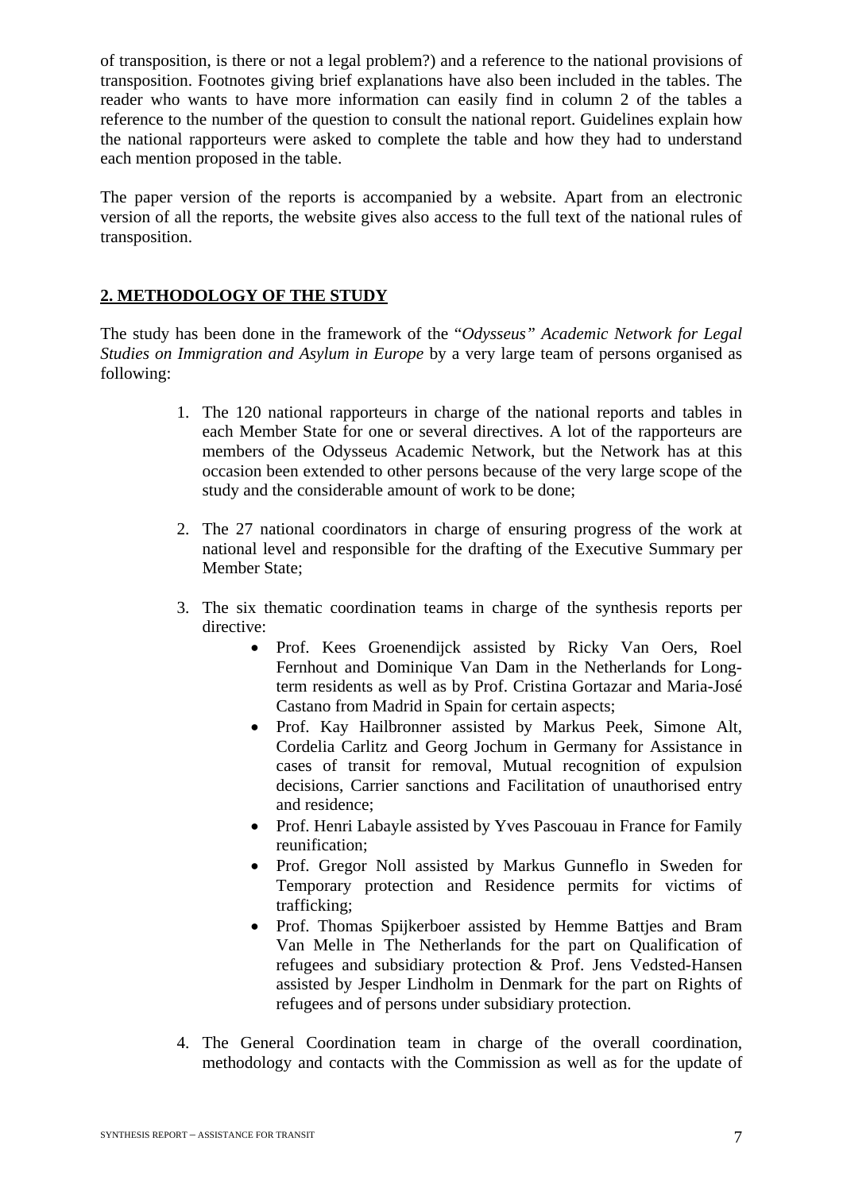of transposition, is there or not a legal problem?) and a reference to the national provisions of transposition. Footnotes giving brief explanations have also been included in the tables. The reader who wants to have more information can easily find in column 2 of the tables a reference to the number of the question to consult the national report. Guidelines explain how the national rapporteurs were asked to complete the table and how they had to understand each mention proposed in the table.

The paper version of the reports is accompanied by a website. Apart from an electronic version of all the reports, the website gives also access to the full text of the national rules of transposition.

## 2. METHODOLOGY OF THE STUDY

The study has been done in the framework of the "*Odysseus" Academic Network for Legal Studies on Immigration and Asylum in Europe* by a very large team of persons organised as following:

1. The 120 national rapporteurs in charge of the national reports and tables in each Member State for one or several directives. A lot of the rapporteurs are members of the Odysseus Academic Network, but the Network has at this occasion been extended to other persons because of the very large scope of the study and the considerable amount of work to be done;

2. The 27 national coordinators in charge of ensuring progress of the work at national level and responsible for the drafting of the Executive Summary per Member State;

3. The six thematic coordination teams in charge of the synthesis reports per directive:
   - Prof. Kees Groenendijck assisted by Ricky Van Oers, Roel Fernhout and Dominique Van Dam in the Netherlands for Long-term residents as well as by Prof. Cristina Gortazar and Maria-José Castano from Madrid in Spain for certain aspects;
   - Prof. Kay Hailbronner assisted by Markus Peek, Simone Alt, Cordelia Carlitz and Georg Jochum in Germany for Assistance in cases of transit for removal, Mutual recognition of expulsion decisions, Carrier sanctions and Facilitation of unauthorised entry and residence;
   - Prof. Henri Labayle assisted by Yves Pascouau in France for Family reunification;
   - Prof. Gregor Noll assisted by Markus Gunneflo in Sweden for Temporary protection and Residence permits for victims of trafficking;
   - Prof. Thomas Spijkerboer assisted by Hemme Battjes and Bram Van Melle in The Netherlands for the part on Qualification of refugees and subsidiary protection & Prof. Jens Vedsted-Hansen assisted by Jesper Lindholm in Denmark for the part on Rights of refugees and of persons under subsidiary protection.

4. The General Coordination team in charge of the overall coordination, methodology and contacts with the Commission as well as for the update of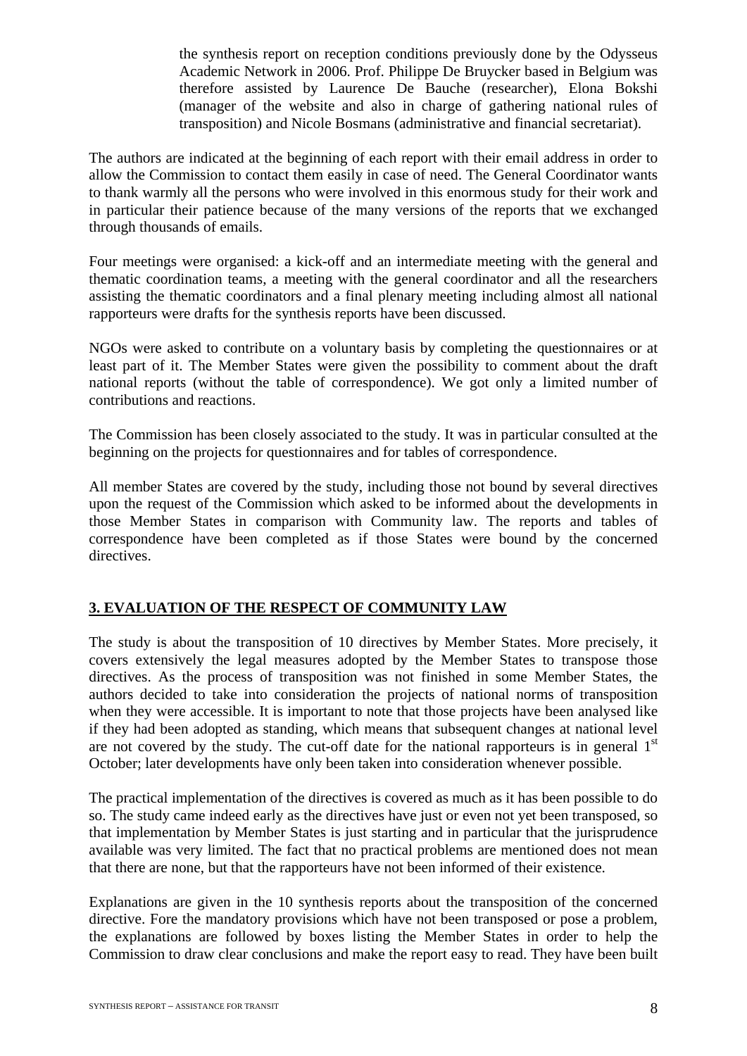the synthesis report on reception conditions previously done by the Odysseus Academic Network in 2006. Prof. Philippe De Bruycker based in Belgium was therefore assisted by Laurence De Bauche (researcher), Elona Bokshi (manager of the website and also in charge of gathering national rules of transposition) and Nicole Bosmans (administrative and financial secretariat).

The authors are indicated at the beginning of each report with their email address in order to allow the Commission to contact them easily in case of need. The General Coordinator wants to thank warmly all the persons who were involved in this enormous study for their work and in particular their patience because of the many versions of the reports that we exchanged through thousands of emails.

Four meetings were organised: a kick-off and an intermediate meeting with the general and thematic coordination teams, a meeting with the general coordinator and all the researchers assisting the thematic coordinators and a final plenary meeting including almost all national rapporteurs were drafts for the synthesis reports have been discussed.

NGOs were asked to contribute on a voluntary basis by completing the questionnaires or at least part of it. The Member States were given the possibility to comment about the draft national reports (without the table of correspondence). We got only a limited number of contributions and reactions.

The Commission has been closely associated to the study. It was in particular consulted at the beginning on the projects for questionnaires and for tables of correspondence.

All member States are covered by the study, including those not bound by several directives upon the request of the Commission which asked to be informed about the developments in those Member States in comparison with Community law. The reports and tables of correspondence have been completed as if those States were bound by the concerned directives.

## 3. EVALUATION OF THE RESPECT OF COMMUNITY LAW

The study is about the transposition of 10 directives by Member States. More precisely, it covers extensively the legal measures adopted by the Member States to transpose those directives. As the process of transposition was not finished in some Member States, the authors decided to take into consideration the projects of national norms of transposition when they were accessible. It is important to note that those projects have been analysed like if they had been adopted as standing, which means that subsequent changes at national level are not covered by the study. The cut-off date for the national rapporteurs is in general 1st October; later developments have only been taken into consideration whenever possible.

The practical implementation of the directives is covered as much as it has been possible to do so. The study came indeed early as the directives have just or even not yet been transposed, so that implementation by Member States is just starting and in particular that the jurisprudence available was very limited. The fact that no practical problems are mentioned does not mean that there are none, but that the rapporteurs have not been informed of their existence.

Explanations are given in the 10 synthesis reports about the transposition of the concerned directive. Fore the mandatory provisions which have not been transposed or pose a problem, the explanations are followed by boxes listing the Member States in order to help the Commission to draw clear conclusions and make the report easy to read. They have been built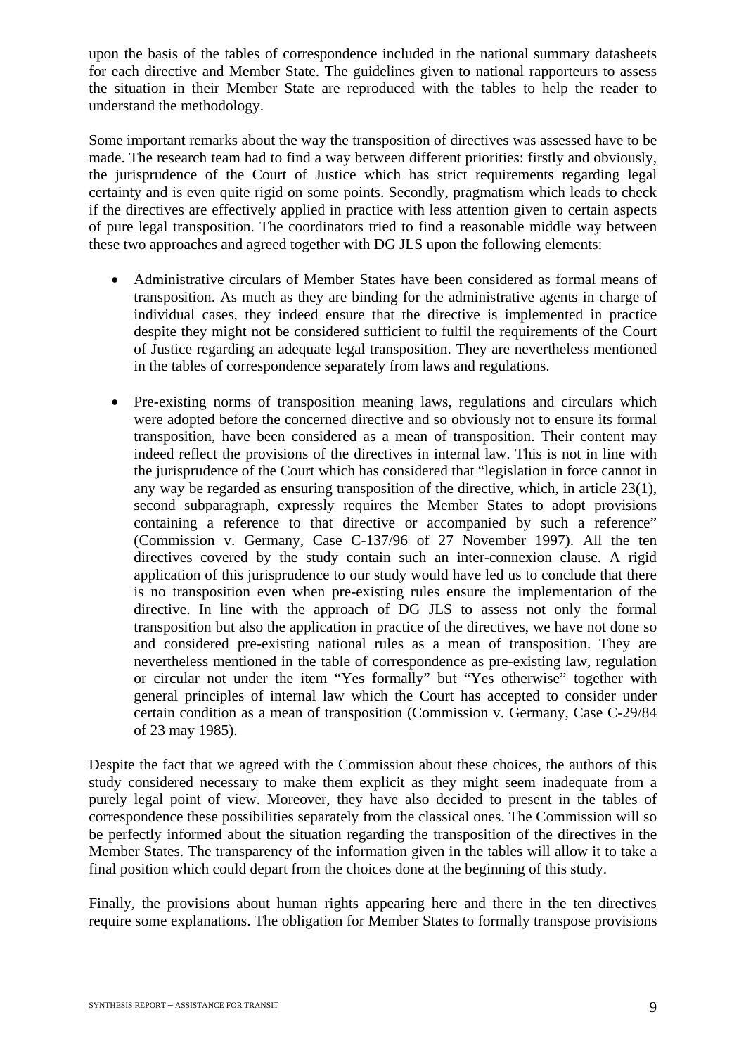upon the basis of the tables of correspondence included in the national summary datasheets for each directive and Member State. The guidelines given to national rapporteurs to assess the situation in their Member State are reproduced with the tables to help the reader to understand the methodology.

Some important remarks about the way the transposition of directives was assessed have to be made. The research team had to find a way between different priorities: firstly and obviously, the jurisprudence of the Court of Justice which has strict requirements regarding legal certainty and is even quite rigid on some points. Secondly, pragmatism which leads to check if the directives are effectively applied in practice with less attention given to certain aspects of pure legal transposition. The coordinators tried to find a reasonable middle way between these two approaches and agreed together with DG JLS upon the following elements:

- Administrative circulars of Member States have been considered as formal means of transposition. As much as they are binding for the administrative agents in charge of individual cases, they indeed ensure that the directive is implemented in practice despite they might not be considered sufficient to fulfil the requirements of the Court of Justice regarding an adequate legal transposition. They are nevertheless mentioned in the tables of correspondence separately from laws and regulations.

- Pre-existing norms of transposition meaning laws, regulations and circulars which were adopted before the concerned directive and so obviously not to ensure its formal transposition, have been considered as a mean of transposition. Their content may indeed reflect the provisions of the directives in internal law. This is not in line with the jurisprudence of the Court which has considered that "legislation in force cannot in any way be regarded as ensuring transposition of the directive, which, in article 23(1), second subparagraph, expressly requires the Member States to adopt provisions containing a reference to that directive or accompanied by such a reference" (Commission v. Germany, Case C-137/96 of 27 November 1997). All the ten directives covered by the study contain such an inter-connexion clause. A rigid application of this jurisprudence to our study would have led us to conclude that there is no transposition even when pre-existing rules ensure the implementation of the directive. In line with the approach of DG JLS to assess not only the formal transposition but also the application in practice of the directives, we have not done so and considered pre-existing national rules as a mean of transposition. They are nevertheless mentioned in the table of correspondence as pre-existing law, regulation or circular not under the item "Yes formally" but "Yes otherwise" together with general principles of internal law which the Court has accepted to consider under certain condition as a mean of transposition (Commission v. Germany, Case C-29/84 of 23 may 1985).

Despite the fact that we agreed with the Commission about these choices, the authors of this study considered necessary to make them explicit as they might seem inadequate from a purely legal point of view. Moreover, they have also decided to present in the tables of correspondence these possibilities separately from the classical ones. The Commission will so be perfectly informed about the situation regarding the transposition of the directives in the Member States. The transparency of the information given in the tables will allow it to take a final position which could depart from the choices done at the beginning of this study.

Finally, the provisions about human rights appearing here and there in the ten directives require some explanations. The obligation for Member States to formally transpose provisions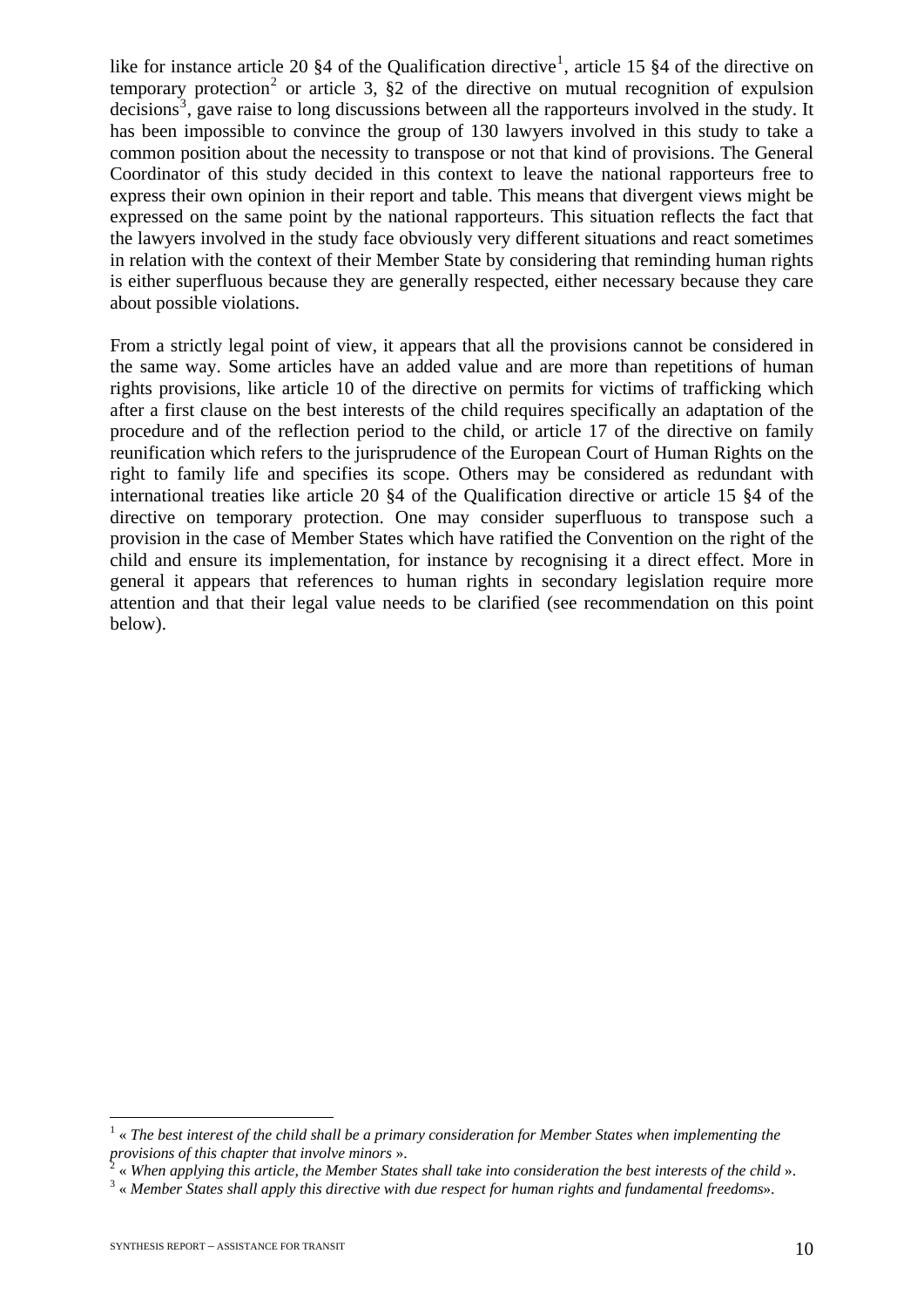like for instance article 20 §4 of the Qualification directive[1], article 15 §4 of the directive on temporary protection[2] or article 3, §2 of the directive on mutual recognition of expulsion decisions[3], gave raise to long discussions between all the rapporteurs involved in the study. It has been impossible to convince the group of 130 lawyers involved in this study to take a common position about the necessity to transpose or not that kind of provisions. The General Coordinator of this study decided in this context to leave the national rapporteurs free to express their own opinion in their report and table. This means that divergent views might be expressed on the same point by the national rapporteurs. This situation reflects the fact that the lawyers involved in the study face obviously very different situations and react sometimes in relation with the context of their Member State by considering that reminding human rights is either superfluous because they are generally respected, either necessary because they care about possible violations.

From a strictly legal point of view, it appears that all the provisions cannot be considered in the same way. Some articles have an added value and are more than repetitions of human rights provisions, like article 10 of the directive on permits for victims of trafficking which after a first clause on the best interests of the child requires specifically an adaptation of the procedure and of the reflection period to the child, or article 17 of the directive on family reunification which refers to the jurisprudence of the European Court of Human Rights on the right to family life and specifies its scope. Others may be considered as redundant with international treaties like article 20 §4 of the Qualification directive or article 15 §4 of the directive on temporary protection. One may consider superfluous to transpose such a provision in the case of Member States which have ratified the Convention on the right of the child and ensure its implementation, for instance by recognising it a direct effect. More in general it appears that references to human rights in secondary legislation require more attention and that their legal value needs to be clarified (see recommendation on this point below).

---

[1] « *The best interest of the child shall be a primary consideration for Member States when implementing the provisions of this chapter that involve minors* ».

[2] « *When applying this article, the Member States shall take into consideration the best interests of the child* ».

[3] « *Member States shall apply this directive with due respect for human rights and fundamental freedoms*».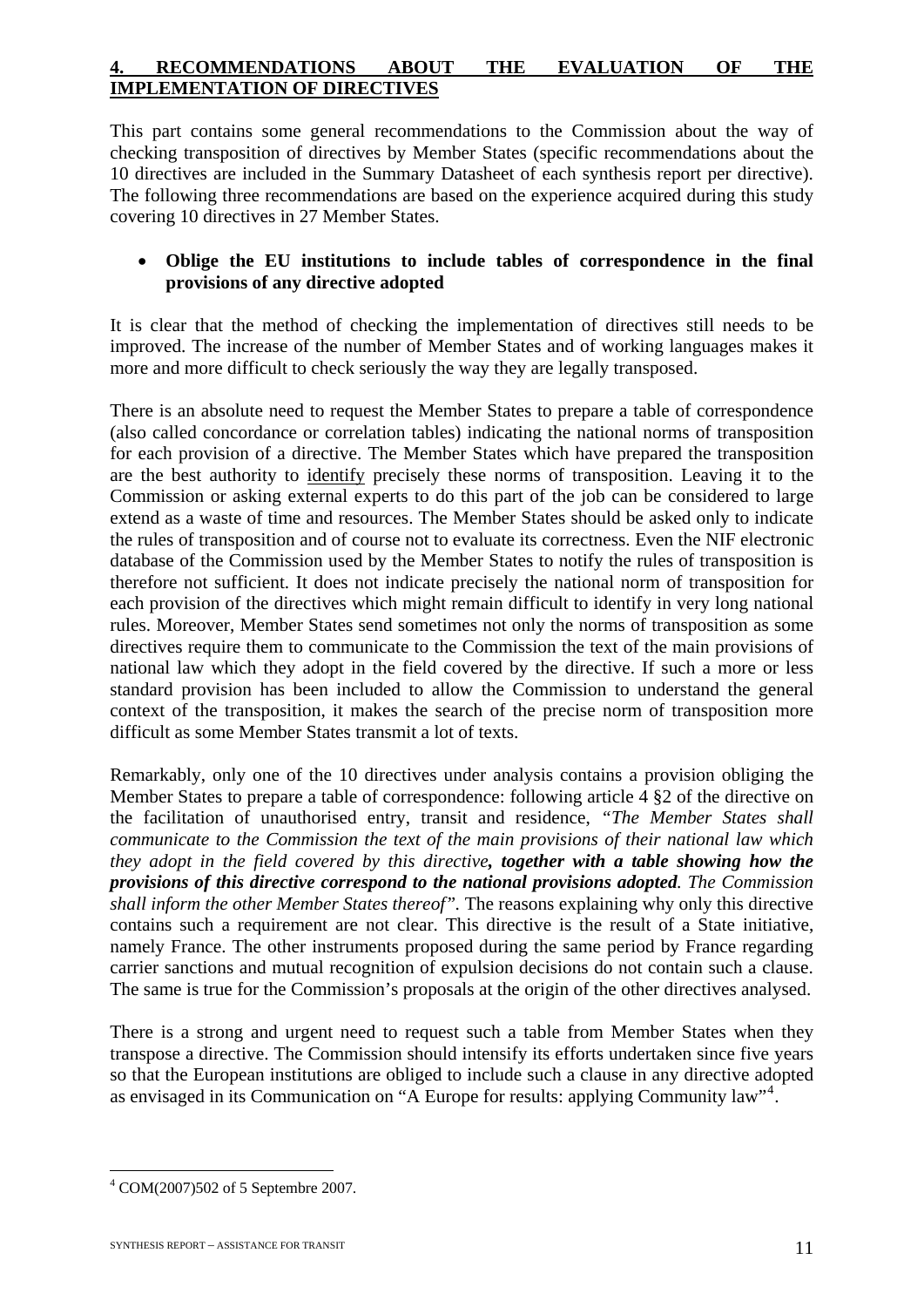## 4. RECOMMENDATIONS ABOUT THE EVALUATION OF THE IMPLEMENTATION OF DIRECTIVES

This part contains some general recommendations to the Commission about the way of checking transposition of directives by Member States (specific recommendations about the 10 directives are included in the Summary Datasheet of each synthesis report per directive). The following three recommendations are based on the experience acquired during this study covering 10 directives in 27 Member States.

- **Oblige the EU institutions to include tables of correspondence in the final provisions of any directive adopted**

It is clear that the method of checking the implementation of directives still needs to be improved. The increase of the number of Member States and of working languages makes it more and more difficult to check seriously the way they are legally transposed.

There is an absolute need to request the Member States to prepare a table of correspondence (also called concordance or correlation tables) indicating the national norms of transposition for each provision of a directive. The Member States which have prepared the transposition are the best authority to identify precisely these norms of transposition. Leaving it to the Commission or asking external experts to do this part of the job can be considered to large extend as a waste of time and resources. The Member States should be asked only to indicate the rules of transposition and of course not to evaluate its correctness. Even the NIF electronic database of the Commission used by the Member States to notify the rules of transposition is therefore not sufficient. It does not indicate precisely the national norm of transposition for each provision of the directives which might remain difficult to identify in very long national rules. Moreover, Member States send sometimes not only the norms of transposition as some directives require them to communicate to the Commission the text of the main provisions of national law which they adopt in the field covered by the directive. If such a more or less standard provision has been included to allow the Commission to understand the general context of the transposition, it makes the search of the precise norm of transposition more difficult as some Member States transmit a lot of texts.

Remarkably, only one of the 10 directives under analysis contains a provision obliging the Member States to prepare a table of correspondence: following article 4 §2 of the directive on the facilitation of unauthorised entry, transit and residence, *"The Member States shall communicate to the Commission the text of the main provisions of their national law which they adopt in the field covered by this directive**, together with a table showing how the provisions of this directive correspond to the national provisions adopted**. The Commission shall inform the other Member States thereof"*. The reasons explaining why only this directive contains such a requirement are not clear. This directive is the result of a State initiative, namely France. The other instruments proposed during the same period by France regarding carrier sanctions and mutual recognition of expulsion decisions do not contain such a clause. The same is true for the Commission's proposals at the origin of the other directives analysed.

There is a strong and urgent need to request such a table from Member States when they transpose a directive. The Commission should intensify its efforts undertaken since five years so that the European institutions are obliged to include such a clause in any directive adopted as envisaged in its Communication on "A Europe for results: applying Community law"[4].

[4] COM(2007)502 of 5 Septembre 2007.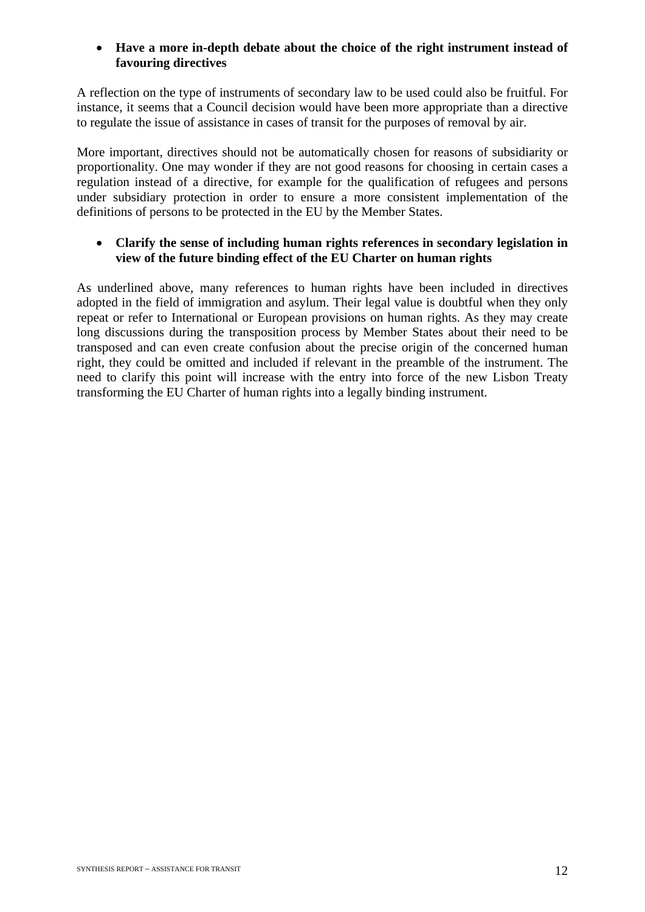- **Have a more in-depth debate about the choice of the right instrument instead of favouring directives**

A reflection on the type of instruments of secondary law to be used could also be fruitful. For instance, it seems that a Council decision would have been more appropriate than a directive to regulate the issue of assistance in cases of transit for the purposes of removal by air.

More important, directives should not be automatically chosen for reasons of subsidiarity or proportionality. One may wonder if they are not good reasons for choosing in certain cases a regulation instead of a directive, for example for the qualification of refugees and persons under subsidiary protection in order to ensure a more consistent implementation of the definitions of persons to be protected in the EU by the Member States.

- **Clarify the sense of including human rights references in secondary legislation in view of the future binding effect of the EU Charter on human rights**

As underlined above, many references to human rights have been included in directives adopted in the field of immigration and asylum. Their legal value is doubtful when they only repeat or refer to International or European provisions on human rights. As they may create long discussions during the transposition process by Member States about their need to be transposed and can even create confusion about the precise origin of the concerned human right, they could be omitted and included if relevant in the preamble of the instrument. The need to clarify this point will increase with the entry into force of the new Lisbon Treaty transforming the EU Charter of human rights into a legally binding instrument.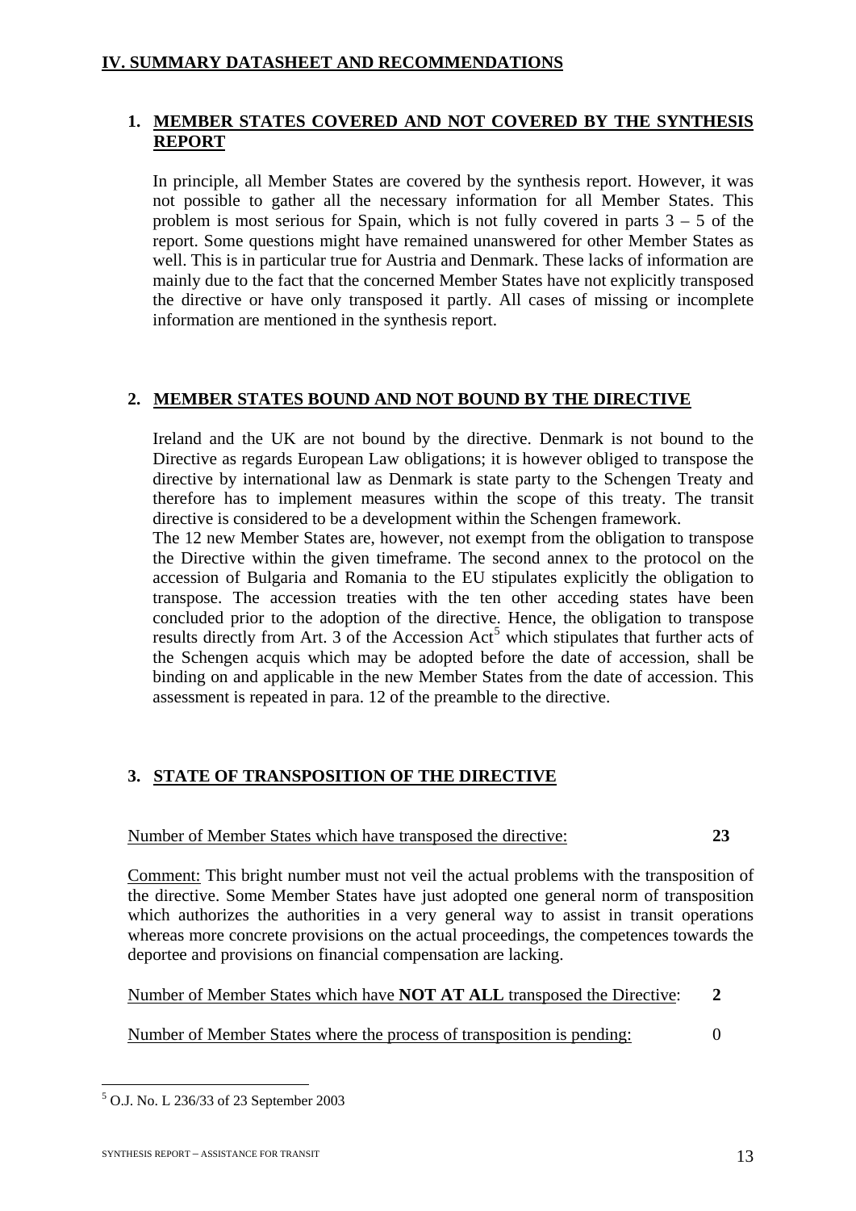## IV. SUMMARY DATASHEET AND RECOMMENDATIONS

### 1. MEMBER STATES COVERED AND NOT COVERED BY THE SYNTHESIS REPORT

In principle, all Member States are covered by the synthesis report. However, it was not possible to gather all the necessary information for all Member States. This problem is most serious for Spain, which is not fully covered in parts 3 – 5 of the report. Some questions might have remained unanswered for other Member States as well. This is in particular true for Austria and Denmark. These lacks of information are mainly due to the fact that the concerned Member States have not explicitly transposed the directive or have only transposed it partly. All cases of missing or incomplete information are mentioned in the synthesis report.

### 2. MEMBER STATES BOUND AND NOT BOUND BY THE DIRECTIVE

Ireland and the UK are not bound by the directive. Denmark is not bound to the Directive as regards European Law obligations; it is however obliged to transpose the directive by international law as Denmark is state party to the Schengen Treaty and therefore has to implement measures within the scope of this treaty. The transit directive is considered to be a development within the Schengen framework.

The 12 new Member States are, however, not exempt from the obligation to transpose the Directive within the given timeframe. The second annex to the protocol on the accession of Bulgaria and Romania to the EU stipulates explicitly the obligation to transpose. The accession treaties with the ten other acceding states have been concluded prior to the adoption of the directive. Hence, the obligation to transpose results directly from Art. 3 of the Accession Act[5] which stipulates that further acts of the Schengen acquis which may be adopted before the date of accession, shall be binding on and applicable in the new Member States from the date of accession. This assessment is repeated in para. 12 of the preamble to the directive.

### 3. STATE OF TRANSPOSITION OF THE DIRECTIVE

Number of Member States which have transposed the directive: **23**

Comment: This bright number must not veil the actual problems with the transposition of the directive. Some Member States have just adopted one general norm of transposition which authorizes the authorities in a very general way to assist in transit operations whereas more concrete provisions on the actual proceedings, the competences towards the deportee and provisions on financial compensation are lacking.

Number of Member States which have **NOT AT ALL** transposed the Directive: **2**

Number of Member States where the process of transposition is pending: 0

---

[5] O.J. No. L 236/33 of 23 September 2003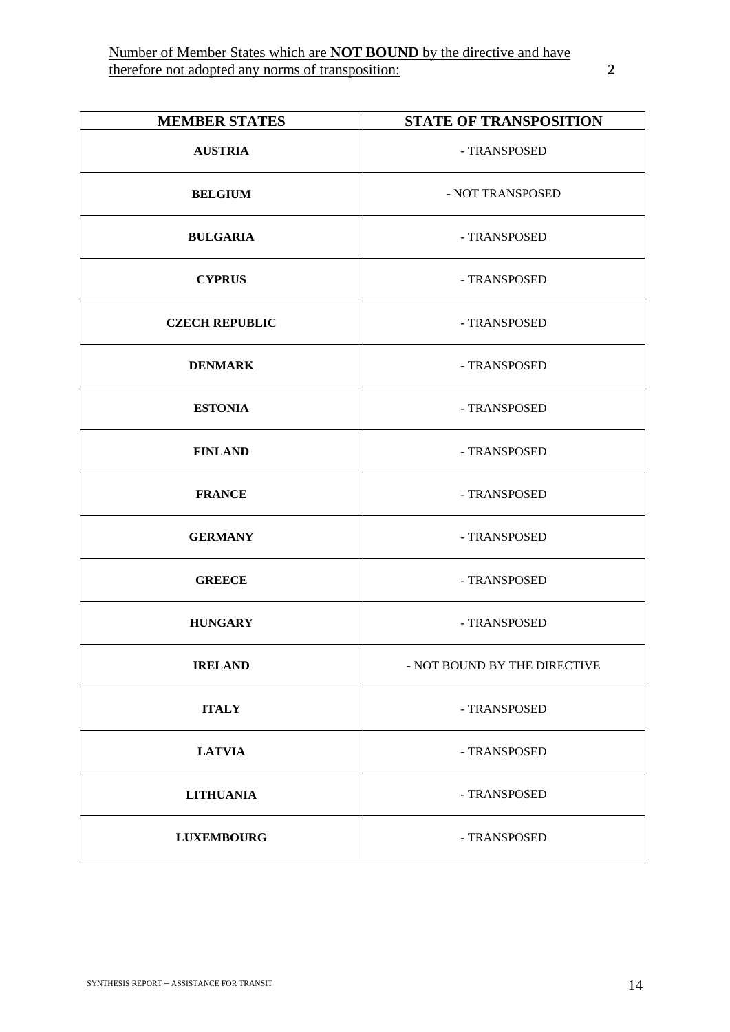Number of Member States which are **NOT BOUND** by the directive and have therefore not adopted any norms of transposition: **2**

| MEMBER STATES | STATE OF TRANSPOSITION |
|---|---|
| **AUSTRIA** | - TRANSPOSED |
| **BELGIUM** | - NOT TRANSPOSED |
| **BULGARIA** | - TRANSPOSED |
| **CYPRUS** | - TRANSPOSED |
| **CZECH REPUBLIC** | - TRANSPOSED |
| **DENMARK** | - TRANSPOSED |
| **ESTONIA** | - TRANSPOSED |
| **FINLAND** | - TRANSPOSED |
| **FRANCE** | - TRANSPOSED |
| **GERMANY** | - TRANSPOSED |
| **GREECE** | - TRANSPOSED |
| **HUNGARY** | - TRANSPOSED |
| **IRELAND** | - NOT BOUND BY THE DIRECTIVE |
| **ITALY** | - TRANSPOSED |
| **LATVIA** | - TRANSPOSED |
| **LITHUANIA** | - TRANSPOSED |
| **LUXEMBOURG** | - TRANSPOSED |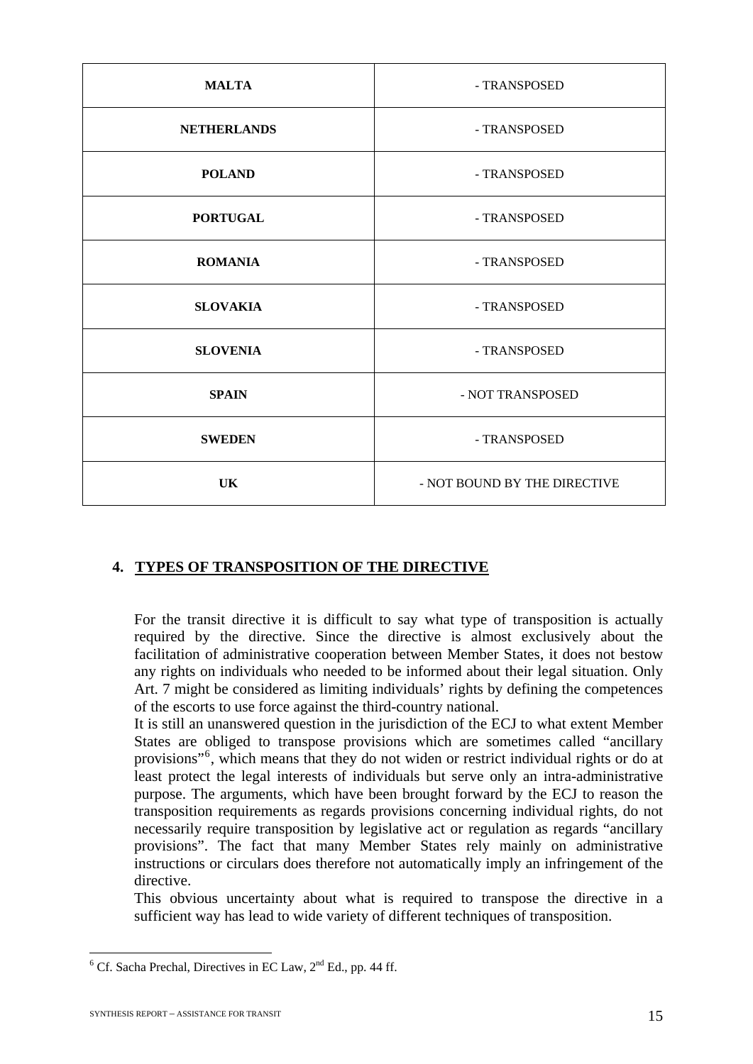| MALTA | - TRANSPOSED |
|---|---|
| NETHERLANDS | - TRANSPOSED |
| POLAND | - TRANSPOSED |
| PORTUGAL | - TRANSPOSED |
| ROMANIA | - TRANSPOSED |
| SLOVAKIA | - TRANSPOSED |
| SLOVENIA | - TRANSPOSED |
| SPAIN | - NOT TRANSPOSED |
| SWEDEN | - TRANSPOSED |
| UK | - NOT BOUND BY THE DIRECTIVE |

## 4. TYPES OF TRANSPOSITION OF THE DIRECTIVE

For the transit directive it is difficult to say what type of transposition is actually required by the directive. Since the directive is almost exclusively about the facilitation of administrative cooperation between Member States, it does not bestow any rights on individuals who needed to be informed about their legal situation. Only Art. 7 might be considered as limiting individuals' rights by defining the competences of the escorts to use force against the third-country national.

It is still an unanswered question in the jurisdiction of the ECJ to what extent Member States are obliged to transpose provisions which are sometimes called "ancillary provisions"[6], which means that they do not widen or restrict individual rights or do at least protect the legal interests of individuals but serve only an intra-administrative purpose. The arguments, which have been brought forward by the ECJ to reason the transposition requirements as regards provisions concerning individual rights, do not necessarily require transposition by legislative act or regulation as regards "ancillary provisions". The fact that many Member States rely mainly on administrative instructions or circulars does therefore not automatically imply an infringement of the directive.

This obvious uncertainty about what is required to transpose the directive in a sufficient way has lead to wide variety of different techniques of transposition.

[6] Cf. Sacha Prechal, Directives in EC Law, 2nd Ed., pp. 44 ff.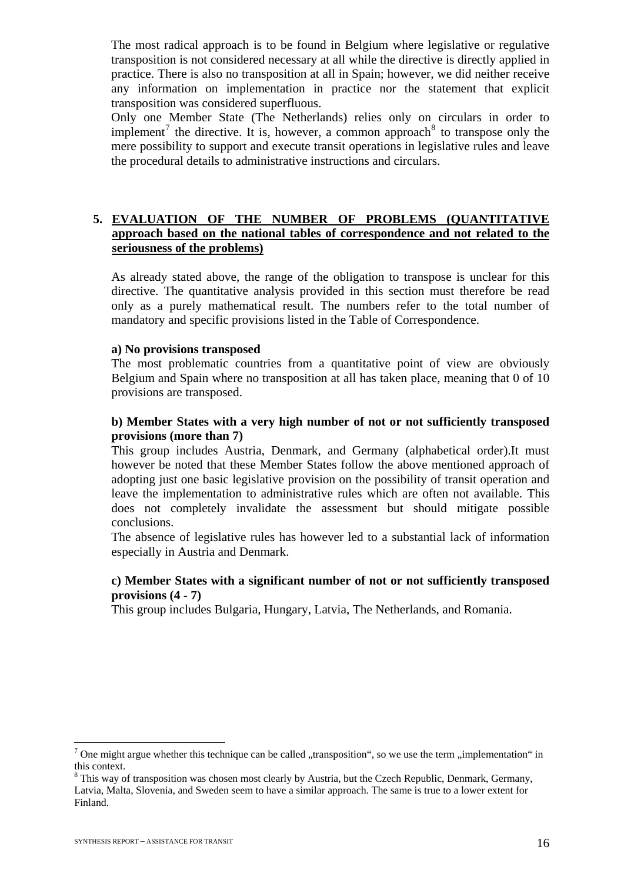The most radical approach is to be found in Belgium where legislative or regulative transposition is not considered necessary at all while the directive is directly applied in practice. There is also no transposition at all in Spain; however, we did neither receive any information on implementation in practice nor the statement that explicit transposition was considered superfluous.

Only one Member State (The Netherlands) relies only on circulars in order to implement[7] the directive. It is, however, a common approach[8] to transpose only the mere possibility to support and execute transit operations in legislative rules and leave the procedural details to administrative instructions and circulars.

## 5. EVALUATION OF THE NUMBER OF PROBLEMS (QUANTITATIVE approach based on the national tables of correspondence and not related to the seriousness of the problems)

As already stated above, the range of the obligation to transpose is unclear for this directive. The quantitative analysis provided in this section must therefore be read only as a purely mathematical result. The numbers refer to the total number of mandatory and specific provisions listed in the Table of Correspondence.

**a) No provisions transposed**

The most problematic countries from a quantitative point of view are obviously Belgium and Spain where no transposition at all has taken place, meaning that 0 of 10 provisions are transposed.

**b) Member States with a very high number of not or not sufficiently transposed provisions (more than 7)**

This group includes Austria, Denmark, and Germany (alphabetical order).It must however be noted that these Member States follow the above mentioned approach of adopting just one basic legislative provision on the possibility of transit operation and leave the implementation to administrative rules which are often not available. This does not completely invalidate the assessment but should mitigate possible conclusions.

The absence of legislative rules has however led to a substantial lack of information especially in Austria and Denmark.

**c) Member States with a significant number of not or not sufficiently transposed provisions (4 - 7)**

This group includes Bulgaria, Hungary, Latvia, The Netherlands, and Romania.

---

[7] One might argue whether this technique can be called „transposition“, so we use the term „implementation“ in this context.

[8] This way of transposition was chosen most clearly by Austria, but the Czech Republic, Denmark, Germany, Latvia, Malta, Slovenia, and Sweden seem to have a similar approach. The same is true to a lower extent for Finland.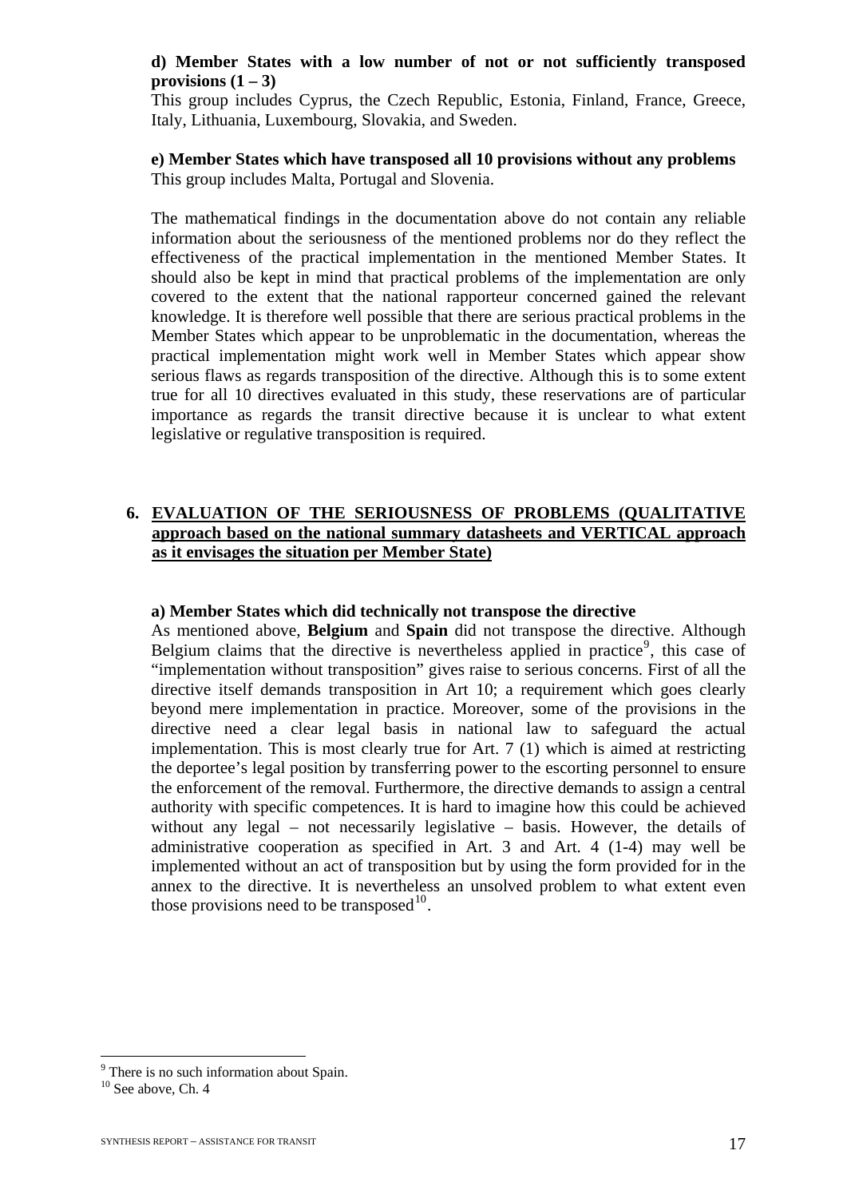**d) Member States with a low number of not or not sufficiently transposed provisions (1 – 3)**

This group includes Cyprus, the Czech Republic, Estonia, Finland, France, Greece, Italy, Lithuania, Luxembourg, Slovakia, and Sweden.

**e) Member States which have transposed all 10 provisions without any problems**

This group includes Malta, Portugal and Slovenia.

The mathematical findings in the documentation above do not contain any reliable information about the seriousness of the mentioned problems nor do they reflect the effectiveness of the practical implementation in the mentioned Member States. It should also be kept in mind that practical problems of the implementation are only covered to the extent that the national rapporteur concerned gained the relevant knowledge. It is therefore well possible that there are serious practical problems in the Member States which appear to be unproblematic in the documentation, whereas the practical implementation might work well in Member States which appear show serious flaws as regards transposition of the directive. Although this is to some extent true for all 10 directives evaluated in this study, these reservations are of particular importance as regards the transit directive because it is unclear to what extent legislative or regulative transposition is required.

## 6. EVALUATION OF THE SERIOUSNESS OF PROBLEMS (QUALITATIVE approach based on the national summary datasheets and VERTICAL approach as it envisages the situation per Member State)

**a) Member States which did technically not transpose the directive**

As mentioned above, **Belgium** and **Spain** did not transpose the directive. Although Belgium claims that the directive is nevertheless applied in practice[9], this case of "implementation without transposition" gives raise to serious concerns. First of all the directive itself demands transposition in Art 10; a requirement which goes clearly beyond mere implementation in practice. Moreover, some of the provisions in the directive need a clear legal basis in national law to safeguard the actual implementation. This is most clearly true for Art. 7 (1) which is aimed at restricting the deportee's legal position by transferring power to the escorting personnel to ensure the enforcement of the removal. Furthermore, the directive demands to assign a central authority with specific competences. It is hard to imagine how this could be achieved without any legal – not necessarily legislative – basis. However, the details of administrative cooperation as specified in Art. 3 and Art. 4 (1-4) may well be implemented without an act of transposition but by using the form provided for in the annex to the directive. It is nevertheless an unsolved problem to what extent even those provisions need to be transposed[10].

---

[9] There is no such information about Spain.

[10] See above, Ch. 4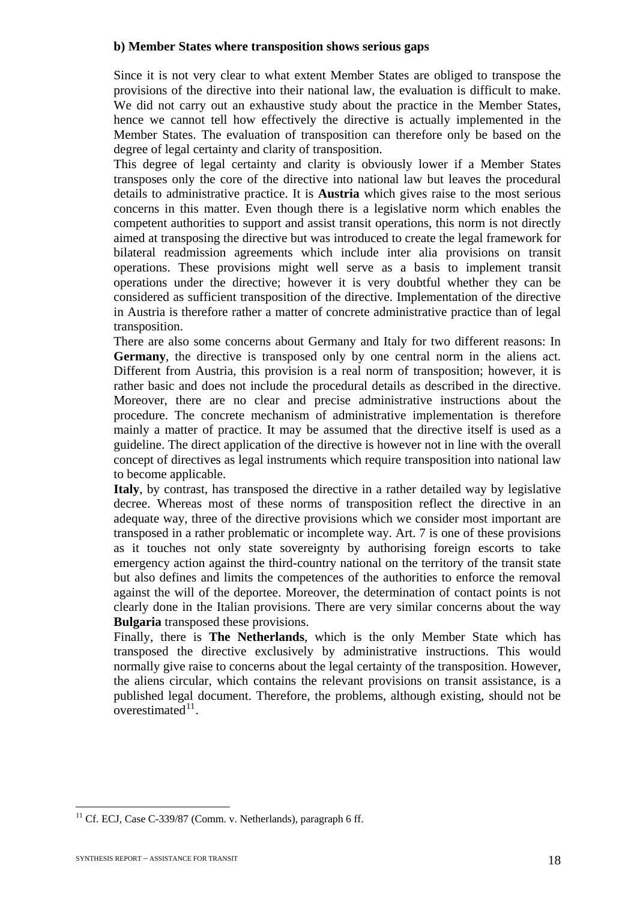**b) Member States where transposition shows serious gaps**

Since it is not very clear to what extent Member States are obliged to transpose the provisions of the directive into their national law, the evaluation is difficult to make. We did not carry out an exhaustive study about the practice in the Member States, hence we cannot tell how effectively the directive is actually implemented in the Member States. The evaluation of transposition can therefore only be based on the degree of legal certainty and clarity of transposition.

This degree of legal certainty and clarity is obviously lower if a Member States transposes only the core of the directive into national law but leaves the procedural details to administrative practice. It is **Austria** which gives raise to the most serious concerns in this matter. Even though there is a legislative norm which enables the competent authorities to support and assist transit operations, this norm is not directly aimed at transposing the directive but was introduced to create the legal framework for bilateral readmission agreements which include inter alia provisions on transit operations. These provisions might well serve as a basis to implement transit operations under the directive; however it is very doubtful whether they can be considered as sufficient transposition of the directive. Implementation of the directive in Austria is therefore rather a matter of concrete administrative practice than of legal transposition.

There are also some concerns about Germany and Italy for two different reasons: In **Germany**, the directive is transposed only by one central norm in the aliens act. Different from Austria, this provision is a real norm of transposition; however, it is rather basic and does not include the procedural details as described in the directive. Moreover, there are no clear and precise administrative instructions about the procedure. The concrete mechanism of administrative implementation is therefore mainly a matter of practice. It may be assumed that the directive itself is used as a guideline. The direct application of the directive is however not in line with the overall concept of directives as legal instruments which require transposition into national law to become applicable.

**Italy**, by contrast, has transposed the directive in a rather detailed way by legislative decree. Whereas most of these norms of transposition reflect the directive in an adequate way, three of the directive provisions which we consider most important are transposed in a rather problematic or incomplete way. Art. 7 is one of these provisions as it touches not only state sovereignty by authorising foreign escorts to take emergency action against the third-country national on the territory of the transit state but also defines and limits the competences of the authorities to enforce the removal against the will of the deportee. Moreover, the determination of contact points is not clearly done in the Italian provisions. There are very similar concerns about the way **Bulgaria** transposed these provisions.

Finally, there is **The Netherlands**, which is the only Member State which has transposed the directive exclusively by administrative instructions. This would normally give raise to concerns about the legal certainty of the transposition. However, the aliens circular, which contains the relevant provisions on transit assistance, is a published legal document. Therefore, the problems, although existing, should not be overestimated[11].

[11] Cf. ECJ, Case C-339/87 (Comm. v. Netherlands), paragraph 6 ff.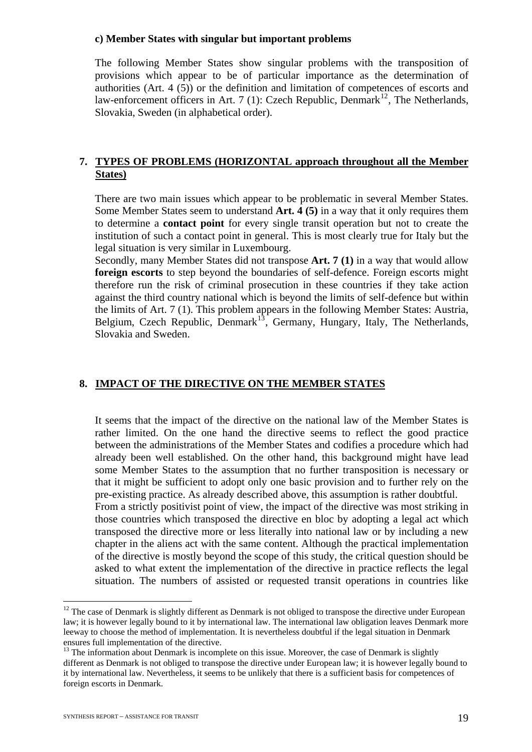**c) Member States with singular but important problems**

The following Member States show singular problems with the transposition of provisions which appear to be of particular importance as the determination of authorities (Art. 4 (5)) or the definition and limitation of competences of escorts and law-enforcement officers in Art. 7 (1): Czech Republic, Denmark[12], The Netherlands, Slovakia, Sweden (in alphabetical order).

## 7. TYPES OF PROBLEMS (HORIZONTAL approach throughout all the Member States)

There are two main issues which appear to be problematic in several Member States. Some Member States seem to understand **Art. 4 (5)** in a way that it only requires them to determine a **contact point** for every single transit operation but not to create the institution of such a contact point in general. This is most clearly true for Italy but the legal situation is very similar in Luxembourg.

Secondly, many Member States did not transpose **Art. 7 (1)** in a way that would allow **foreign escorts** to step beyond the boundaries of self-defence. Foreign escorts might therefore run the risk of criminal prosecution in these countries if they take action against the third country national which is beyond the limits of self-defence but within the limits of Art. 7 (1). This problem appears in the following Member States: Austria, Belgium, Czech Republic, Denmark[13], Germany, Hungary, Italy, The Netherlands, Slovakia and Sweden.

## 8. IMPACT OF THE DIRECTIVE ON THE MEMBER STATES

It seems that the impact of the directive on the national law of the Member States is rather limited. On the one hand the directive seems to reflect the good practice between the administrations of the Member States and codifies a procedure which had already been well established. On the other hand, this background might have lead some Member States to the assumption that no further transposition is necessary or that it might be sufficient to adopt only one basic provision and to further rely on the pre-existing practice. As already described above, this assumption is rather doubtful.

From a strictly positivist point of view, the impact of the directive was most striking in those countries which transposed the directive en bloc by adopting a legal act which transposed the directive more or less literally into national law or by including a new chapter in the aliens act with the same content. Although the practical implementation of the directive is mostly beyond the scope of this study, the critical question should be asked to what extent the implementation of the directive in practice reflects the legal situation. The numbers of assisted or requested transit operations in countries like

---

[12] The case of Denmark is slightly different as Denmark is not obliged to transpose the directive under European law; it is however legally bound to it by international law. The international law obligation leaves Denmark more leeway to choose the method of implementation. It is nevertheless doubtful if the legal situation in Denmark ensures full implementation of the directive.

[13] The information about Denmark is incomplete on this issue. Moreover, the case of Denmark is slightly different as Denmark is not obliged to transpose the directive under European law; it is however legally bound to it by international law. Nevertheless, it seems to be unlikely that there is a sufficient basis for competences of foreign escorts in Denmark.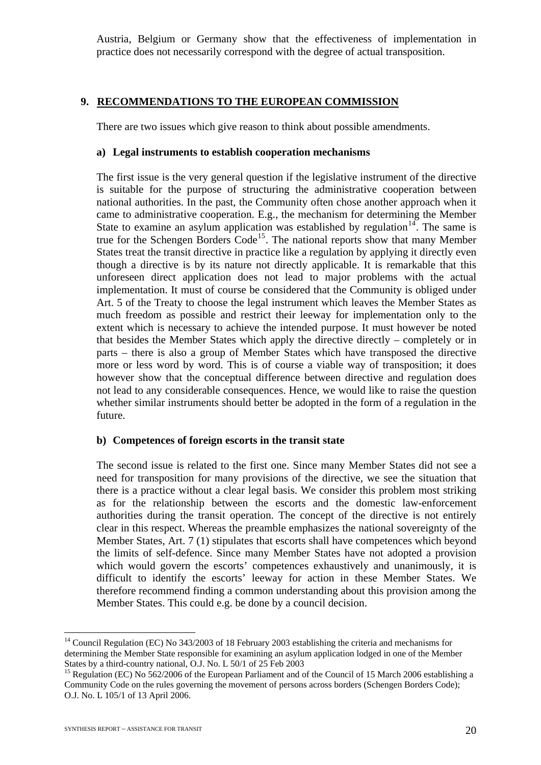Austria, Belgium or Germany show that the effectiveness of implementation in practice does not necessarily correspond with the degree of actual transposition.

## 9. RECOMMENDATIONS TO THE EUROPEAN COMMISSION

There are two issues which give reason to think about possible amendments.

### a) Legal instruments to establish cooperation mechanisms

The first issue is the very general question if the legislative instrument of the directive is suitable for the purpose of structuring the administrative cooperation between national authorities. In the past, the Community often chose another approach when it came to administrative cooperation. E.g., the mechanism for determining the Member State to examine an asylum application was established by regulation[14]. The same is true for the Schengen Borders Code[15]. The national reports show that many Member States treat the transit directive in practice like a regulation by applying it directly even though a directive is by its nature not directly applicable. It is remarkable that this unforeseen direct application does not lead to major problems with the actual implementation. It must of course be considered that the Community is obliged under Art. 5 of the Treaty to choose the legal instrument which leaves the Member States as much freedom as possible and restrict their leeway for implementation only to the extent which is necessary to achieve the intended purpose. It must however be noted that besides the Member States which apply the directive directly – completely or in parts – there is also a group of Member States which have transposed the directive more or less word by word. This is of course a viable way of transposition; it does however show that the conceptual difference between directive and regulation does not lead to any considerable consequences. Hence, we would like to raise the question whether similar instruments should better be adopted in the form of a regulation in the future.

### b) Competences of foreign escorts in the transit state

The second issue is related to the first one. Since many Member States did not see a need for transposition for many provisions of the directive, we see the situation that there is a practice without a clear legal basis. We consider this problem most striking as for the relationship between the escorts and the domestic law-enforcement authorities during the transit operation. The concept of the directive is not entirely clear in this respect. Whereas the preamble emphasizes the national sovereignty of the Member States, Art. 7 (1) stipulates that escorts shall have competences which beyond the limits of self-defence. Since many Member States have not adopted a provision which would govern the escorts' competences exhaustively and unanimously, it is difficult to identify the escorts' leeway for action in these Member States. We therefore recommend finding a common understanding about this provision among the Member States. This could e.g. be done by a council decision.

---

[14] Council Regulation (EC) No 343/2003 of 18 February 2003 establishing the criteria and mechanisms for determining the Member State responsible for examining an asylum application lodged in one of the Member States by a third-country national, O.J. No. L 50/1 of 25 Feb 2003

[15] Regulation (EC) No 562/2006 of the European Parliament and of the Council of 15 March 2006 establishing a Community Code on the rules governing the movement of persons across borders (Schengen Borders Code); O.J. No. L 105/1 of 13 April 2006.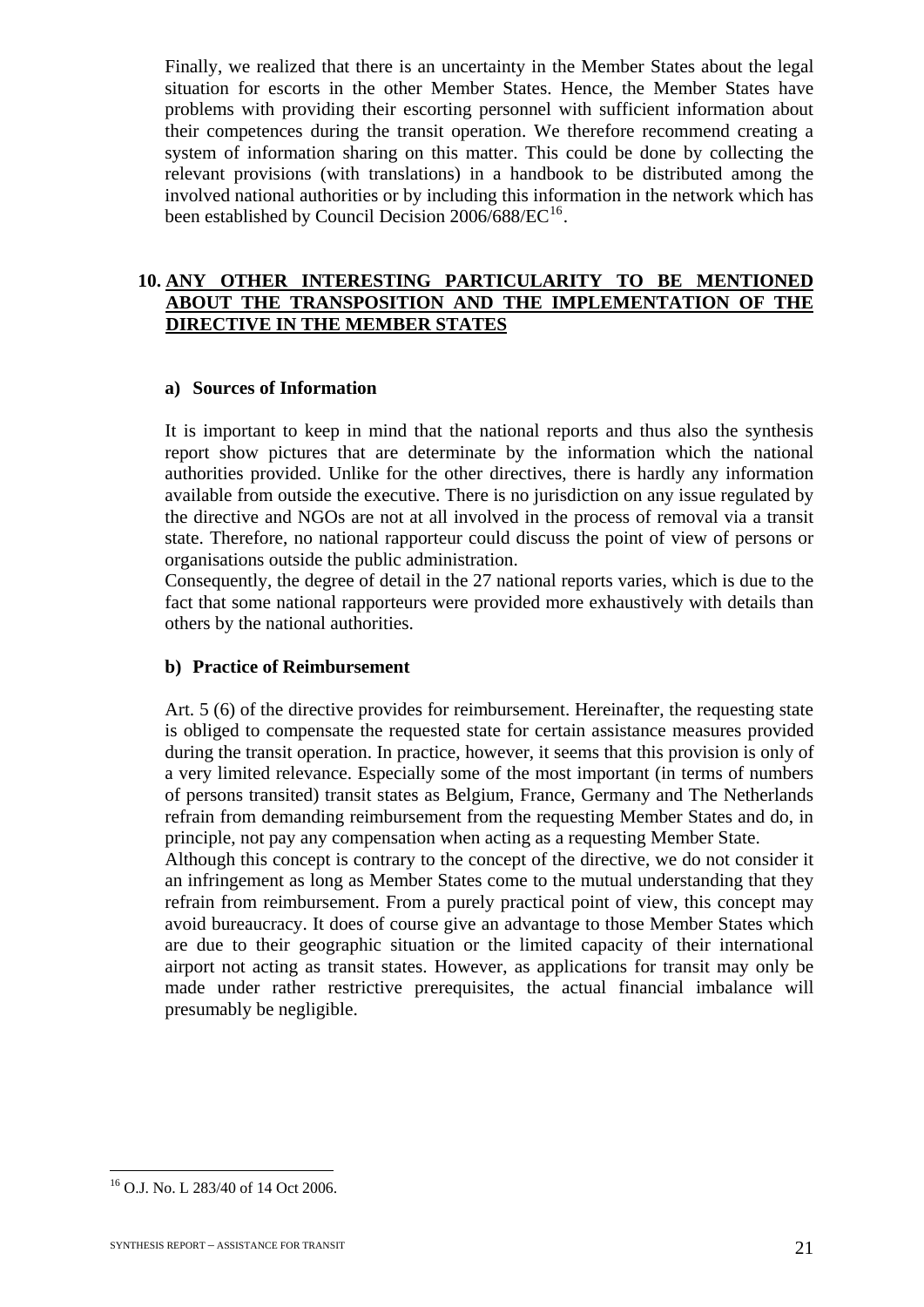Finally, we realized that there is an uncertainty in the Member States about the legal situation for escorts in the other Member States. Hence, the Member States have problems with providing their escorting personnel with sufficient information about their competences during the transit operation. We therefore recommend creating a system of information sharing on this matter. This could be done by collecting the relevant provisions (with translations) in a handbook to be distributed among the involved national authorities or by including this information in the network which has been established by Council Decision 2006/688/EC[16].

## 10. ANY OTHER INTERESTING PARTICULARITY TO BE MENTIONED ABOUT THE TRANSPOSITION AND THE IMPLEMENTATION OF THE DIRECTIVE IN THE MEMBER STATES

### a) Sources of Information

It is important to keep in mind that the national reports and thus also the synthesis report show pictures that are determinate by the information which the national authorities provided. Unlike for the other directives, there is hardly any information available from outside the executive. There is no jurisdiction on any issue regulated by the directive and NGOs are not at all involved in the process of removal via a transit state. Therefore, no national rapporteur could discuss the point of view of persons or organisations outside the public administration.

Consequently, the degree of detail in the 27 national reports varies, which is due to the fact that some national rapporteurs were provided more exhaustively with details than others by the national authorities.

### b) Practice of Reimbursement

Art. 5 (6) of the directive provides for reimbursement. Hereinafter, the requesting state is obliged to compensate the requested state for certain assistance measures provided during the transit operation. In practice, however, it seems that this provision is only of a very limited relevance. Especially some of the most important (in terms of numbers of persons transited) transit states as Belgium, France, Germany and The Netherlands refrain from demanding reimbursement from the requesting Member States and do, in principle, not pay any compensation when acting as a requesting Member State.

Although this concept is contrary to the concept of the directive, we do not consider it an infringement as long as Member States come to the mutual understanding that they refrain from reimbursement. From a purely practical point of view, this concept may avoid bureaucracy. It does of course give an advantage to those Member States which are due to their geographic situation or the limited capacity of their international airport not acting as transit states. However, as applications for transit may only be made under rather restrictive prerequisites, the actual financial imbalance will presumably be negligible.

[16] O.J. No. L 283/40 of 14 Oct 2006.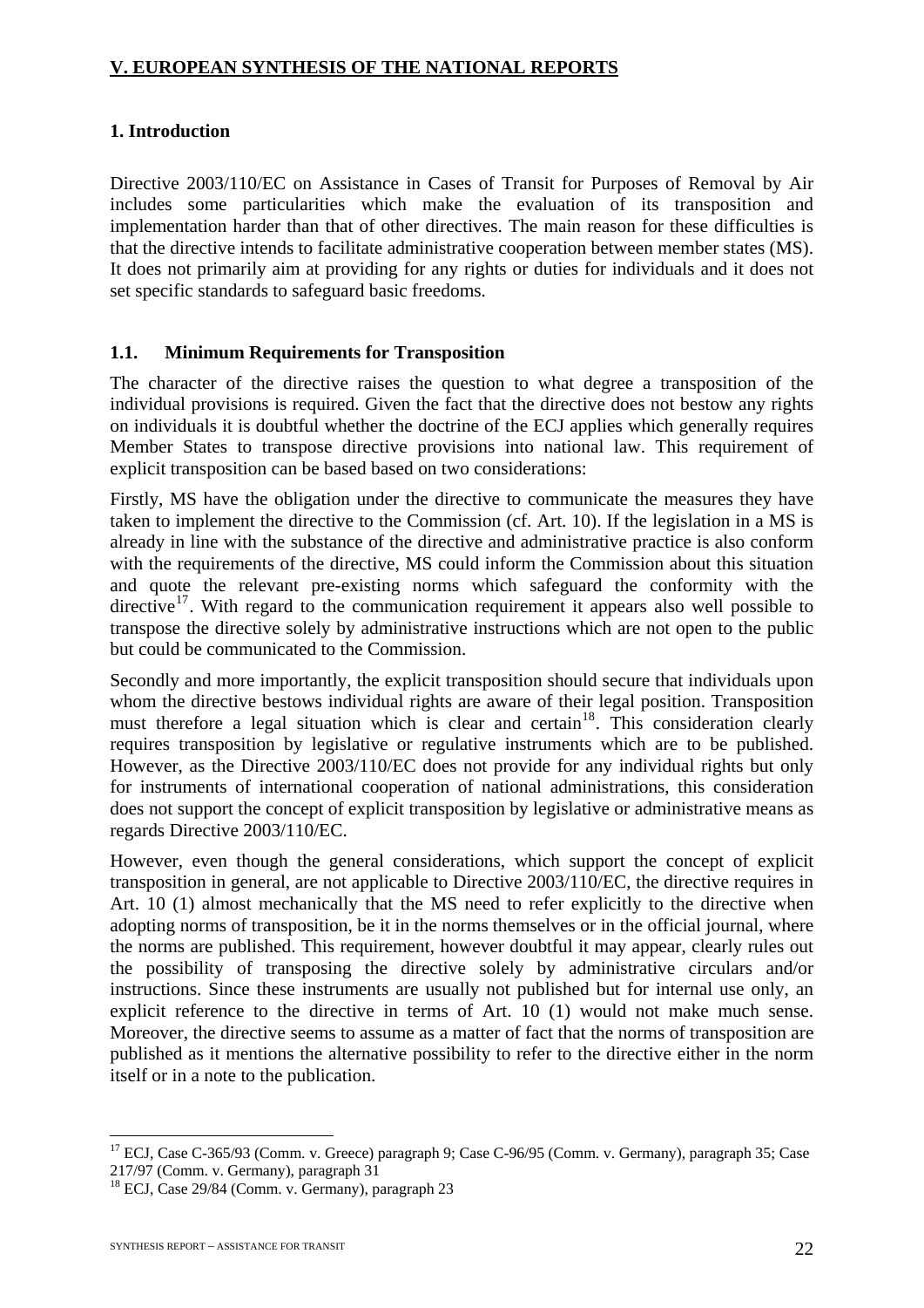## V. EUROPEAN SYNTHESIS OF THE NATIONAL REPORTS

### 1. Introduction

Directive 2003/110/EC on Assistance in Cases of Transit for Purposes of Removal by Air includes some particularities which make the evaluation of its transposition and implementation harder than that of other directives. The main reason for these difficulties is that the directive intends to facilitate administrative cooperation between member states (MS). It does not primarily aim at providing for any rights or duties for individuals and it does not set specific standards to safeguard basic freedoms.

#### 1.1. Minimum Requirements for Transposition

The character of the directive raises the question to what degree a transposition of the individual provisions is required. Given the fact that the directive does not bestow any rights on individuals it is doubtful whether the doctrine of the ECJ applies which generally requires Member States to transpose directive provisions into national law. This requirement of explicit transposition can be based based on two considerations:

Firstly, MS have the obligation under the directive to communicate the measures they have taken to implement the directive to the Commission (cf. Art. 10). If the legislation in a MS is already in line with the substance of the directive and administrative practice is also conform with the requirements of the directive, MS could inform the Commission about this situation and quote the relevant pre-existing norms which safeguard the conformity with the directive[17]. With regard to the communication requirement it appears also well possible to transpose the directive solely by administrative instructions which are not open to the public but could be communicated to the Commission.

Secondly and more importantly, the explicit transposition should secure that individuals upon whom the directive bestows individual rights are aware of their legal position. Transposition must therefore a legal situation which is clear and certain[18]. This consideration clearly requires transposition by legislative or regulative instruments which are to be published. However, as the Directive 2003/110/EC does not provide for any individual rights but only for instruments of international cooperation of national administrations, this consideration does not support the concept of explicit transposition by legislative or administrative means as regards Directive 2003/110/EC.

However, even though the general considerations, which support the concept of explicit transposition in general, are not applicable to Directive 2003/110/EC, the directive requires in Art. 10 (1) almost mechanically that the MS need to refer explicitly to the directive when adopting norms of transposition, be it in the norms themselves or in the official journal, where the norms are published. This requirement, however doubtful it may appear, clearly rules out the possibility of transposing the directive solely by administrative circulars and/or instructions. Since these instruments are usually not published but for internal use only, an explicit reference to the directive in terms of Art. 10 (1) would not make much sense. Moreover, the directive seems to assume as a matter of fact that the norms of transposition are published as it mentions the alternative possibility to refer to the directive either in the norm itself or in a note to the publication.

---

[17] ECJ, Case C-365/93 (Comm. v. Greece) paragraph 9; Case C-96/95 (Comm. v. Germany), paragraph 35; Case 217/97 (Comm. v. Germany), paragraph 31

[18] ECJ, Case 29/84 (Comm. v. Germany), paragraph 23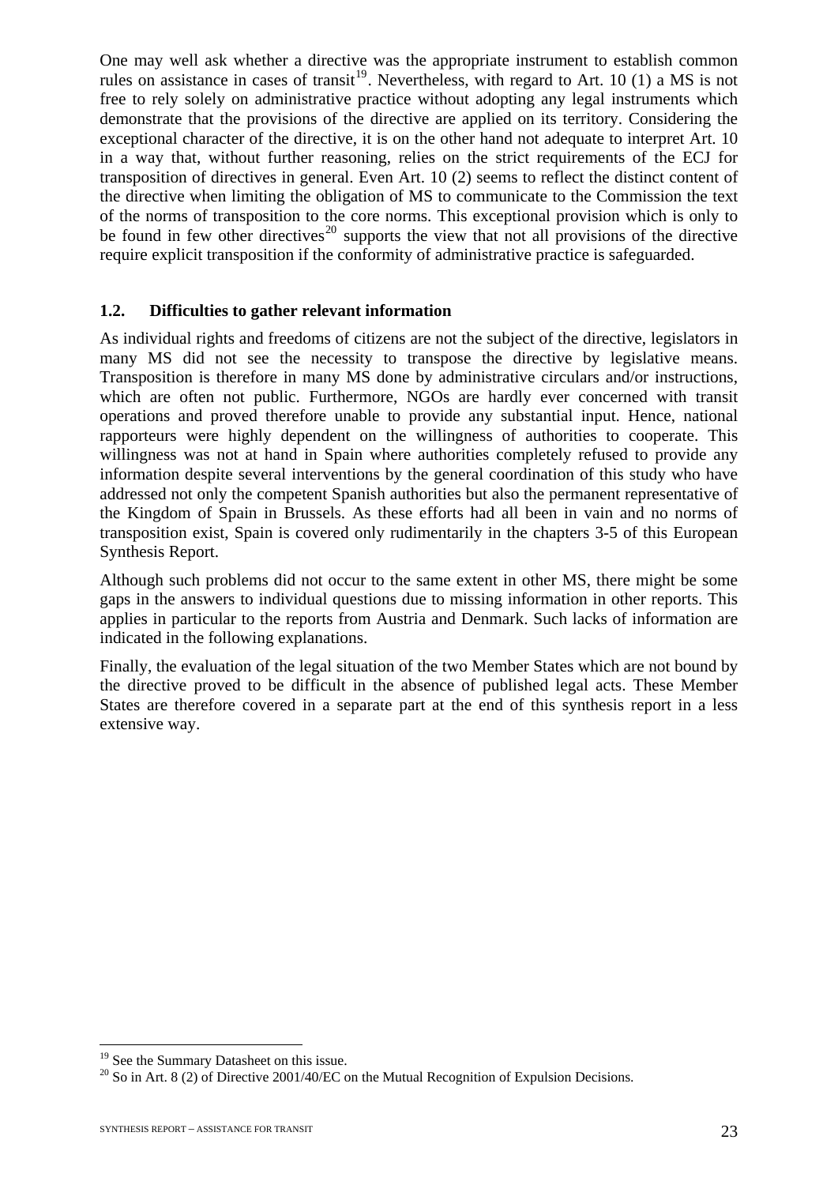One may well ask whether a directive was the appropriate instrument to establish common rules on assistance in cases of transit[19]. Nevertheless, with regard to Art. 10 (1) a MS is not free to rely solely on administrative practice without adopting any legal instruments which demonstrate that the provisions of the directive are applied on its territory. Considering the exceptional character of the directive, it is on the other hand not adequate to interpret Art. 10 in a way that, without further reasoning, relies on the strict requirements of the ECJ for transposition of directives in general. Even Art. 10 (2) seems to reflect the distinct content of the directive when limiting the obligation of MS to communicate to the Commission the text of the norms of transposition to the core norms. This exceptional provision which is only to be found in few other directives[20] supports the view that not all provisions of the directive require explicit transposition if the conformity of administrative practice is safeguarded.

### 1.2. Difficulties to gather relevant information

As individual rights and freedoms of citizens are not the subject of the directive, legislators in many MS did not see the necessity to transpose the directive by legislative means. Transposition is therefore in many MS done by administrative circulars and/or instructions, which are often not public. Furthermore, NGOs are hardly ever concerned with transit operations and proved therefore unable to provide any substantial input. Hence, national rapporteurs were highly dependent on the willingness of authorities to cooperate. This willingness was not at hand in Spain where authorities completely refused to provide any information despite several interventions by the general coordination of this study who have addressed not only the competent Spanish authorities but also the permanent representative of the Kingdom of Spain in Brussels. As these efforts had all been in vain and no norms of transposition exist, Spain is covered only rudimentarily in the chapters 3-5 of this European Synthesis Report.

Although such problems did not occur to the same extent in other MS, there might be some gaps in the answers to individual questions due to missing information in other reports. This applies in particular to the reports from Austria and Denmark. Such lacks of information are indicated in the following explanations.

Finally, the evaluation of the legal situation of the two Member States which are not bound by the directive proved to be difficult in the absence of published legal acts. These Member States are therefore covered in a separate part at the end of this synthesis report in a less extensive way.

---

[19] See the Summary Datasheet on this issue.

[20] So in Art. 8 (2) of Directive 2001/40/EC on the Mutual Recognition of Expulsion Decisions.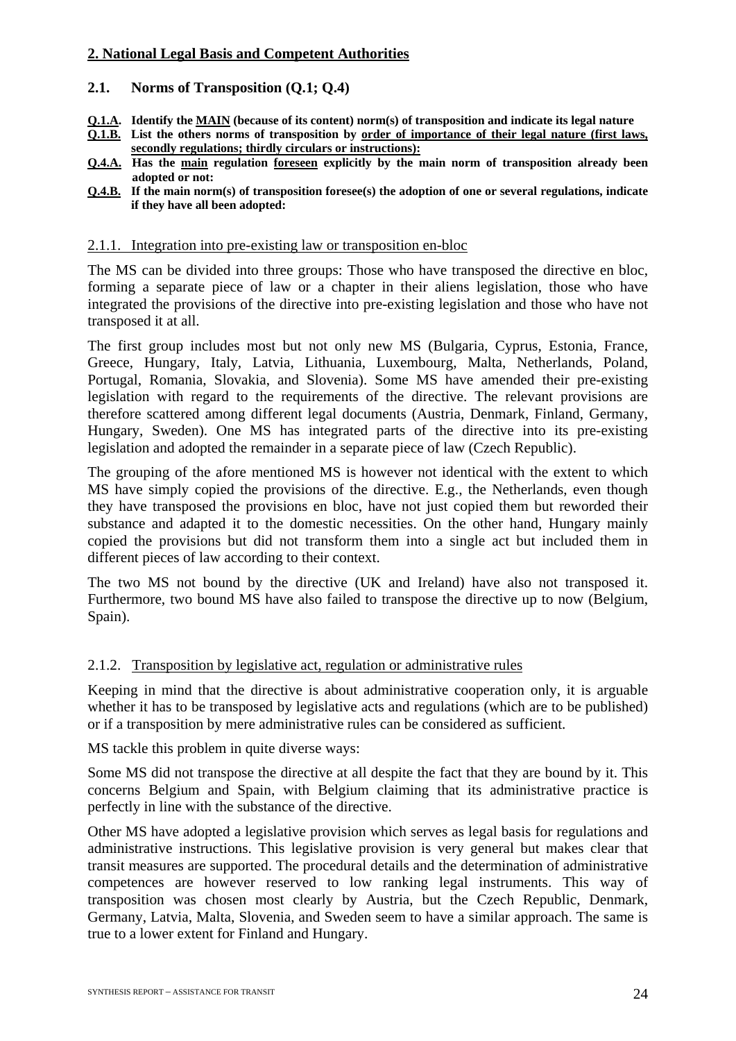## 2. National Legal Basis and Competent Authorities

### 2.1. Norms of Transposition (Q.1; Q.4)

**Q.1.A. Identify the MAIN (because of its content) norm(s) of transposition and indicate its legal nature**

**Q.1.B. List the others norms of transposition by order of importance of their legal nature (first laws, secondly regulations; thirdly circulars or instructions):**

**Q.4.A. Has the main regulation foreseen explicitly by the main norm of transposition already been adopted or not:**

**Q.4.B. If the main norm(s) of transposition foresee(s) the adoption of one or several regulations, indicate if they have all been adopted:**

#### 2.1.1. Integration into pre-existing law or transposition en-bloc

The MS can be divided into three groups: Those who have transposed the directive en bloc, forming a separate piece of law or a chapter in their aliens legislation, those who have integrated the provisions of the directive into pre-existing legislation and those who have not transposed it at all.

The first group includes most but not only new MS (Bulgaria, Cyprus, Estonia, France, Greece, Hungary, Italy, Latvia, Lithuania, Luxembourg, Malta, Netherlands, Poland, Portugal, Romania, Slovakia, and Slovenia). Some MS have amended their pre-existing legislation with regard to the requirements of the directive. The relevant provisions are therefore scattered among different legal documents (Austria, Denmark, Finland, Germany, Hungary, Sweden). One MS has integrated parts of the directive into its pre-existing legislation and adopted the remainder in a separate piece of law (Czech Republic).

The grouping of the afore mentioned MS is however not identical with the extent to which MS have simply copied the provisions of the directive. E.g., the Netherlands, even though they have transposed the provisions en bloc, have not just copied them but reworded their substance and adapted it to the domestic necessities. On the other hand, Hungary mainly copied the provisions but did not transform them into a single act but included them in different pieces of law according to their context.

The two MS not bound by the directive (UK and Ireland) have also not transposed it. Furthermore, two bound MS have also failed to transpose the directive up to now (Belgium, Spain).

#### 2.1.2. Transposition by legislative act, regulation or administrative rules

Keeping in mind that the directive is about administrative cooperation only, it is arguable whether it has to be transposed by legislative acts and regulations (which are to be published) or if a transposition by mere administrative rules can be considered as sufficient.

MS tackle this problem in quite diverse ways:

Some MS did not transpose the directive at all despite the fact that they are bound by it. This concerns Belgium and Spain, with Belgium claiming that its administrative practice is perfectly in line with the substance of the directive.

Other MS have adopted a legislative provision which serves as legal basis for regulations and administrative instructions. This legislative provision is very general but makes clear that transit measures are supported. The procedural details and the determination of administrative competences are however reserved to low ranking legal instruments. This way of transposition was chosen most clearly by Austria, but the Czech Republic, Denmark, Germany, Latvia, Malta, Slovenia, and Sweden seem to have a similar approach. The same is true to a lower extent for Finland and Hungary.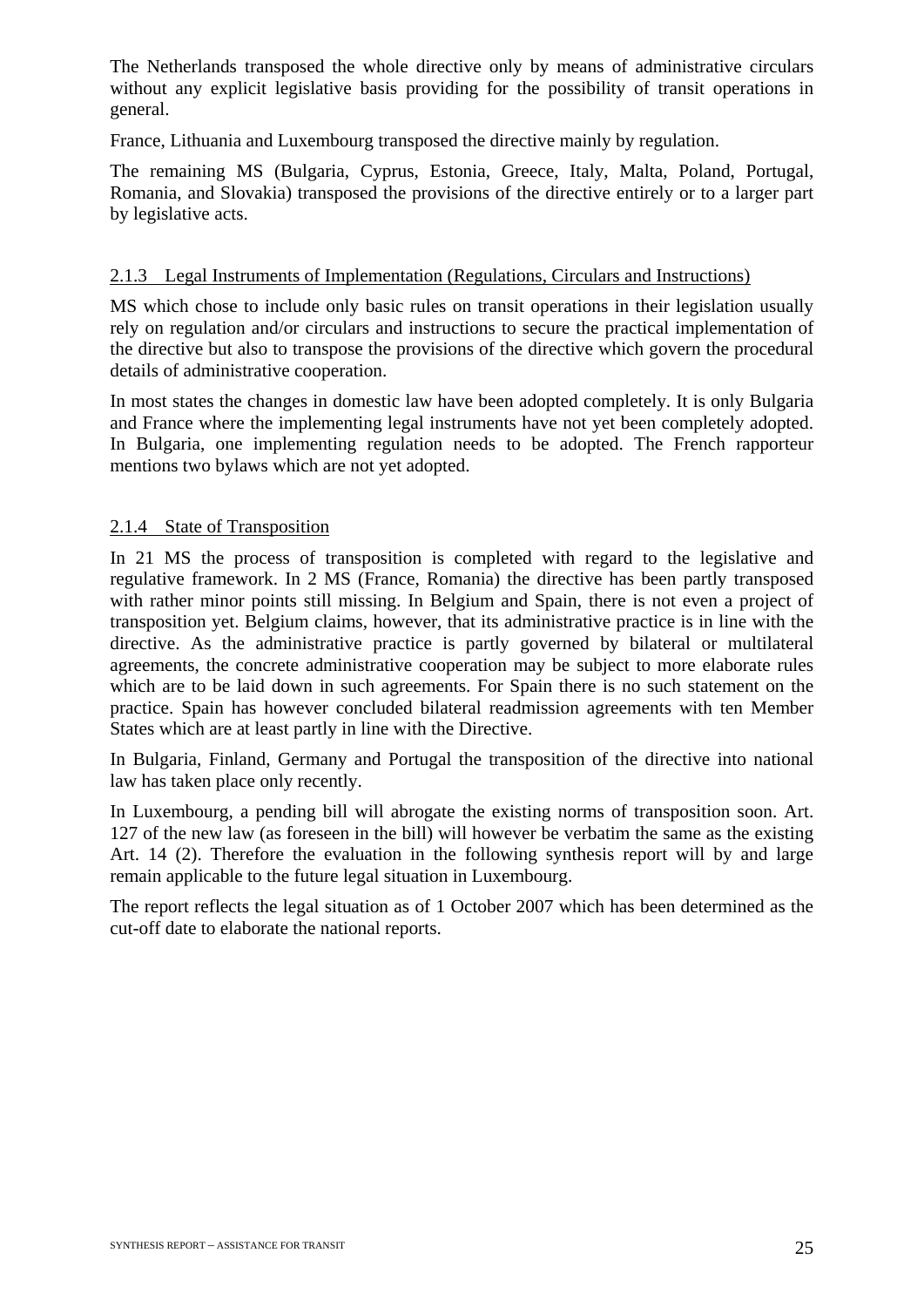The Netherlands transposed the whole directive only by means of administrative circulars without any explicit legislative basis providing for the possibility of transit operations in general.

France, Lithuania and Luxembourg transposed the directive mainly by regulation.

The remaining MS (Bulgaria, Cyprus, Estonia, Greece, Italy, Malta, Poland, Portugal, Romania, and Slovakia) transposed the provisions of the directive entirely or to a larger part by legislative acts.

### 2.1.3 Legal Instruments of Implementation (Regulations, Circulars and Instructions)

MS which chose to include only basic rules on transit operations in their legislation usually rely on regulation and/or circulars and instructions to secure the practical implementation of the directive but also to transpose the provisions of the directive which govern the procedural details of administrative cooperation.

In most states the changes in domestic law have been adopted completely. It is only Bulgaria and France where the implementing legal instruments have not yet been completely adopted. In Bulgaria, one implementing regulation needs to be adopted. The French rapporteur mentions two bylaws which are not yet adopted.

### 2.1.4 State of Transposition

In 21 MS the process of transposition is completed with regard to the legislative and regulative framework. In 2 MS (France, Romania) the directive has been partly transposed with rather minor points still missing. In Belgium and Spain, there is not even a project of transposition yet. Belgium claims, however, that its administrative practice is in line with the directive. As the administrative practice is partly governed by bilateral or multilateral agreements, the concrete administrative cooperation may be subject to more elaborate rules which are to be laid down in such agreements. For Spain there is no such statement on the practice. Spain has however concluded bilateral readmission agreements with ten Member States which are at least partly in line with the Directive.

In Bulgaria, Finland, Germany and Portugal the transposition of the directive into national law has taken place only recently.

In Luxembourg, a pending bill will abrogate the existing norms of transposition soon. Art. 127 of the new law (as foreseen in the bill) will however be verbatim the same as the existing Art. 14 (2). Therefore the evaluation in the following synthesis report will by and large remain applicable to the future legal situation in Luxembourg.

The report reflects the legal situation as of 1 October 2007 which has been determined as the cut-off date to elaborate the national reports.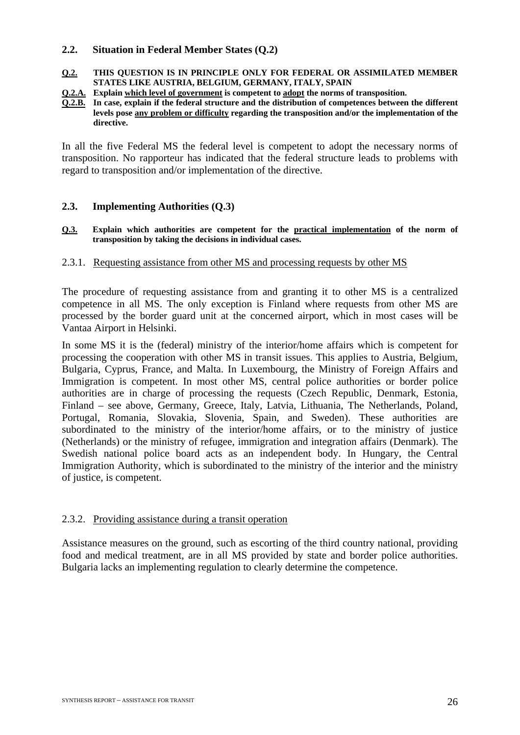## 2.2. Situation in Federal Member States (Q.2)

**<u>Q.2.</u> THIS QUESTION IS IN PRINCIPLE ONLY FOR FEDERAL OR ASSIMILATED MEMBER STATES LIKE AUSTRIA, BELGIUM, GERMANY, ITALY, SPAIN**

**<u>Q.2.A.</u> Explain <u>which level of government</u> is competent to <u>adopt</u> the norms of transposition.**

**<u>Q.2.B.</u> In case, explain if the federal structure and the distribution of competences between the different levels pose <u>any problem or difficulty</u> regarding the transposition and/or the implementation of the directive.**

In all the five Federal MS the federal level is competent to adopt the necessary norms of transposition. No rapporteur has indicated that the federal structure leads to problems with regard to transposition and/or implementation of the directive.

## 2.3. Implementing Authorities (Q.3)

**<u>Q.3.</u> Explain which authorities are competent for the <u>practical implementation</u> of the norm of transposition by taking the decisions in individual cases.**

### 2.3.1. <u>Requesting assistance from other MS and processing requests by other MS</u>

The procedure of requesting assistance from and granting it to other MS is a centralized competence in all MS. The only exception is Finland where requests from other MS are processed by the border guard unit at the concerned airport, which in most cases will be Vantaa Airport in Helsinki.

In some MS it is the (federal) ministry of the interior/home affairs which is competent for processing the cooperation with other MS in transit issues. This applies to Austria, Belgium, Bulgaria, Cyprus, France, and Malta. In Luxembourg, the Ministry of Foreign Affairs and Immigration is competent. In most other MS, central police authorities or border police authorities are in charge of processing the requests (Czech Republic, Denmark, Estonia, Finland – see above, Germany, Greece, Italy, Latvia, Lithuania, The Netherlands, Poland, Portugal, Romania, Slovakia, Slovenia, Spain, and Sweden). These authorities are subordinated to the ministry of the interior/home affairs, or to the ministry of justice (Netherlands) or the ministry of refugee, immigration and integration affairs (Denmark). The Swedish national police board acts as an independent body. In Hungary, the Central Immigration Authority, which is subordinated to the ministry of the interior and the ministry of justice, is competent.

### 2.3.2. <u>Providing assistance during a transit operation</u>

Assistance measures on the ground, such as escorting of the third country national, providing food and medical treatment, are in all MS provided by state and border police authorities. Bulgaria lacks an implementing regulation to clearly determine the competence.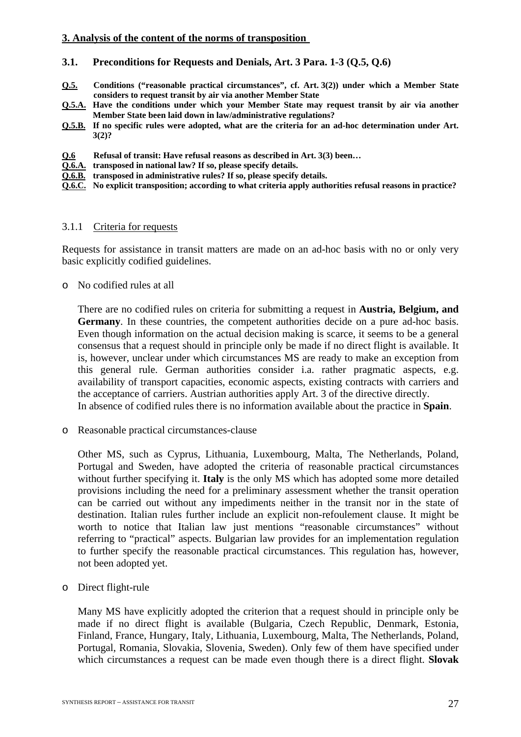## 3. Analysis of the content of the norms of transposition

### 3.1. Preconditions for Requests and Denials, Art. 3 Para. 1-3 (Q.5, Q.6)

**Q.5. Conditions ("reasonable practical circumstances", cf. Art. 3(2)) under which a Member State considers to request transit by air via another Member State**

**Q.5.A. Have the conditions under which your Member State may request transit by air via another Member State been laid down in law/administrative regulations?**

**Q.5.B. If no specific rules were adopted, what are the criteria for an ad-hoc determination under Art. 3(2)?**

**Q.6 Refusal of transit: Have refusal reasons as described in Art. 3(3) been…**

**Q.6.A. transposed in national law? If so, please specify details.**

**Q.6.B. transposed in administrative rules? If so, please specify details.**

**Q.6.C. No explicit transposition; according to what criteria apply authorities refusal reasons in practice?**

#### 3.1.1 Criteria for requests

Requests for assistance in transit matters are made on an ad-hoc basis with no or only very basic explicitly codified guidelines.

- No codified rules at all

  There are no codified rules on criteria for submitting a request in **Austria, Belgium, and Germany**. In these countries, the competent authorities decide on a pure ad-hoc basis. Even though information on the actual decision making is scarce, it seems to be a general consensus that a request should in principle only be made if no direct flight is available. It is, however, unclear under which circumstances MS are ready to make an exception from this general rule. German authorities consider i.a. rather pragmatic aspects, e.g. availability of transport capacities, economic aspects, existing contracts with carriers and the acceptance of carriers. Austrian authorities apply Art. 3 of the directive directly.
  In absence of codified rules there is no information available about the practice in **Spain**.

- Reasonable practical circumstances-clause

  Other MS, such as Cyprus, Lithuania, Luxembourg, Malta, The Netherlands, Poland, Portugal and Sweden, have adopted the criteria of reasonable practical circumstances without further specifying it. **Italy** is the only MS which has adopted some more detailed provisions including the need for a preliminary assessment whether the transit operation can be carried out without any impediments neither in the transit nor in the state of destination. Italian rules further include an explicit non-refoulement clause. It might be worth to notice that Italian law just mentions "reasonable circumstances" without referring to "practical" aspects. Bulgarian law provides for an implementation regulation to further specify the reasonable practical circumstances. This regulation has, however, not been adopted yet.

- Direct flight-rule

  Many MS have explicitly adopted the criterion that a request should in principle only be made if no direct flight is available (Bulgaria, Czech Republic, Denmark, Estonia, Finland, France, Hungary, Italy, Lithuania, Luxembourg, Malta, The Netherlands, Poland, Portugal, Romania, Slovakia, Slovenia, Sweden). Only few of them have specified under which circumstances a request can be made even though there is a direct flight. **Slovak**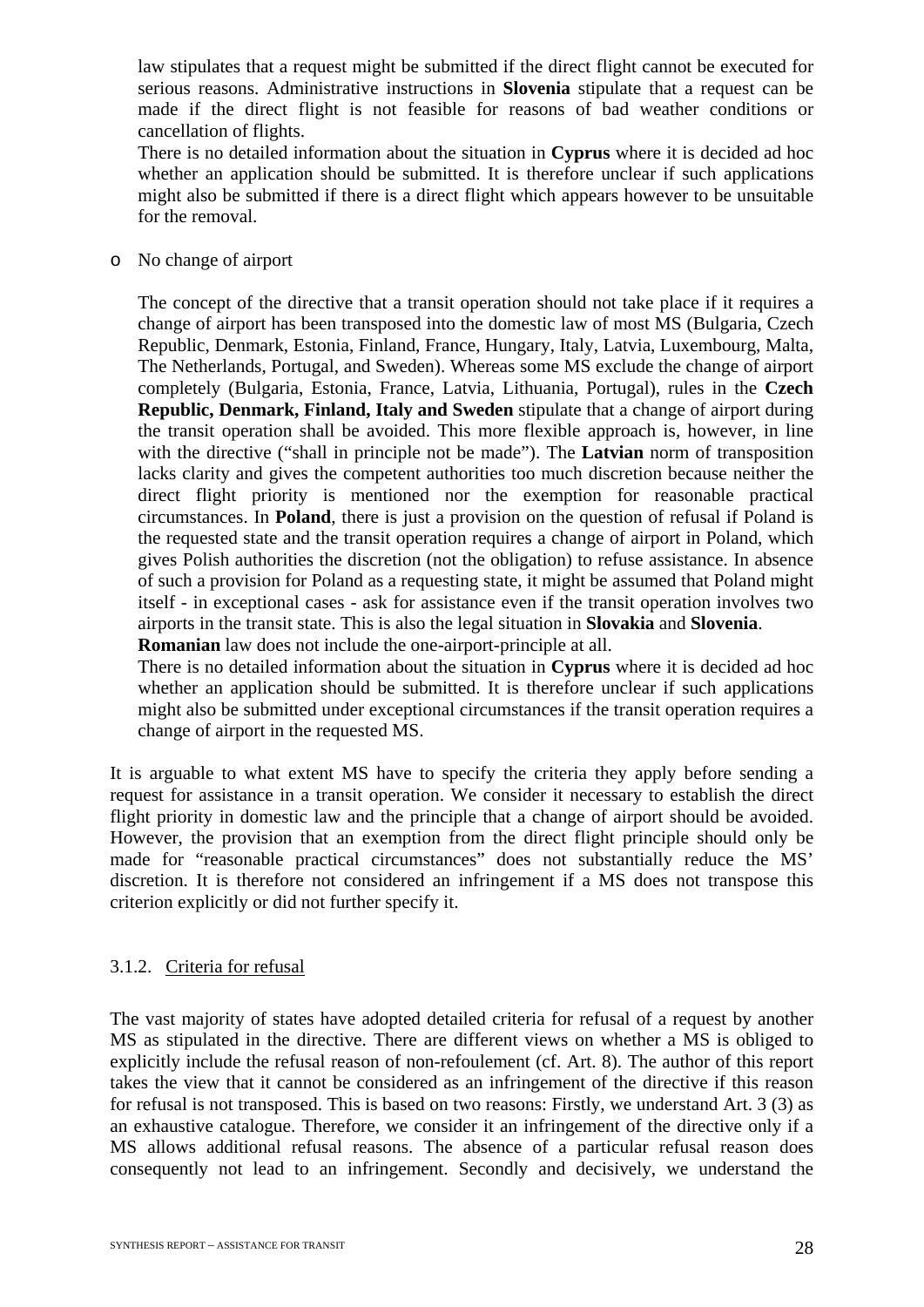law stipulates that a request might be submitted if the direct flight cannot be executed for serious reasons. Administrative instructions in **Slovenia** stipulate that a request can be made if the direct flight is not feasible for reasons of bad weather conditions or cancellation of flights.

There is no detailed information about the situation in **Cyprus** where it is decided ad hoc whether an application should be submitted. It is therefore unclear if such applications might also be submitted if there is a direct flight which appears however to be unsuitable for the removal.

- No change of airport

  The concept of the directive that a transit operation should not take place if it requires a change of airport has been transposed into the domestic law of most MS (Bulgaria, Czech Republic, Denmark, Estonia, Finland, France, Hungary, Italy, Latvia, Luxembourg, Malta, The Netherlands, Portugal, and Sweden). Whereas some MS exclude the change of airport completely (Bulgaria, Estonia, France, Latvia, Lithuania, Portugal), rules in the **Czech Republic, Denmark, Finland, Italy and Sweden** stipulate that a change of airport during the transit operation shall be avoided. This more flexible approach is, however, in line with the directive ("shall in principle not be made"). The **Latvian** norm of transposition lacks clarity and gives the competent authorities too much discretion because neither the direct flight priority is mentioned nor the exemption for reasonable practical circumstances. In **Poland**, there is just a provision on the question of refusal if Poland is the requested state and the transit operation requires a change of airport in Poland, which gives Polish authorities the discretion (not the obligation) to refuse assistance. In absence of such a provision for Poland as a requesting state, it might be assumed that Poland might itself - in exceptional cases - ask for assistance even if the transit operation involves two airports in the transit state. This is also the legal situation in **Slovakia** and **Slovenia**.

  **Romanian** law does not include the one-airport-principle at all.

  There is no detailed information about the situation in **Cyprus** where it is decided ad hoc whether an application should be submitted. It is therefore unclear if such applications might also be submitted under exceptional circumstances if the transit operation requires a change of airport in the requested MS.

It is arguable to what extent MS have to specify the criteria they apply before sending a request for assistance in a transit operation. We consider it necessary to establish the direct flight priority in domestic law and the principle that a change of airport should be avoided. However, the provision that an exemption from the direct flight principle should only be made for "reasonable practical circumstances" does not substantially reduce the MS' discretion. It is therefore not considered an infringement if a MS does not transpose this criterion explicitly or did not further specify it.

### 3.1.2. Criteria for refusal

The vast majority of states have adopted detailed criteria for refusal of a request by another MS as stipulated in the directive. There are different views on whether a MS is obliged to explicitly include the refusal reason of non-refoulement (cf. Art. 8). The author of this report takes the view that it cannot be considered as an infringement of the directive if this reason for refusal is not transposed. This is based on two reasons: Firstly, we understand Art. 3 (3) as an exhaustive catalogue. Therefore, we consider it an infringement of the directive only if a MS allows additional refusal reasons. The absence of a particular refusal reason does consequently not lead to an infringement. Secondly and decisively, we understand the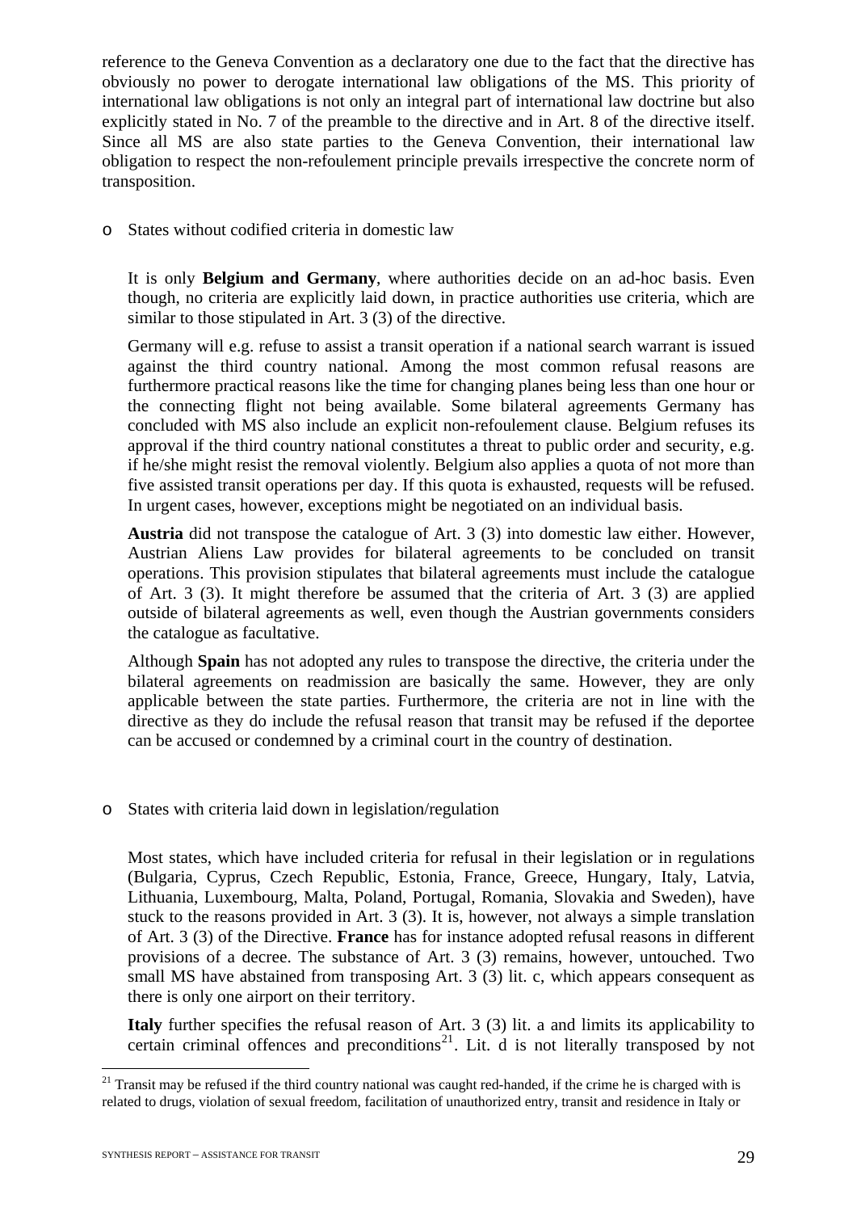reference to the Geneva Convention as a declaratory one due to the fact that the directive has obviously no power to derogate international law obligations of the MS. This priority of international law obligations is not only an integral part of international law doctrine but also explicitly stated in No. 7 of the preamble to the directive and in Art. 8 of the directive itself. Since all MS are also state parties to the Geneva Convention, their international law obligation to respect the non-refoulement principle prevails irrespective the concrete norm of transposition.

- States without codified criteria in domestic law

  It is only **Belgium and Germany**, where authorities decide on an ad-hoc basis. Even though, no criteria are explicitly laid down, in practice authorities use criteria, which are similar to those stipulated in Art. 3 (3) of the directive.

  Germany will e.g. refuse to assist a transit operation if a national search warrant is issued against the third country national. Among the most common refusal reasons are furthermore practical reasons like the time for changing planes being less than one hour or the connecting flight not being available. Some bilateral agreements Germany has concluded with MS also include an explicit non-refoulement clause. Belgium refuses its approval if the third country national constitutes a threat to public order and security, e.g. if he/she might resist the removal violently. Belgium also applies a quota of not more than five assisted transit operations per day. If this quota is exhausted, requests will be refused. In urgent cases, however, exceptions might be negotiated on an individual basis.

  **Austria** did not transpose the catalogue of Art. 3 (3) into domestic law either. However, Austrian Aliens Law provides for bilateral agreements to be concluded on transit operations. This provision stipulates that bilateral agreements must include the catalogue of Art. 3 (3). It might therefore be assumed that the criteria of Art. 3 (3) are applied outside of bilateral agreements as well, even though the Austrian governments considers the catalogue as facultative.

  Although **Spain** has not adopted any rules to transpose the directive, the criteria under the bilateral agreements on readmission are basically the same. However, they are only applicable between the state parties. Furthermore, the criteria are not in line with the directive as they do include the refusal reason that transit may be refused if the deportee can be accused or condemned by a criminal court in the country of destination.

- States with criteria laid down in legislation/regulation

  Most states, which have included criteria for refusal in their legislation or in regulations (Bulgaria, Cyprus, Czech Republic, Estonia, France, Greece, Hungary, Italy, Latvia, Lithuania, Luxembourg, Malta, Poland, Portugal, Romania, Slovakia and Sweden), have stuck to the reasons provided in Art. 3 (3). It is, however, not always a simple translation of Art. 3 (3) of the Directive. **France** has for instance adopted refusal reasons in different provisions of a decree. The substance of Art. 3 (3) remains, however, untouched. Two small MS have abstained from transposing Art. 3 (3) lit. c, which appears consequent as there is only one airport on their territory.

  **Italy** further specifies the refusal reason of Art. 3 (3) lit. a and limits its applicability to certain criminal offences and preconditions[21]. Lit. d is not literally transposed by not

[21] Transit may be refused if the third country national was caught red-handed, if the crime he is charged with is related to drugs, violation of sexual freedom, facilitation of unauthorized entry, transit and residence in Italy or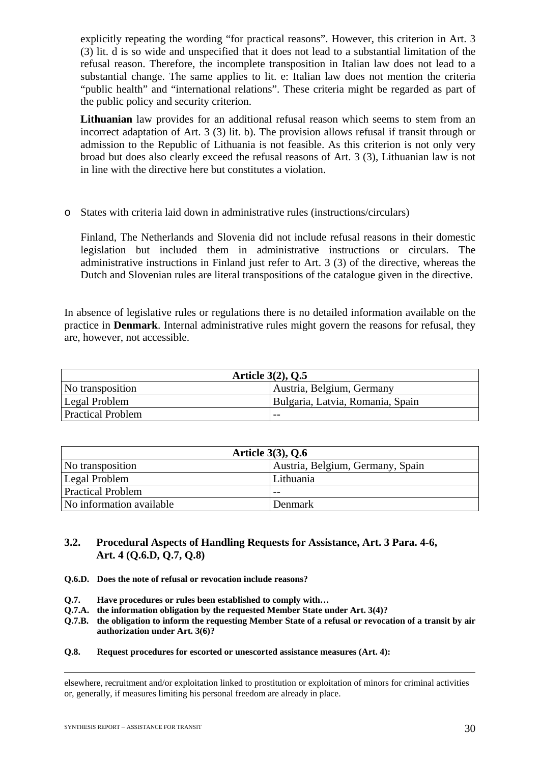explicitly repeating the wording "for practical reasons". However, this criterion in Art. 3 (3) lit. d is so wide and unspecified that it does not lead to a substantial limitation of the refusal reason. Therefore, the incomplete transposition in Italian law does not lead to a substantial change. The same applies to lit. e: Italian law does not mention the criteria "public health" and "international relations". These criteria might be regarded as part of the public policy and security criterion.

**Lithuanian** law provides for an additional refusal reason which seems to stem from an incorrect adaptation of Art. 3 (3) lit. b). The provision allows refusal if transit through or admission to the Republic of Lithuania is not feasible. As this criterion is not only very broad but does also clearly exceed the refusal reasons of Art. 3 (3), Lithuanian law is not in line with the directive here but constitutes a violation.

- States with criteria laid down in administrative rules (instructions/circulars)

  Finland, The Netherlands and Slovenia did not include refusal reasons in their domestic legislation but included them in administrative instructions or circulars. The administrative instructions in Finland just refer to Art. 3 (3) of the directive, whereas the Dutch and Slovenian rules are literal transpositions of the catalogue given in the directive.

In absence of legislative rules or regulations there is no detailed information available on the practice in **Denmark**. Internal administrative rules might govern the reasons for refusal, they are, however, not accessible.

| Article 3(2), Q.5 | |
|---|---|
| No transposition | Austria, Belgium, Germany |
| Legal Problem | Bulgaria, Latvia, Romania, Spain |
| Practical Problem | -- |

| Article 3(3), Q.6 | |
|---|---|
| No transposition | Austria, Belgium, Germany, Spain |
| Legal Problem | Lithuania |
| Practical Problem | -- |
| No information available | Denmark |

### 3.2. Procedural Aspects of Handling Requests for Assistance, Art. 3 Para. 4-6, Art. 4 (Q.6.D, Q.7, Q.8)

**Q.6.D. Does the note of refusal or revocation include reasons?**

**Q.7. Have procedures or rules been established to comply with…**

**Q.7.A. the information obligation by the requested Member State under Art. 3(4)?**

**Q.7.B. the obligation to inform the requesting Member State of a refusal or revocation of a transit by air authorization under Art. 3(6)?**

**Q.8. Request procedures for escorted or unescorted assistance measures (Art. 4):**

---

elsewhere, recruitment and/or exploitation linked to prostitution or exploitation of minors for criminal activities or, generally, if measures limiting his personal freedom are already in place.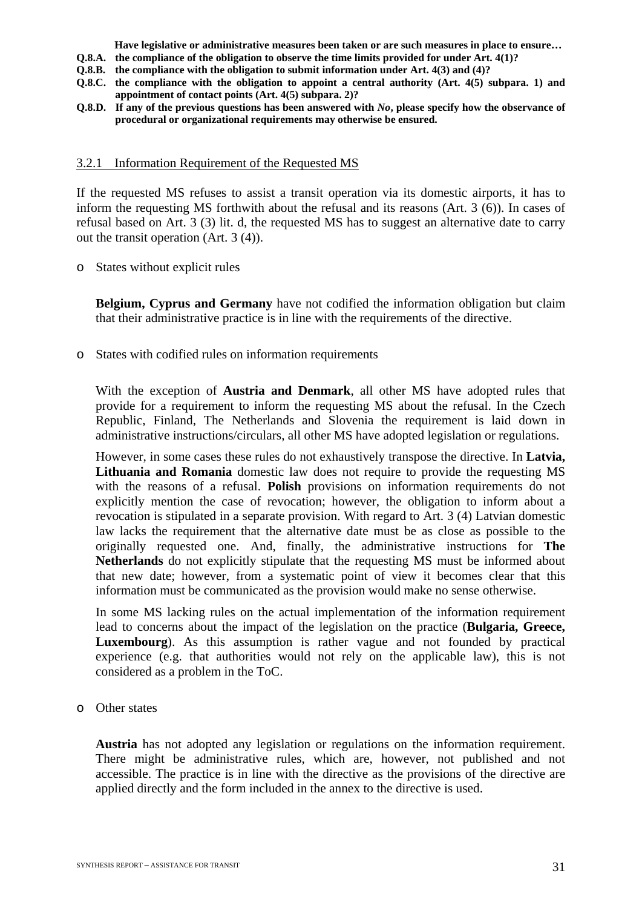**Have legislative or administrative measures been taken or are such measures in place to ensure…**

**Q.8.A. the compliance of the obligation to observe the time limits provided for under Art. 4(1)?**

**Q.8.B. the compliance with the obligation to submit information under Art. 4(3) and (4)?**

**Q.8.C. the compliance with the obligation to appoint a central authority (Art. 4(5) subpara. 1) and appointment of contact points (Art. 4(5) subpara. 2)?**

**Q.8.D. If any of the previous questions has been answered with *No*, please specify how the observance of procedural or organizational requirements may otherwise be ensured.**

### 3.2.1 Information Requirement of the Requested MS

If the requested MS refuses to assist a transit operation via its domestic airports, it has to inform the requesting MS forthwith about the refusal and its reasons (Art. 3 (6)). In cases of refusal based on Art. 3 (3) lit. d, the requested MS has to suggest an alternative date to carry out the transit operation (Art. 3 (4)).

- States without explicit rules

  **Belgium, Cyprus and Germany** have not codified the information obligation but claim that their administrative practice is in line with the requirements of the directive.

- States with codified rules on information requirements

  With the exception of **Austria and Denmark**, all other MS have adopted rules that provide for a requirement to inform the requesting MS about the refusal. In the Czech Republic, Finland, The Netherlands and Slovenia the requirement is laid down in administrative instructions/circulars, all other MS have adopted legislation or regulations.

  However, in some cases these rules do not exhaustively transpose the directive. In **Latvia, Lithuania and Romania** domestic law does not require to provide the requesting MS with the reasons of a refusal. **Polish** provisions on information requirements do not explicitly mention the case of revocation; however, the obligation to inform about a revocation is stipulated in a separate provision. With regard to Art. 3 (4) Latvian domestic law lacks the requirement that the alternative date must be as close as possible to the originally requested one. And, finally, the administrative instructions for **The Netherlands** do not explicitly stipulate that the requesting MS must be informed about that new date; however, from a systematic point of view it becomes clear that this information must be communicated as the provision would make no sense otherwise.

  In some MS lacking rules on the actual implementation of the information requirement lead to concerns about the impact of the legislation on the practice (**Bulgaria, Greece, Luxembourg**). As this assumption is rather vague and not founded by practical experience (e.g. that authorities would not rely on the applicable law), this is not considered as a problem in the ToC.

- Other states

  **Austria** has not adopted any legislation or regulations on the information requirement. There might be administrative rules, which are, however, not published and not accessible. The practice is in line with the directive as the provisions of the directive are applied directly and the form included in the annex to the directive is used.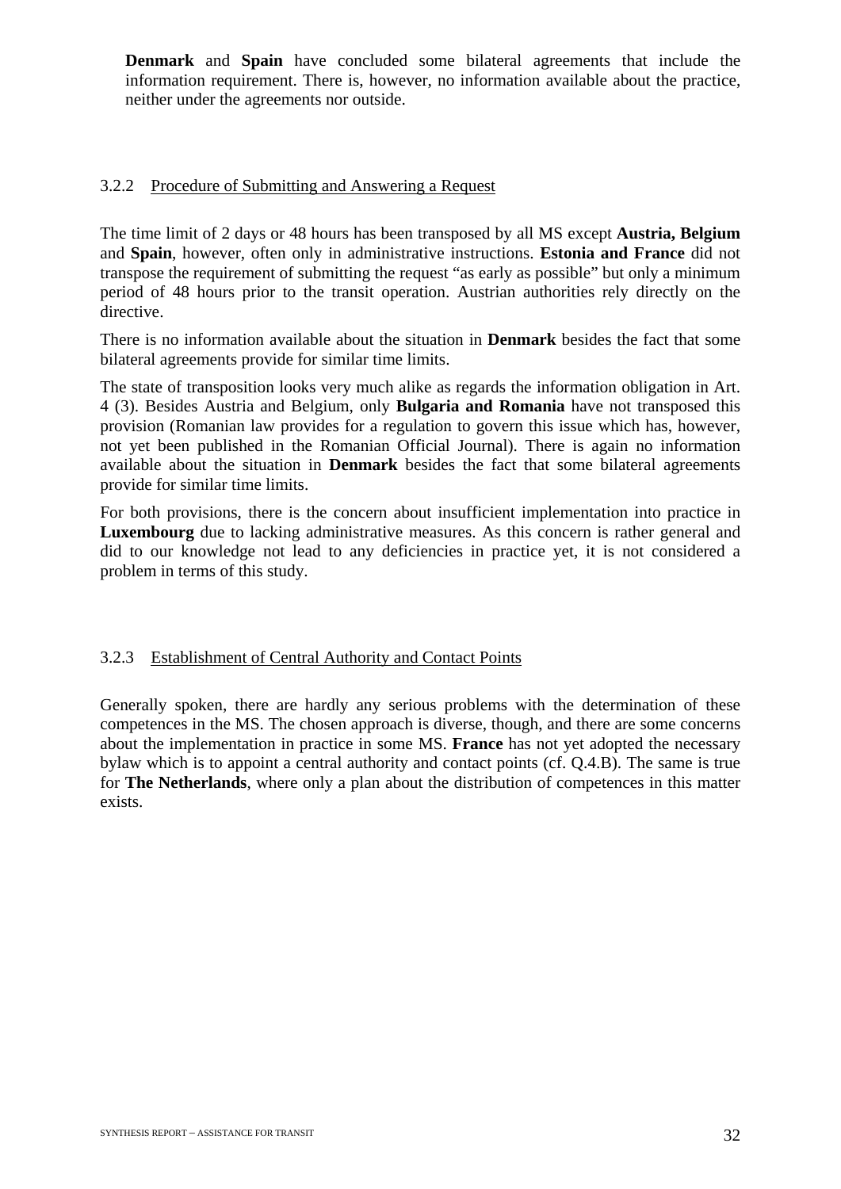**Denmark** and **Spain** have concluded some bilateral agreements that include the information requirement. There is, however, no information available about the practice, neither under the agreements nor outside.

### 3.2.2 Procedure of Submitting and Answering a Request

The time limit of 2 days or 48 hours has been transposed by all MS except **Austria, Belgium** and **Spain**, however, often only in administrative instructions. **Estonia and France** did not transpose the requirement of submitting the request "as early as possible" but only a minimum period of 48 hours prior to the transit operation. Austrian authorities rely directly on the directive.

There is no information available about the situation in **Denmark** besides the fact that some bilateral agreements provide for similar time limits.

The state of transposition looks very much alike as regards the information obligation in Art. 4 (3). Besides Austria and Belgium, only **Bulgaria and Romania** have not transposed this provision (Romanian law provides for a regulation to govern this issue which has, however, not yet been published in the Romanian Official Journal). There is again no information available about the situation in **Denmark** besides the fact that some bilateral agreements provide for similar time limits.

For both provisions, there is the concern about insufficient implementation into practice in **Luxembourg** due to lacking administrative measures. As this concern is rather general and did to our knowledge not lead to any deficiencies in practice yet, it is not considered a problem in terms of this study.

### 3.2.3 Establishment of Central Authority and Contact Points

Generally spoken, there are hardly any serious problems with the determination of these competences in the MS. The chosen approach is diverse, though, and there are some concerns about the implementation in practice in some MS. **France** has not yet adopted the necessary bylaw which is to appoint a central authority and contact points (cf. Q.4.B). The same is true for **The Netherlands**, where only a plan about the distribution of competences in this matter exists.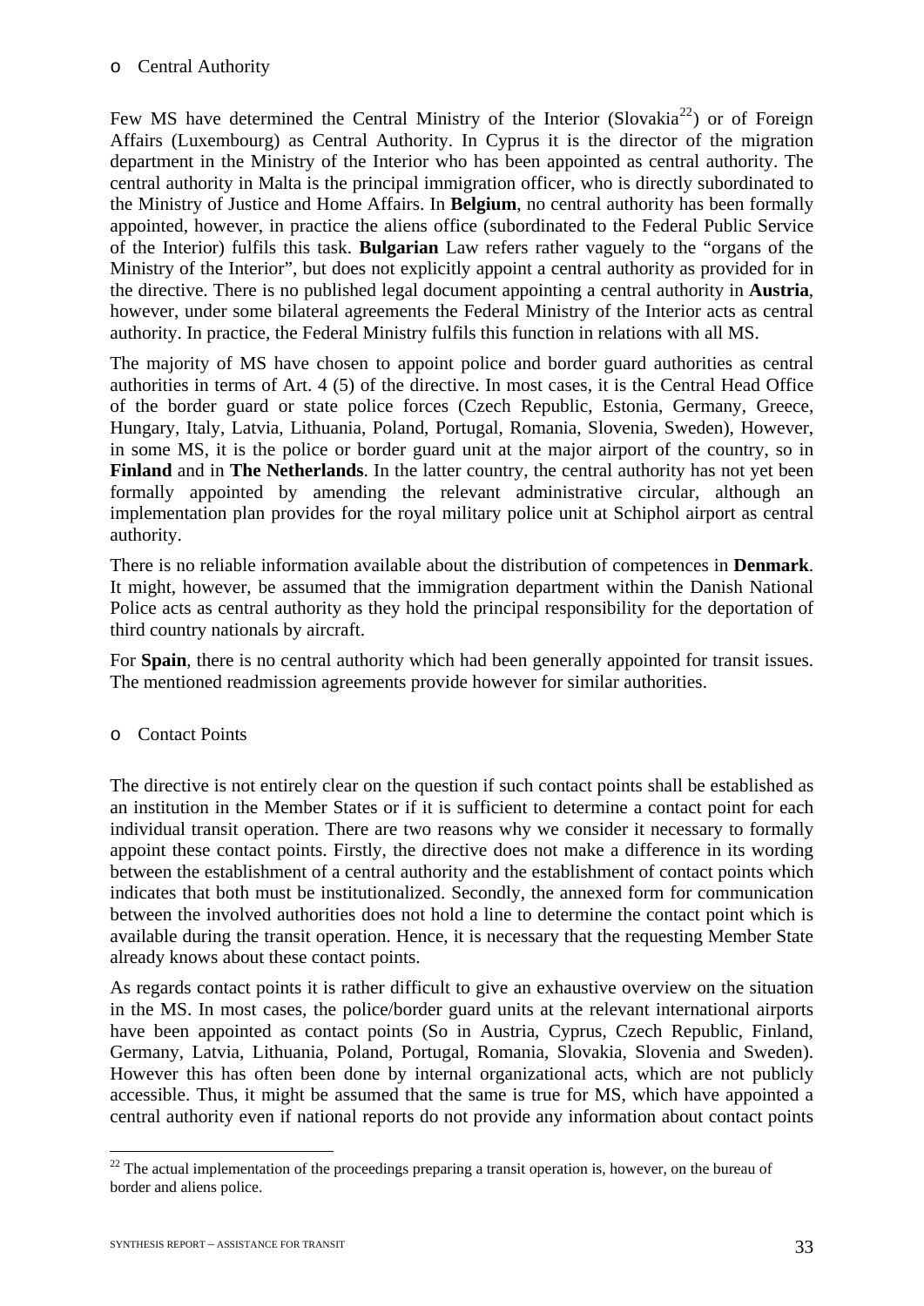- Central Authority

Few MS have determined the Central Ministry of the Interior (Slovakia[22]) or of Foreign Affairs (Luxembourg) as Central Authority. In Cyprus it is the director of the migration department in the Ministry of the Interior who has been appointed as central authority. The central authority in Malta is the principal immigration officer, who is directly subordinated to the Ministry of Justice and Home Affairs. In **Belgium**, no central authority has been formally appointed, however, in practice the aliens office (subordinated to the Federal Public Service of the Interior) fulfils this task. **Bulgarian** Law refers rather vaguely to the "organs of the Ministry of the Interior", but does not explicitly appoint a central authority as provided for in the directive. There is no published legal document appointing a central authority in **Austria**, however, under some bilateral agreements the Federal Ministry of the Interior acts as central authority. In practice, the Federal Ministry fulfils this function in relations with all MS.

The majority of MS have chosen to appoint police and border guard authorities as central authorities in terms of Art. 4 (5) of the directive. In most cases, it is the Central Head Office of the border guard or state police forces (Czech Republic, Estonia, Germany, Greece, Hungary, Italy, Latvia, Lithuania, Poland, Portugal, Romania, Slovenia, Sweden), However, in some MS, it is the police or border guard unit at the major airport of the country, so in **Finland** and in **The Netherlands**. In the latter country, the central authority has not yet been formally appointed by amending the relevant administrative circular, although an implementation plan provides for the royal military police unit at Schiphol airport as central authority.

There is no reliable information available about the distribution of competences in **Denmark**. It might, however, be assumed that the immigration department within the Danish National Police acts as central authority as they hold the principal responsibility for the deportation of third country nationals by aircraft.

For **Spain**, there is no central authority which had been generally appointed for transit issues. The mentioned readmission agreements provide however for similar authorities.

- Contact Points

The directive is not entirely clear on the question if such contact points shall be established as an institution in the Member States or if it is sufficient to determine a contact point for each individual transit operation. There are two reasons why we consider it necessary to formally appoint these contact points. Firstly, the directive does not make a difference in its wording between the establishment of a central authority and the establishment of contact points which indicates that both must be institutionalized. Secondly, the annexed form for communication between the involved authorities does not hold a line to determine the contact point which is available during the transit operation. Hence, it is necessary that the requesting Member State already knows about these contact points.

As regards contact points it is rather difficult to give an exhaustive overview on the situation in the MS. In most cases, the police/border guard units at the relevant international airports have been appointed as contact points (So in Austria, Cyprus, Czech Republic, Finland, Germany, Latvia, Lithuania, Poland, Portugal, Romania, Slovakia, Slovenia and Sweden). However this has often been done by internal organizational acts, which are not publicly accessible. Thus, it might be assumed that the same is true for MS, which have appointed a central authority even if national reports do not provide any information about contact points

[22] The actual implementation of the proceedings preparing a transit operation is, however, on the bureau of border and aliens police.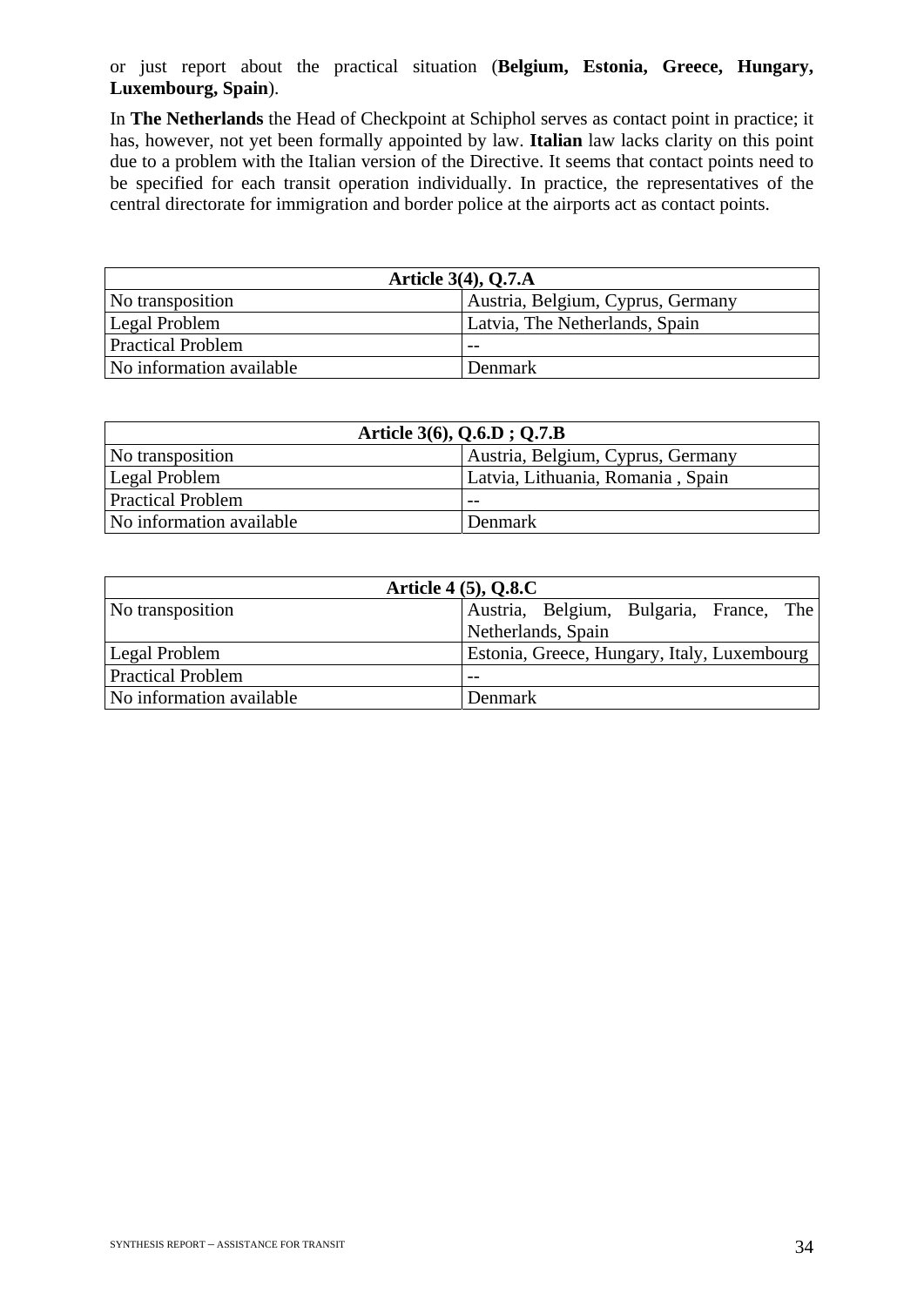or just report about the practical situation (**Belgium, Estonia, Greece, Hungary, Luxembourg, Spain**).

In **The Netherlands** the Head of Checkpoint at Schiphol serves as contact point in practice; it has, however, not yet been formally appointed by law. **Italian** law lacks clarity on this point due to a problem with the Italian version of the Directive. It seems that contact points need to be specified for each transit operation individually. In practice, the representatives of the central directorate for immigration and border police at the airports act as contact points.

| **Article 3(4), Q.7.A** | |
|---|---|
| No transposition | Austria, Belgium, Cyprus, Germany |
| Legal Problem | Latvia, The Netherlands, Spain |
| Practical Problem | -- |
| No information available | Denmark |

| **Article 3(6), Q.6.D ; Q.7.B** | |
|---|---|
| No transposition | Austria, Belgium, Cyprus, Germany |
| Legal Problem | Latvia, Lithuania, Romania , Spain |
| Practical Problem | -- |
| No information available | Denmark |

| **Article 4 (5), Q.8.C** | |
|---|---|
| No transposition | Austria, Belgium, Bulgaria, France, The Netherlands, Spain |
| Legal Problem | Estonia, Greece, Hungary, Italy, Luxembourg |
| Practical Problem | -- |
| No information available | Denmark |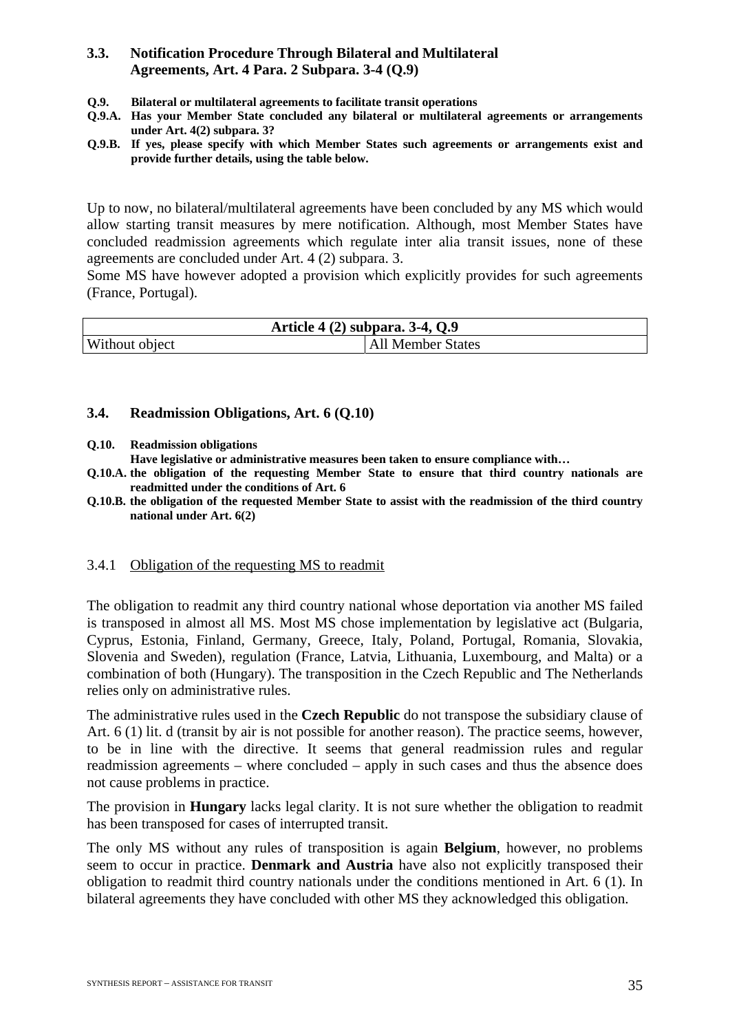### 3.3. Notification Procedure Through Bilateral and Multilateral Agreements, Art. 4 Para. 2 Subpara. 3-4 (Q.9)

**Q.9. Bilateral or multilateral agreements to facilitate transit operations**

**Q.9.A. Has your Member State concluded any bilateral or multilateral agreements or arrangements under Art. 4(2) subpara. 3?**

**Q.9.B. If yes, please specify with which Member States such agreements or arrangements exist and provide further details, using the table below.**

Up to now, no bilateral/multilateral agreements have been concluded by any MS which would allow starting transit measures by mere notification. Although, most Member States have concluded readmission agreements which regulate inter alia transit issues, none of these agreements are concluded under Art. 4 (2) subpara. 3.

Some MS have however adopted a provision which explicitly provides for such agreements (France, Portugal).

| Article 4 (2) subpara. 3-4, Q.9 | |
|---|---|
| Without object | All Member States |

### 3.4. Readmission Obligations, Art. 6 (Q.10)

**Q.10. Readmission obligations**
**Have legislative or administrative measures been taken to ensure compliance with…**

**Q.10.A. the obligation of the requesting Member State to ensure that third country nationals are readmitted under the conditions of Art. 6**

**Q.10.B. the obligation of the requested Member State to assist with the readmission of the third country national under Art. 6(2)**

#### 3.4.1 Obligation of the requesting MS to readmit

The obligation to readmit any third country national whose deportation via another MS failed is transposed in almost all MS. Most MS chose implementation by legislative act (Bulgaria, Cyprus, Estonia, Finland, Germany, Greece, Italy, Poland, Portugal, Romania, Slovakia, Slovenia and Sweden), regulation (France, Latvia, Lithuania, Luxembourg, and Malta) or a combination of both (Hungary). The transposition in the Czech Republic and The Netherlands relies only on administrative rules.

The administrative rules used in the **Czech Republic** do not transpose the subsidiary clause of Art. 6 (1) lit. d (transit by air is not possible for another reason). The practice seems, however, to be in line with the directive. It seems that general readmission rules and regular readmission agreements – where concluded – apply in such cases and thus the absence does not cause problems in practice.

The provision in **Hungary** lacks legal clarity. It is not sure whether the obligation to readmit has been transposed for cases of interrupted transit.

The only MS without any rules of transposition is again **Belgium**, however, no problems seem to occur in practice. **Denmark and Austria** have also not explicitly transposed their obligation to readmit third country nationals under the conditions mentioned in Art. 6 (1). In bilateral agreements they have concluded with other MS they acknowledged this obligation.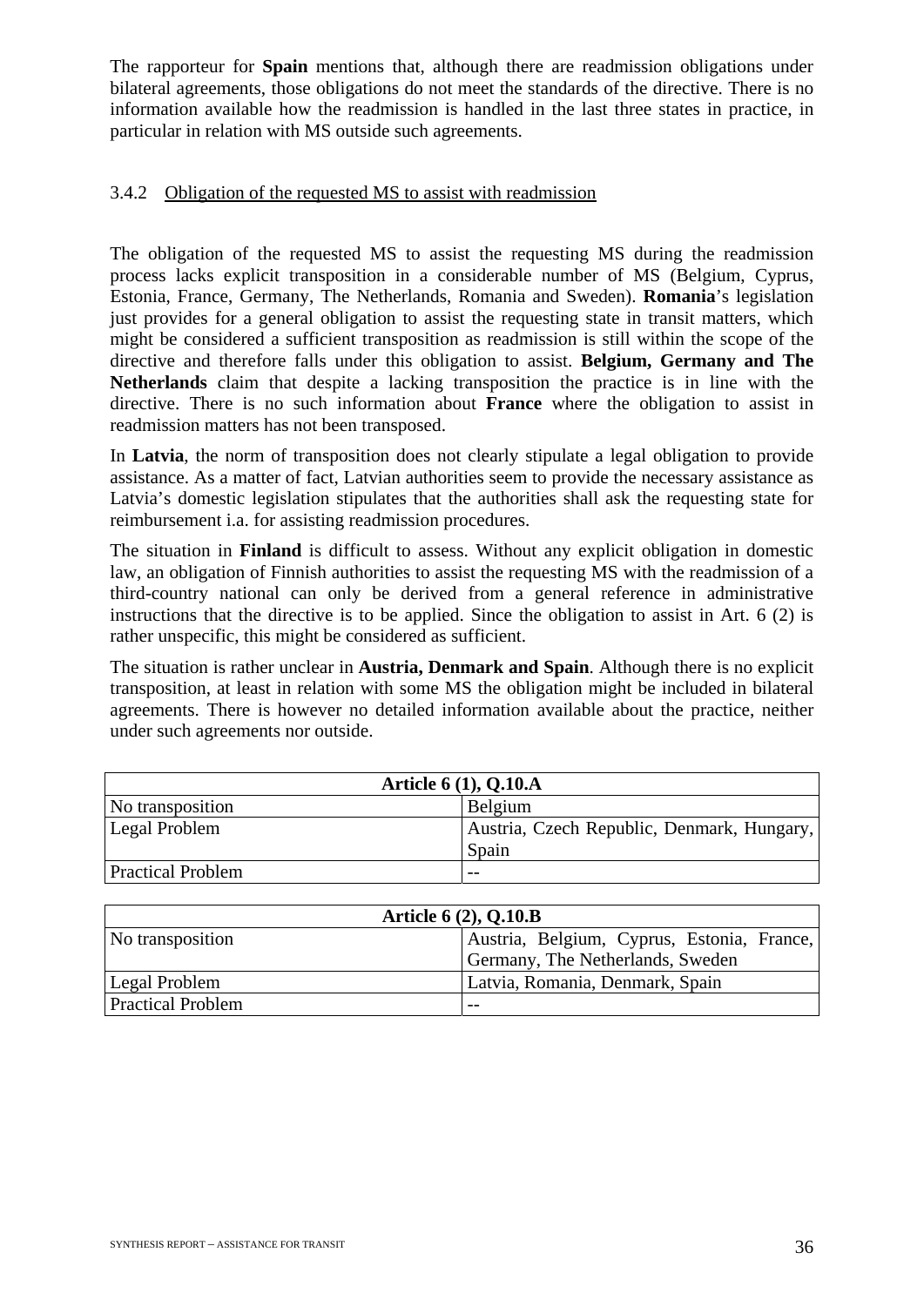The rapporteur for **Spain** mentions that, although there are readmission obligations under bilateral agreements, those obligations do not meet the standards of the directive. There is no information available how the readmission is handled in the last three states in practice, in particular in relation with MS outside such agreements.

### 3.4.2 Obligation of the requested MS to assist with readmission

The obligation of the requested MS to assist the requesting MS during the readmission process lacks explicit transposition in a considerable number of MS (Belgium, Cyprus, Estonia, France, Germany, The Netherlands, Romania and Sweden). **Romania**'s legislation just provides for a general obligation to assist the requesting state in transit matters, which might be considered a sufficient transposition as readmission is still within the scope of the directive and therefore falls under this obligation to assist. **Belgium, Germany and The Netherlands** claim that despite a lacking transposition the practice is in line with the directive. There is no such information about **France** where the obligation to assist in readmission matters has not been transposed.

In **Latvia**, the norm of transposition does not clearly stipulate a legal obligation to provide assistance. As a matter of fact, Latvian authorities seem to provide the necessary assistance as Latvia's domestic legislation stipulates that the authorities shall ask the requesting state for reimbursement i.a. for assisting readmission procedures.

The situation in **Finland** is difficult to assess. Without any explicit obligation in domestic law, an obligation of Finnish authorities to assist the requesting MS with the readmission of a third-country national can only be derived from a general reference in administrative instructions that the directive is to be applied. Since the obligation to assist in Art. 6 (2) is rather unspecific, this might be considered as sufficient.

The situation is rather unclear in **Austria, Denmark and Spain**. Although there is no explicit transposition, at least in relation with some MS the obligation might be included in bilateral agreements. There is however no detailed information available about the practice, neither under such agreements nor outside.

| **Article 6 (1), Q.10.A** | |
|---|---|
| No transposition | Belgium |
| Legal Problem | Austria, Czech Republic, Denmark, Hungary, Spain |
| Practical Problem | -- |

| **Article 6 (2), Q.10.B** | |
|---|---|
| No transposition | Austria, Belgium, Cyprus, Estonia, France, Germany, The Netherlands, Sweden |
| Legal Problem | Latvia, Romania, Denmark, Spain |
| Practical Problem | -- |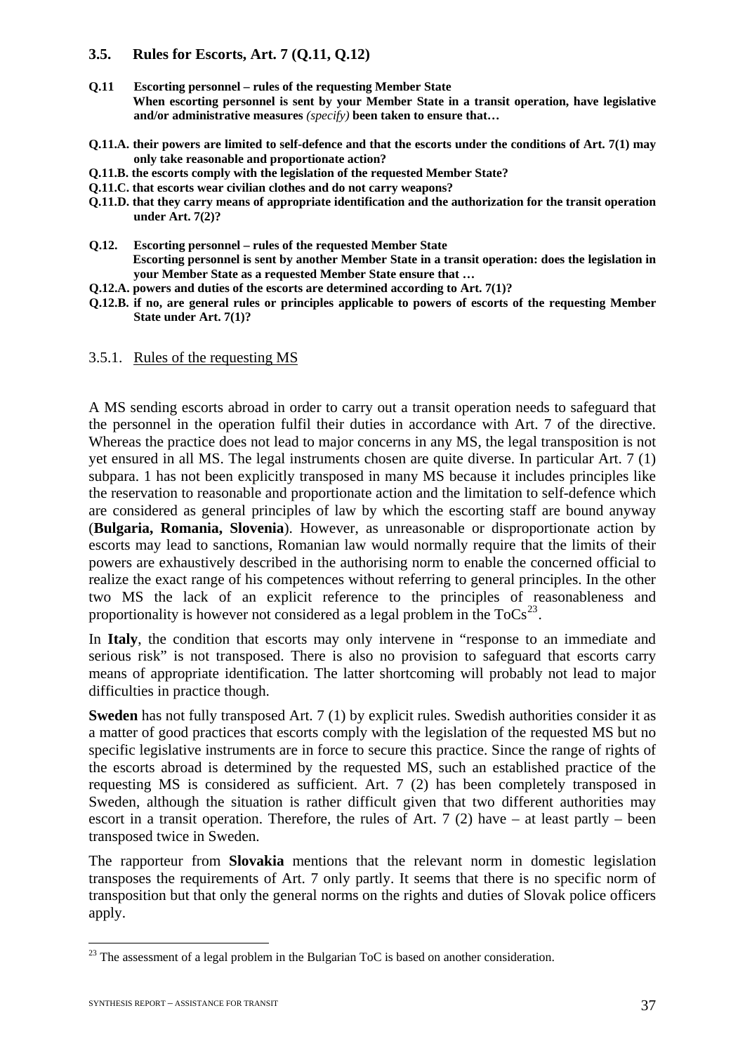## 3.5. Rules for Escorts, Art. 7 (Q.11, Q.12)

**Q.11 Escorting personnel – rules of the requesting Member State**
**When escorting personnel is sent by your Member State in a transit operation, have legislative and/or administrative measures** *(specify)* **been taken to ensure that…**

**Q.11.A. their powers are limited to self-defence and that the escorts under the conditions of Art. 7(1) may only take reasonable and proportionate action?**

**Q.11.B. the escorts comply with the legislation of the requested Member State?**

**Q.11.C. that escorts wear civilian clothes and do not carry weapons?**

**Q.11.D. that they carry means of appropriate identification and the authorization for the transit operation under Art. 7(2)?**

**Q.12. Escorting personnel – rules of the requested Member State**
**Escorting personnel is sent by another Member State in a transit operation: does the legislation in your Member State as a requested Member State ensure that …**

**Q.12.A. powers and duties of the escorts are determined according to Art. 7(1)?**

**Q.12.B. if no, are general rules or principles applicable to powers of escorts of the requesting Member State under Art. 7(1)?**

### 3.5.1. Rules of the requesting MS

A MS sending escorts abroad in order to carry out a transit operation needs to safeguard that the personnel in the operation fulfil their duties in accordance with Art. 7 of the directive. Whereas the practice does not lead to major concerns in any MS, the legal transposition is not yet ensured in all MS. The legal instruments chosen are quite diverse. In particular Art. 7 (1) subpara. 1 has not been explicitly transposed in many MS because it includes principles like the reservation to reasonable and proportionate action and the limitation to self-defence which are considered as general principles of law by which the escorting staff are bound anyway (**Bulgaria, Romania, Slovenia**). However, as unreasonable or disproportionate action by escorts may lead to sanctions, Romanian law would normally require that the limits of their powers are exhaustively described in the authorising norm to enable the concerned official to realize the exact range of his competences without referring to general principles. In the other two MS the lack of an explicit reference to the principles of reasonableness and proportionality is however not considered as a legal problem in the ToCs[23].

In **Italy**, the condition that escorts may only intervene in "response to an immediate and serious risk" is not transposed. There is also no provision to safeguard that escorts carry means of appropriate identification. The latter shortcoming will probably not lead to major difficulties in practice though.

**Sweden** has not fully transposed Art. 7 (1) by explicit rules. Swedish authorities consider it as a matter of good practices that escorts comply with the legislation of the requested MS but no specific legislative instruments are in force to secure this practice. Since the range of rights of the escorts abroad is determined by the requested MS, such an established practice of the requesting MS is considered as sufficient. Art. 7 (2) has been completely transposed in Sweden, although the situation is rather difficult given that two different authorities may escort in a transit operation. Therefore, the rules of Art. 7 (2) have – at least partly – been transposed twice in Sweden.

The rapporteur from **Slovakia** mentions that the relevant norm in domestic legislation transposes the requirements of Art. 7 only partly. It seems that there is no specific norm of transposition but that only the general norms on the rights and duties of Slovak police officers apply.

---

[23] The assessment of a legal problem in the Bulgarian ToC is based on another consideration.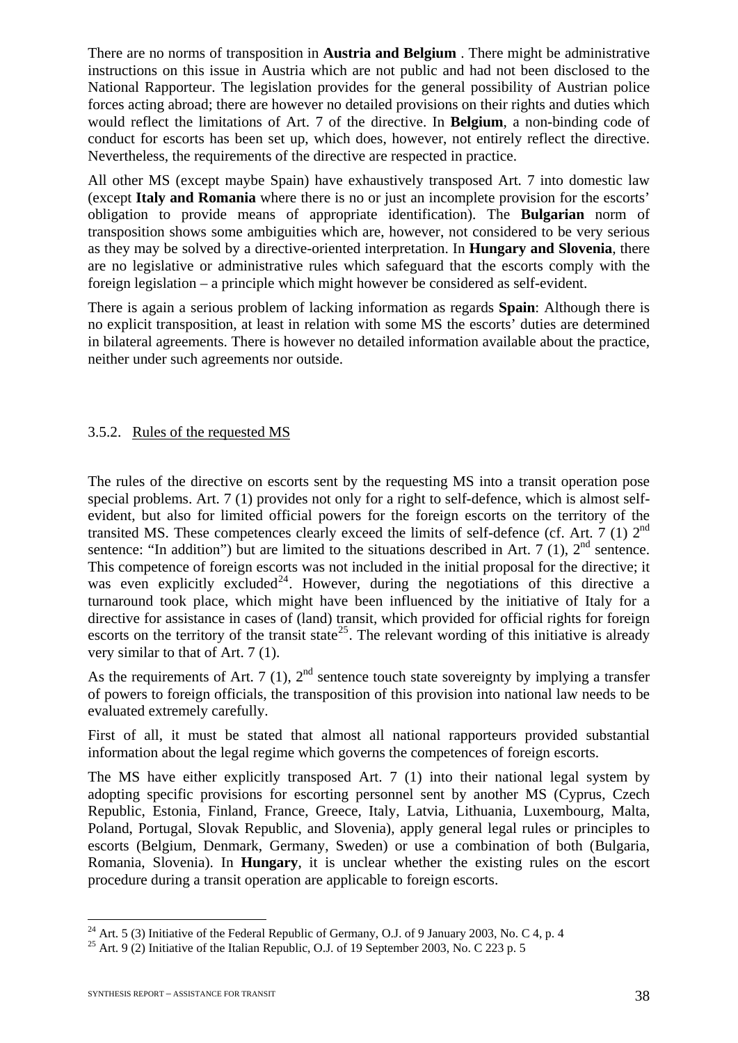There are no norms of transposition in **Austria and Belgium** . There might be administrative instructions on this issue in Austria which are not public and had not been disclosed to the National Rapporteur. The legislation provides for the general possibility of Austrian police forces acting abroad; there are however no detailed provisions on their rights and duties which would reflect the limitations of Art. 7 of the directive. In **Belgium**, a non-binding code of conduct for escorts has been set up, which does, however, not entirely reflect the directive. Nevertheless, the requirements of the directive are respected in practice.

All other MS (except maybe Spain) have exhaustively transposed Art. 7 into domestic law (except **Italy and Romania** where there is no or just an incomplete provision for the escorts' obligation to provide means of appropriate identification). The **Bulgarian** norm of transposition shows some ambiguities which are, however, not considered to be very serious as they may be solved by a directive-oriented interpretation. In **Hungary and Slovenia**, there are no legislative or administrative rules which safeguard that the escorts comply with the foreign legislation – a principle which might however be considered as self-evident.

There is again a serious problem of lacking information as regards **Spain**: Although there is no explicit transposition, at least in relation with some MS the escorts' duties are determined in bilateral agreements. There is however no detailed information available about the practice, neither under such agreements nor outside.

### 3.5.2. Rules of the requested MS

The rules of the directive on escorts sent by the requesting MS into a transit operation pose special problems. Art. 7 (1) provides not only for a right to self-defence, which is almost self-evident, but also for limited official powers for the foreign escorts on the territory of the transited MS. These competences clearly exceed the limits of self-defence (cf. Art. 7 (1) 2nd sentence: "In addition") but are limited to the situations described in Art. 7 (1), 2nd sentence. This competence of foreign escorts was not included in the initial proposal for the directive; it was even explicitly excluded[24]. However, during the negotiations of this directive a turnaround took place, which might have been influenced by the initiative of Italy for a directive for assistance in cases of (land) transit, which provided for official rights for foreign escorts on the territory of the transit state[25]. The relevant wording of this initiative is already very similar to that of Art. 7 (1).

As the requirements of Art. 7 (1), 2nd sentence touch state sovereignty by implying a transfer of powers to foreign officials, the transposition of this provision into national law needs to be evaluated extremely carefully.

First of all, it must be stated that almost all national rapporteurs provided substantial information about the legal regime which governs the competences of foreign escorts.

The MS have either explicitly transposed Art. 7 (1) into their national legal system by adopting specific provisions for escorting personnel sent by another MS (Cyprus, Czech Republic, Estonia, Finland, France, Greece, Italy, Latvia, Lithuania, Luxembourg, Malta, Poland, Portugal, Slovak Republic, and Slovenia), apply general legal rules or principles to escorts (Belgium, Denmark, Germany, Sweden) or use a combination of both (Bulgaria, Romania, Slovenia). In **Hungary**, it is unclear whether the existing rules on the escort procedure during a transit operation are applicable to foreign escorts.

---

[24] Art. 5 (3) Initiative of the Federal Republic of Germany, O.J. of 9 January 2003, No. C 4, p. 4

[25] Art. 9 (2) Initiative of the Italian Republic, O.J. of 19 September 2003, No. C 223 p. 5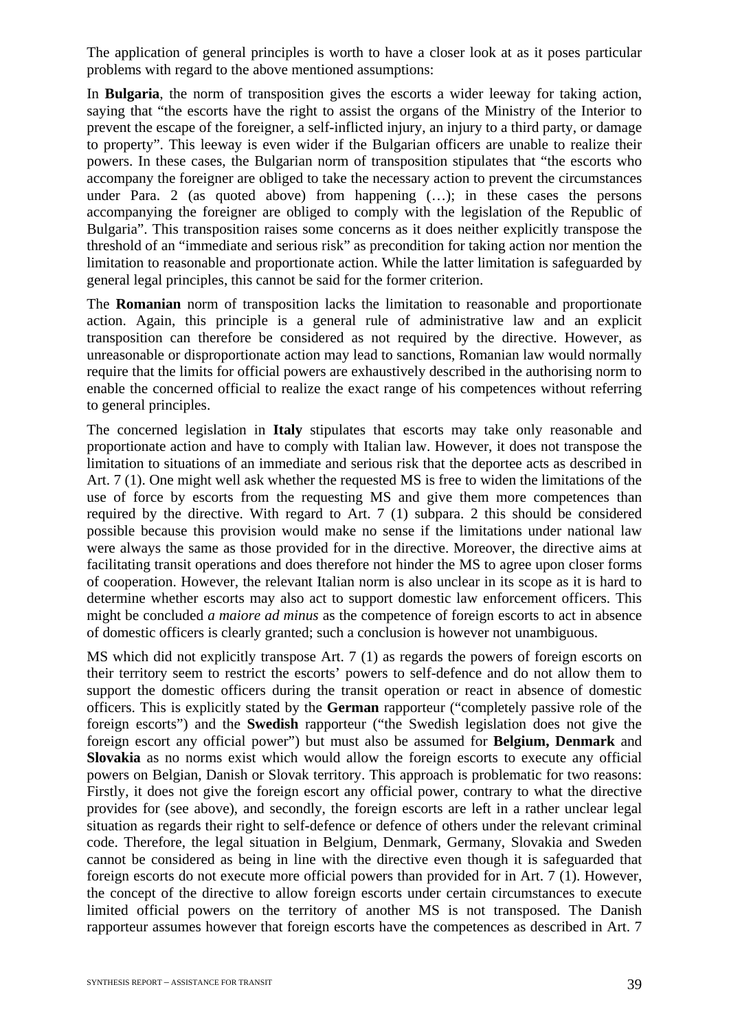The application of general principles is worth to have a closer look at as it poses particular problems with regard to the above mentioned assumptions:

In **Bulgaria**, the norm of transposition gives the escorts a wider leeway for taking action, saying that "the escorts have the right to assist the organs of the Ministry of the Interior to prevent the escape of the foreigner, a self-inflicted injury, an injury to a third party, or damage to property". This leeway is even wider if the Bulgarian officers are unable to realize their powers. In these cases, the Bulgarian norm of transposition stipulates that "the escorts who accompany the foreigner are obliged to take the necessary action to prevent the circumstances under Para. 2 (as quoted above) from happening (…); in these cases the persons accompanying the foreigner are obliged to comply with the legislation of the Republic of Bulgaria". This transposition raises some concerns as it does neither explicitly transpose the threshold of an "immediate and serious risk" as precondition for taking action nor mention the limitation to reasonable and proportionate action. While the latter limitation is safeguarded by general legal principles, this cannot be said for the former criterion.

The **Romanian** norm of transposition lacks the limitation to reasonable and proportionate action. Again, this principle is a general rule of administrative law and an explicit transposition can therefore be considered as not required by the directive. However, as unreasonable or disproportionate action may lead to sanctions, Romanian law would normally require that the limits for official powers are exhaustively described in the authorising norm to enable the concerned official to realize the exact range of his competences without referring to general principles.

The concerned legislation in **Italy** stipulates that escorts may take only reasonable and proportionate action and have to comply with Italian law. However, it does not transpose the limitation to situations of an immediate and serious risk that the deportee acts as described in Art. 7 (1). One might well ask whether the requested MS is free to widen the limitations of the use of force by escorts from the requesting MS and give them more competences than required by the directive. With regard to Art. 7 (1) subpara. 2 this should be considered possible because this provision would make no sense if the limitations under national law were always the same as those provided for in the directive. Moreover, the directive aims at facilitating transit operations and does therefore not hinder the MS to agree upon closer forms of cooperation. However, the relevant Italian norm is also unclear in its scope as it is hard to determine whether escorts may also act to support domestic law enforcement officers. This might be concluded *a maiore ad minus* as the competence of foreign escorts to act in absence of domestic officers is clearly granted; such a conclusion is however not unambiguous.

MS which did not explicitly transpose Art. 7 (1) as regards the powers of foreign escorts on their territory seem to restrict the escorts' powers to self-defence and do not allow them to support the domestic officers during the transit operation or react in absence of domestic officers. This is explicitly stated by the **German** rapporteur ("completely passive role of the foreign escorts") and the **Swedish** rapporteur ("the Swedish legislation does not give the foreign escort any official power") but must also be assumed for **Belgium, Denmark** and **Slovakia** as no norms exist which would allow the foreign escorts to execute any official powers on Belgian, Danish or Slovak territory. This approach is problematic for two reasons: Firstly, it does not give the foreign escort any official power, contrary to what the directive provides for (see above), and secondly, the foreign escorts are left in a rather unclear legal situation as regards their right to self-defence or defence of others under the relevant criminal code. Therefore, the legal situation in Belgium, Denmark, Germany, Slovakia and Sweden cannot be considered as being in line with the directive even though it is safeguarded that foreign escorts do not execute more official powers than provided for in Art. 7 (1). However, the concept of the directive to allow foreign escorts under certain circumstances to execute limited official powers on the territory of another MS is not transposed. The Danish rapporteur assumes however that foreign escorts have the competences as described in Art. 7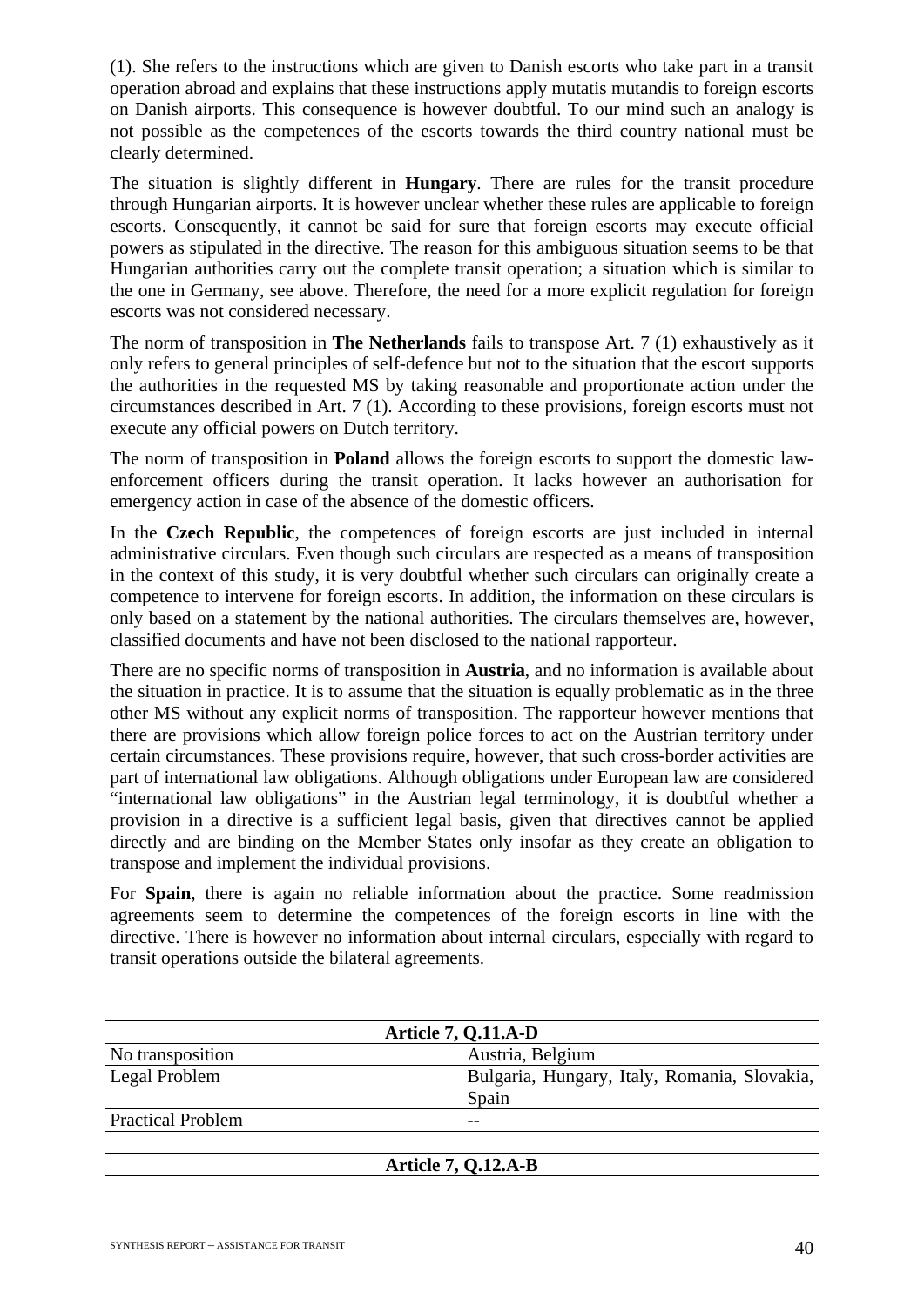(1). She refers to the instructions which are given to Danish escorts who take part in a transit operation abroad and explains that these instructions apply mutatis mutandis to foreign escorts on Danish airports. This consequence is however doubtful. To our mind such an analogy is not possible as the competences of the escorts towards the third country national must be clearly determined.

The situation is slightly different in **Hungary**. There are rules for the transit procedure through Hungarian airports. It is however unclear whether these rules are applicable to foreign escorts. Consequently, it cannot be said for sure that foreign escorts may execute official powers as stipulated in the directive. The reason for this ambiguous situation seems to be that Hungarian authorities carry out the complete transit operation; a situation which is similar to the one in Germany, see above. Therefore, the need for a more explicit regulation for foreign escorts was not considered necessary.

The norm of transposition in **The Netherlands** fails to transpose Art. 7 (1) exhaustively as it only refers to general principles of self-defence but not to the situation that the escort supports the authorities in the requested MS by taking reasonable and proportionate action under the circumstances described in Art. 7 (1). According to these provisions, foreign escorts must not execute any official powers on Dutch territory.

The norm of transposition in **Poland** allows the foreign escorts to support the domestic law-enforcement officers during the transit operation. It lacks however an authorisation for emergency action in case of the absence of the domestic officers.

In the **Czech Republic**, the competences of foreign escorts are just included in internal administrative circulars. Even though such circulars are respected as a means of transposition in the context of this study, it is very doubtful whether such circulars can originally create a competence to intervene for foreign escorts. In addition, the information on these circulars is only based on a statement by the national authorities. The circulars themselves are, however, classified documents and have not been disclosed to the national rapporteur.

There are no specific norms of transposition in **Austria**, and no information is available about the situation in practice. It is to assume that the situation is equally problematic as in the three other MS without any explicit norms of transposition. The rapporteur however mentions that there are provisions which allow foreign police forces to act on the Austrian territory under certain circumstances. These provisions require, however, that such cross-border activities are part of international law obligations. Although obligations under European law are considered "international law obligations" in the Austrian legal terminology, it is doubtful whether a provision in a directive is a sufficient legal basis, given that directives cannot be applied directly and are binding on the Member States only insofar as they create an obligation to transpose and implement the individual provisions.

For **Spain**, there is again no reliable information about the practice. Some readmission agreements seem to determine the competences of the foreign escorts in line with the directive. There is however no information about internal circulars, especially with regard to transit operations outside the bilateral agreements.

| **Article 7, Q.11.A-D** | |
|---|---|
| No transposition | Austria, Belgium |
| Legal Problem | Bulgaria, Hungary, Italy, Romania, Slovakia, Spain |
| Practical Problem | -- |

| **Article 7, Q.12.A-B** |
|---|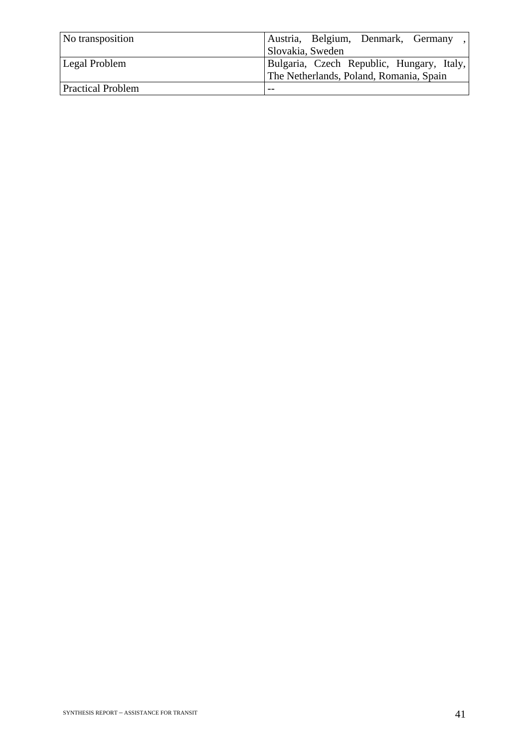| No transposition | Austria, Belgium, Denmark, Germany , Slovakia, Sweden |
|---|---|
| Legal Problem | Bulgaria, Czech Republic, Hungary, Italy, The Netherlands, Poland, Romania, Spain |
| Practical Problem | -- |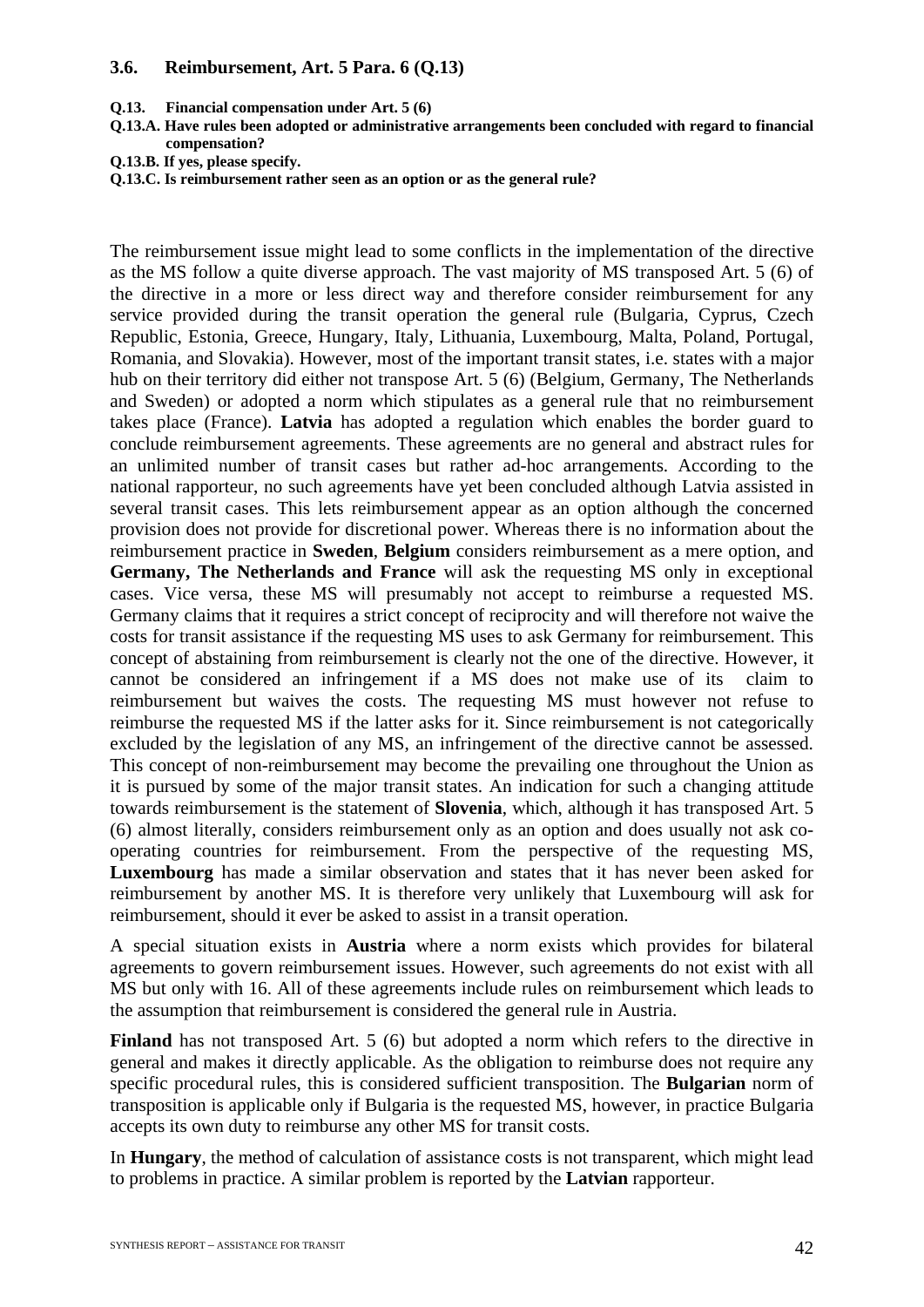### 3.6. Reimbursement, Art. 5 Para. 6 (Q.13)

**Q.13. Financial compensation under Art. 5 (6)**

**Q.13.A. Have rules been adopted or administrative arrangements been concluded with regard to financial compensation?**

**Q.13.B. If yes, please specify.**

**Q.13.C. Is reimbursement rather seen as an option or as the general rule?**

The reimbursement issue might lead to some conflicts in the implementation of the directive as the MS follow a quite diverse approach. The vast majority of MS transposed Art. 5 (6) of the directive in a more or less direct way and therefore consider reimbursement for any service provided during the transit operation the general rule (Bulgaria, Cyprus, Czech Republic, Estonia, Greece, Hungary, Italy, Lithuania, Luxembourg, Malta, Poland, Portugal, Romania, and Slovakia). However, most of the important transit states, i.e. states with a major hub on their territory did either not transpose Art. 5 (6) (Belgium, Germany, The Netherlands and Sweden) or adopted a norm which stipulates as a general rule that no reimbursement takes place (France). **Latvia** has adopted a regulation which enables the border guard to conclude reimbursement agreements. These agreements are no general and abstract rules for an unlimited number of transit cases but rather ad-hoc arrangements. According to the national rapporteur, no such agreements have yet been concluded although Latvia assisted in several transit cases. This lets reimbursement appear as an option although the concerned provision does not provide for discretional power. Whereas there is no information about the reimbursement practice in **Sweden**, **Belgium** considers reimbursement as a mere option, and **Germany, The Netherlands and France** will ask the requesting MS only in exceptional cases. Vice versa, these MS will presumably not accept to reimburse a requested MS. Germany claims that it requires a strict concept of reciprocity and will therefore not waive the costs for transit assistance if the requesting MS uses to ask Germany for reimbursement. This concept of abstaining from reimbursement is clearly not the one of the directive. However, it cannot be considered an infringement if a MS does not make use of its claim to reimbursement but waives the costs. The requesting MS must however not refuse to reimburse the requested MS if the latter asks for it. Since reimbursement is not categorically excluded by the legislation of any MS, an infringement of the directive cannot be assessed. This concept of non-reimbursement may become the prevailing one throughout the Union as it is pursued by some of the major transit states. An indication for such a changing attitude towards reimbursement is the statement of **Slovenia**, which, although it has transposed Art. 5 (6) almost literally, considers reimbursement only as an option and does usually not ask co-operating countries for reimbursement. From the perspective of the requesting MS, **Luxembourg** has made a similar observation and states that it has never been asked for reimbursement by another MS. It is therefore very unlikely that Luxembourg will ask for reimbursement, should it ever be asked to assist in a transit operation.

A special situation exists in **Austria** where a norm exists which provides for bilateral agreements to govern reimbursement issues. However, such agreements do not exist with all MS but only with 16. All of these agreements include rules on reimbursement which leads to the assumption that reimbursement is considered the general rule in Austria.

**Finland** has not transposed Art. 5 (6) but adopted a norm which refers to the directive in general and makes it directly applicable. As the obligation to reimburse does not require any specific procedural rules, this is considered sufficient transposition. The **Bulgarian** norm of transposition is applicable only if Bulgaria is the requested MS, however, in practice Bulgaria accepts its own duty to reimburse any other MS for transit costs.

In **Hungary**, the method of calculation of assistance costs is not transparent, which might lead to problems in practice. A similar problem is reported by the **Latvian** rapporteur.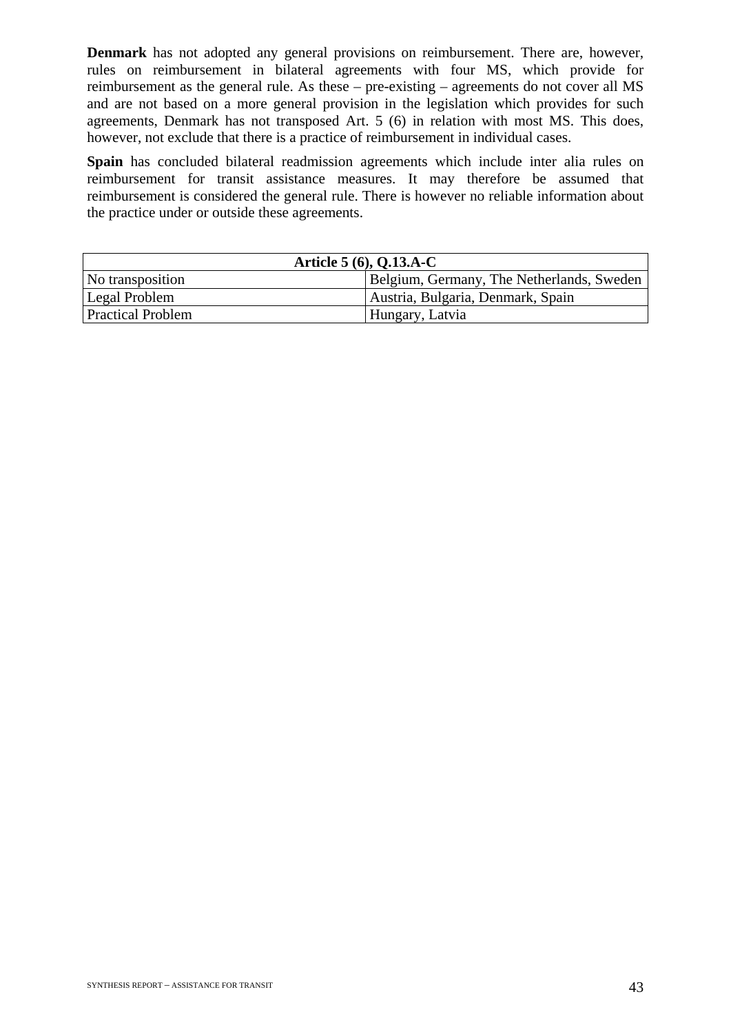**Denmark** has not adopted any general provisions on reimbursement. There are, however, rules on reimbursement in bilateral agreements with four MS, which provide for reimbursement as the general rule. As these – pre-existing – agreements do not cover all MS and are not based on a more general provision in the legislation which provides for such agreements, Denmark has not transposed Art. 5 (6) in relation with most MS. This does, however, not exclude that there is a practice of reimbursement in individual cases.

**Spain** has concluded bilateral readmission agreements which include inter alia rules on reimbursement for transit assistance measures. It may therefore be assumed that reimbursement is considered the general rule. There is however no reliable information about the practice under or outside these agreements.

| **Article 5 (6), Q.13.A-C** | |
|---|---|
| No transposition | Belgium, Germany, The Netherlands, Sweden |
| Legal Problem | Austria, Bulgaria, Denmark, Spain |
| Practical Problem | Hungary, Latvia |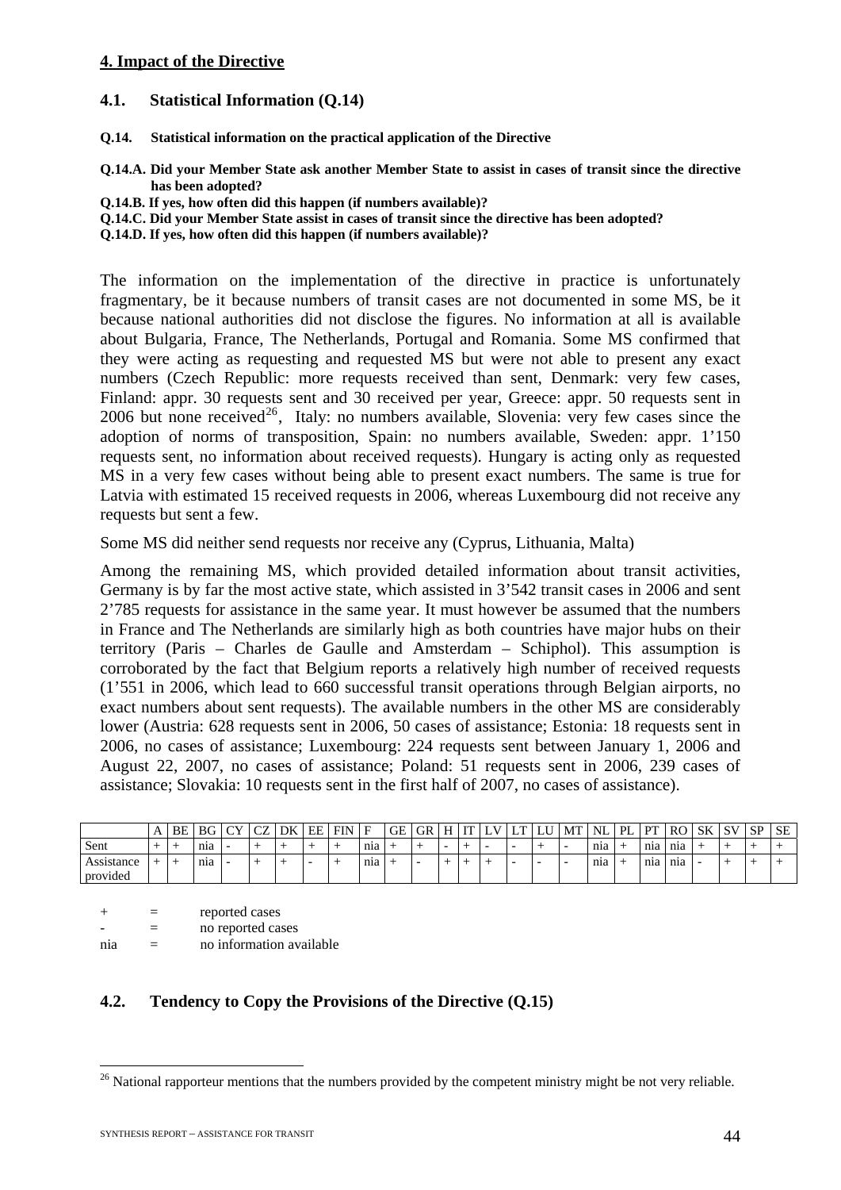## 4. Impact of the Directive

### 4.1. Statistical Information (Q.14)

**Q.14. Statistical information on the practical application of the Directive**

**Q.14.A. Did your Member State ask another Member State to assist in cases of transit since the directive has been adopted?**
**Q.14.B. If yes, how often did this happen (if numbers available)?**
**Q.14.C. Did your Member State assist in cases of transit since the directive has been adopted?**
**Q.14.D. If yes, how often did this happen (if numbers available)?**

The information on the implementation of the directive in practice is unfortunately fragmentary, be it because numbers of transit cases are not documented in some MS, be it because national authorities did not disclose the figures. No information at all is available about Bulgaria, France, The Netherlands, Portugal and Romania. Some MS confirmed that they were acting as requesting and requested MS but were not able to present any exact numbers (Czech Republic: more requests received than sent, Denmark: very few cases, Finland: appr. 30 requests sent and 30 received per year, Greece: appr. 50 requests sent in 2006 but none received[26], Italy: no numbers available, Slovenia: very few cases since the adoption of norms of transposition, Spain: no numbers available, Sweden: appr. 1'150 requests sent, no information about received requests). Hungary is acting only as requested MS in a very few cases without being able to present exact numbers. The same is true for Latvia with estimated 15 received requests in 2006, whereas Luxembourg did not receive any requests but sent a few.

Some MS did neither send requests nor receive any (Cyprus, Lithuania, Malta)

Among the remaining MS, which provided detailed information about transit activities, Germany is by far the most active state, which assisted in 3'542 transit cases in 2006 and sent 2'785 requests for assistance in the same year. It must however be assumed that the numbers in France and The Netherlands are similarly high as both countries have major hubs on their territory (Paris – Charles de Gaulle and Amsterdam – Schiphol). This assumption is corroborated by the fact that Belgium reports a relatively high number of received requests (1'551 in 2006, which lead to 660 successful transit operations through Belgian airports, no exact numbers about sent requests). The available numbers in the other MS are considerably lower (Austria: 628 requests sent in 2006, 50 cases of assistance; Estonia: 18 requests sent in 2006, no cases of assistance; Luxembourg: 224 requests sent between January 1, 2006 and August 22, 2007, no cases of assistance; Poland: 51 requests sent in 2006, 239 cases of assistance; Slovakia: 10 requests sent in the first half of 2007, no cases of assistance).

| | A | BE | BG | CY | CZ | DK | EE | FIN | F | GE | GR | H | IT | LV | LT | LU | MT | NL | PL | PT | RO | SK | SV | SP | SE |
|---|---|---|---|---|---|---|---|---|---|---|---|---|---|---|---|---|---|---|---|---|---|---|---|---|---|
| Sent | + | + | nia | - | + | + | + | + | nia | + | + | - | + | - | - | + | - | nia | + | nia | nia | + | + | + | + |
| Assistance provided | + | + | nia | - | + | + | - | + | nia | + | - | + | + | + | - | - | - | nia | + | nia | nia | - | + | + | + |

+ = reported cases
- = no reported cases
nia = no information available

### 4.2. Tendency to Copy the Provisions of the Directive (Q.15)

[26] National rapporteur mentions that the numbers provided by the competent ministry might be not very reliable.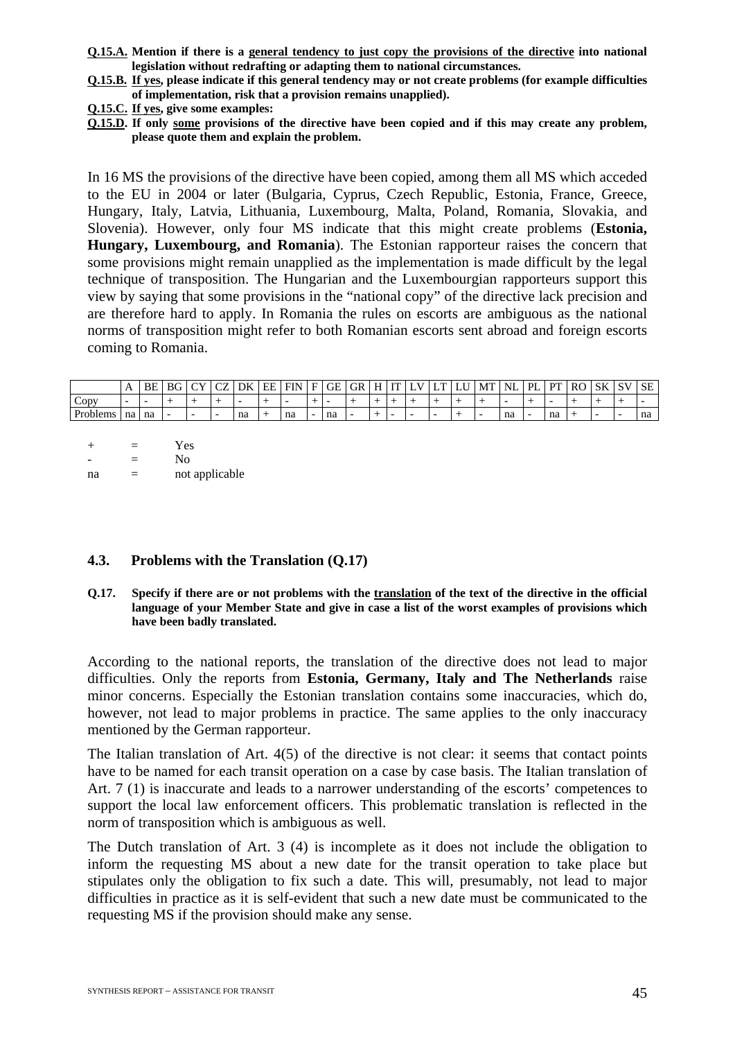**Q.15.A.** **Mention if there is a general tendency to just copy the provisions of the directive into national legislation without redrafting or adapting them to national circumstances.**

**Q.15.B.** **If yes, please indicate if this general tendency may or not create problems (for example difficulties of implementation, risk that a provision remains unapplied).**

**Q.15.C.** **If yes, give some examples:**

**Q.15.D.** **If only some provisions of the directive have been copied and if this may create any problem, please quote them and explain the problem.**

In 16 MS the provisions of the directive have been copied, among them all MS which acceded to the EU in 2004 or later (Bulgaria, Cyprus, Czech Republic, Estonia, France, Greece, Hungary, Italy, Latvia, Lithuania, Luxembourg, Malta, Poland, Romania, Slovakia, and Slovenia). However, only four MS indicate that this might create problems (**Estonia, Hungary, Luxembourg, and Romania**). The Estonian rapporteur raises the concern that some provisions might remain unapplied as the implementation is made difficult by the legal technique of transposition. The Hungarian and the Luxembourgian rapporteurs support this view by saying that some provisions in the "national copy" of the directive lack precision and are therefore hard to apply. In Romania the rules on escorts are ambiguous as the national norms of transposition might refer to both Romanian escorts sent abroad and foreign escorts coming to Romania.

| | A | BE | BG | CY | CZ | DK | EE | FIN | F | GE | GR | H | IT | LV | LT | LU | MT | NL | PL | PT | RO | SK | SV | SE |
|---|---|---|---|---|---|---|---|---|---|---|---|---|---|---|---|---|---|---|---|---|---|---|---|---|
| Copy | - | - | + | + | + | - | + | - | + | - | + | + | + | + | + | + | + | - | + | - | + | + | + | - |
| Problems | na | na | - | - | - | na | + | na | - | na | - | + | - | - | - | + | - | na | - | na | + | - | - | na |

+ = Yes
- = No
na = not applicable

## 4.3. Problems with the Translation (Q.17)

**Q.17.** **Specify if there are or not problems with the translation of the text of the directive in the official language of your Member State and give in case a list of the worst examples of provisions which have been badly translated.**

According to the national reports, the translation of the directive does not lead to major difficulties. Only the reports from **Estonia, Germany, Italy and The Netherlands** raise minor concerns. Especially the Estonian translation contains some inaccuracies, which do, however, not lead to major problems in practice. The same applies to the only inaccuracy mentioned by the German rapporteur.

The Italian translation of Art. 4(5) of the directive is not clear: it seems that contact points have to be named for each transit operation on a case by case basis. The Italian translation of Art. 7 (1) is inaccurate and leads to a narrower understanding of the escorts' competences to support the local law enforcement officers. This problematic translation is reflected in the norm of transposition which is ambiguous as well.

The Dutch translation of Art. 3 (4) is incomplete as it does not include the obligation to inform the requesting MS about a new date for the transit operation to take place but stipulates only the obligation to fix such a date. This will, presumably, not lead to major difficulties in practice as it is self-evident that such a new date must be communicated to the requesting MS if the provision should make any sense.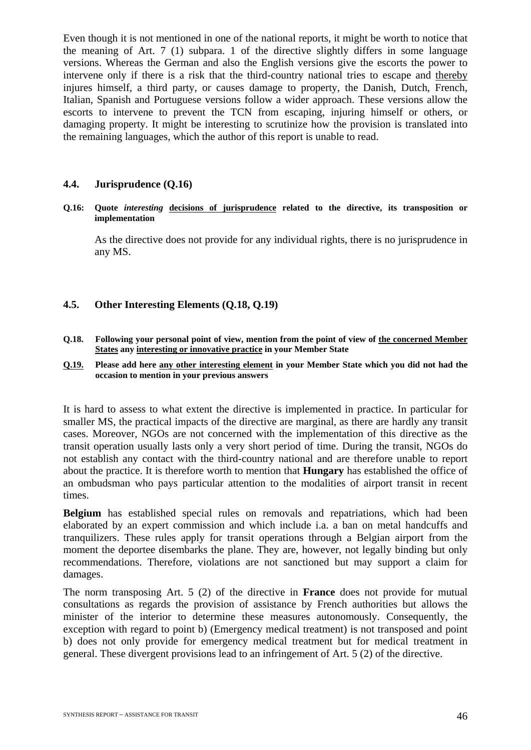Even though it is not mentioned in one of the national reports, it might be worth to notice that the meaning of Art. 7 (1) subpara. 1 of the directive slightly differs in some language versions. Whereas the German and also the English versions give the escorts the power to intervene only if there is a risk that the third-country national tries to escape and <u>thereby</u> injures himself, a third party, or causes damage to property, the Danish, Dutch, French, Italian, Spanish and Portuguese versions follow a wider approach. These versions allow the escorts to intervene to prevent the TCN from escaping, injuring himself or others, or damaging property. It might be interesting to scrutinize how the provision is translated into the remaining languages, which the author of this report is unable to read.

### 4.4. Jurisprudence (Q.16)

**Q.16: Quote *interesting* <u>decisions of jurisprudence</u> related to the directive, its transposition or implementation**

As the directive does not provide for any individual rights, there is no jurisprudence in any MS.

### 4.5. Other Interesting Elements (Q.18, Q.19)

**Q.18. Following your personal point of view, mention from the point of view of <u>the concerned Member States</u> any <u>interesting or innovative practice</u> in your Member State**

**<u>Q.19.</u> Please add here <u>any other interesting element</u> in your Member State which you did not had the occasion to mention in your previous answers**

It is hard to assess to what extent the directive is implemented in practice. In particular for smaller MS, the practical impacts of the directive are marginal, as there are hardly any transit cases. Moreover, NGOs are not concerned with the implementation of this directive as the transit operation usually lasts only a very short period of time. During the transit, NGOs do not establish any contact with the third-country national and are therefore unable to report about the practice. It is therefore worth to mention that **Hungary** has established the office of an ombudsman who pays particular attention to the modalities of airport transit in recent times.

**Belgium** has established special rules on removals and repatriations, which had been elaborated by an expert commission and which include i.a. a ban on metal handcuffs and tranquilizers. These rules apply for transit operations through a Belgian airport from the moment the deportee disembarks the plane. They are, however, not legally binding but only recommendations. Therefore, violations are not sanctioned but may support a claim for damages.

The norm transposing Art. 5 (2) of the directive in **France** does not provide for mutual consultations as regards the provision of assistance by French authorities but allows the minister of the interior to determine these measures autonomously. Consequently, the exception with regard to point b) (Emergency medical treatment) is not transposed and point b) does not only provide for emergency medical treatment but for medical treatment in general. These divergent provisions lead to an infringement of Art. 5 (2) of the directive.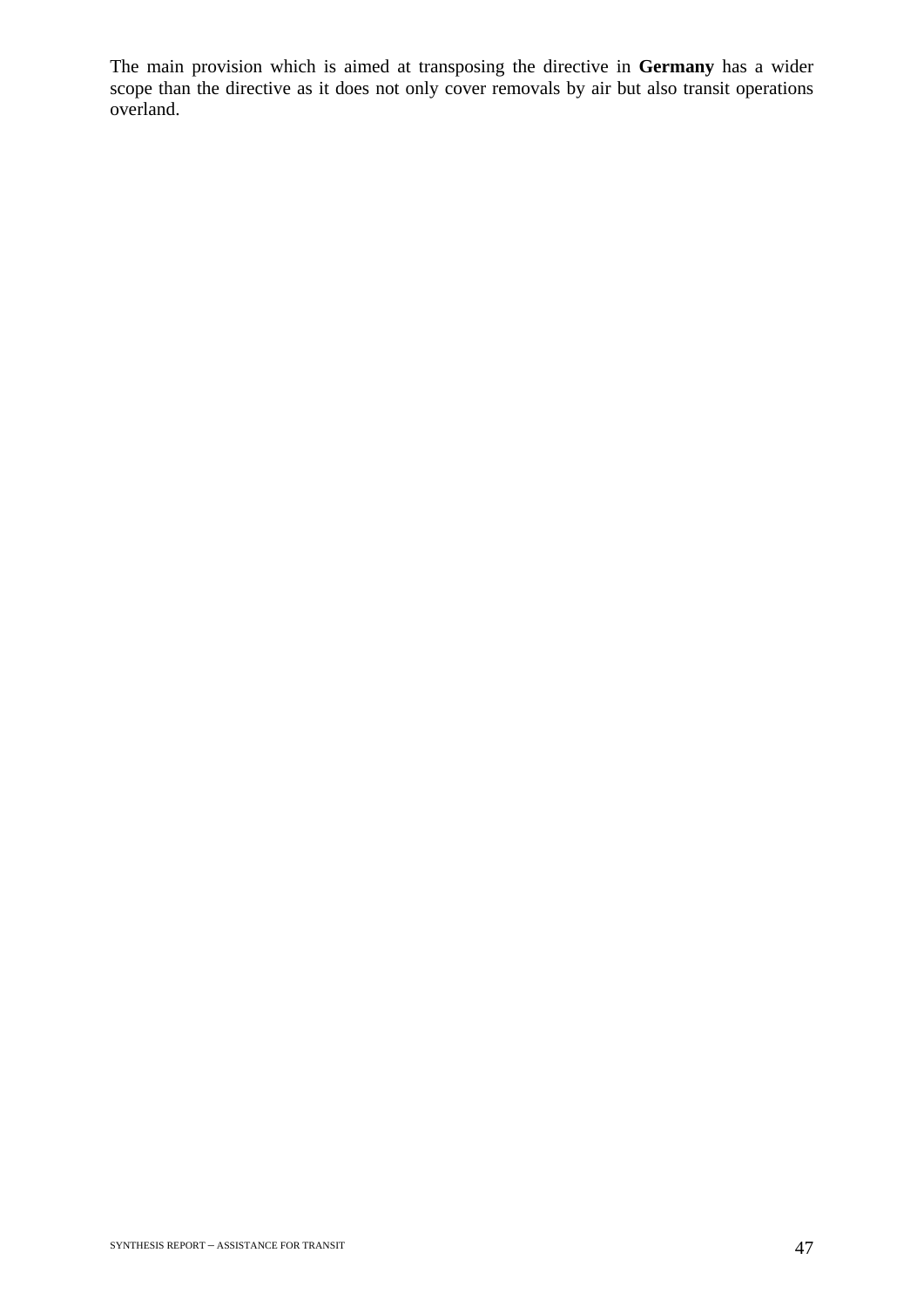The main provision which is aimed at transposing the directive in **Germany** has a wider scope than the directive as it does not only cover removals by air but also transit operations overland.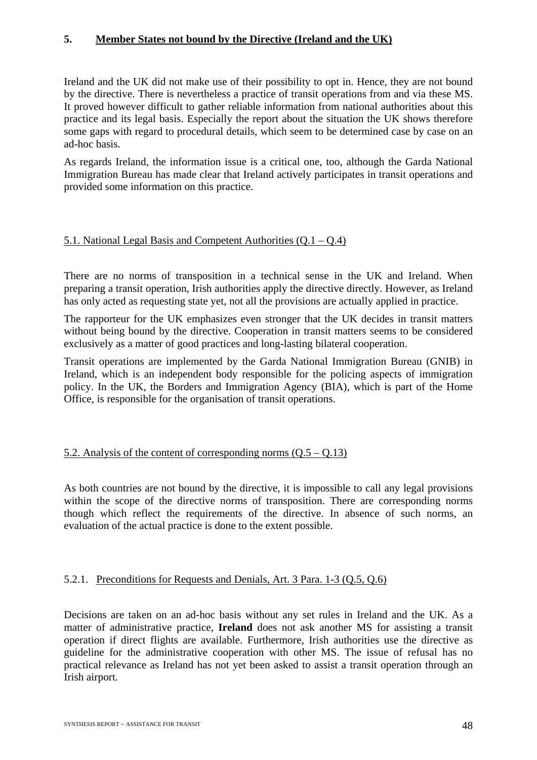## 5. Member States not bound by the Directive (Ireland and the UK)

Ireland and the UK did not make use of their possibility to opt in. Hence, they are not bound by the directive. There is nevertheless a practice of transit operations from and via these MS. It proved however difficult to gather reliable information from national authorities about this practice and its legal basis. Especially the report about the situation the UK shows therefore some gaps with regard to procedural details, which seem to be determined case by case on an ad-hoc basis.

As regards Ireland, the information issue is a critical one, too, although the Garda National Immigration Bureau has made clear that Ireland actively participates in transit operations and provided some information on this practice.

### 5.1. National Legal Basis and Competent Authorities (Q.1 – Q.4)

There are no norms of transposition in a technical sense in the UK and Ireland. When preparing a transit operation, Irish authorities apply the directive directly. However, as Ireland has only acted as requesting state yet, not all the provisions are actually applied in practice.

The rapporteur for the UK emphasizes even stronger that the UK decides in transit matters without being bound by the directive. Cooperation in transit matters seems to be considered exclusively as a matter of good practices and long-lasting bilateral cooperation.

Transit operations are implemented by the Garda National Immigration Bureau (GNIB) in Ireland, which is an independent body responsible for the policing aspects of immigration policy. In the UK, the Borders and Immigration Agency (BIA), which is part of the Home Office, is responsible for the organisation of transit operations.

### 5.2. Analysis of the content of corresponding norms (Q.5 – Q.13)

As both countries are not bound by the directive, it is impossible to call any legal provisions within the scope of the directive norms of transposition. There are corresponding norms though which reflect the requirements of the directive. In absence of such norms, an evaluation of the actual practice is done to the extent possible.

#### 5.2.1. Preconditions for Requests and Denials, Art. 3 Para. 1-3 (Q.5, Q.6)

Decisions are taken on an ad-hoc basis without any set rules in Ireland and the UK. As a matter of administrative practice, **Ireland** does not ask another MS for assisting a transit operation if direct flights are available. Furthermore, Irish authorities use the directive as guideline for the administrative cooperation with other MS. The issue of refusal has no practical relevance as Ireland has not yet been asked to assist a transit operation through an Irish airport.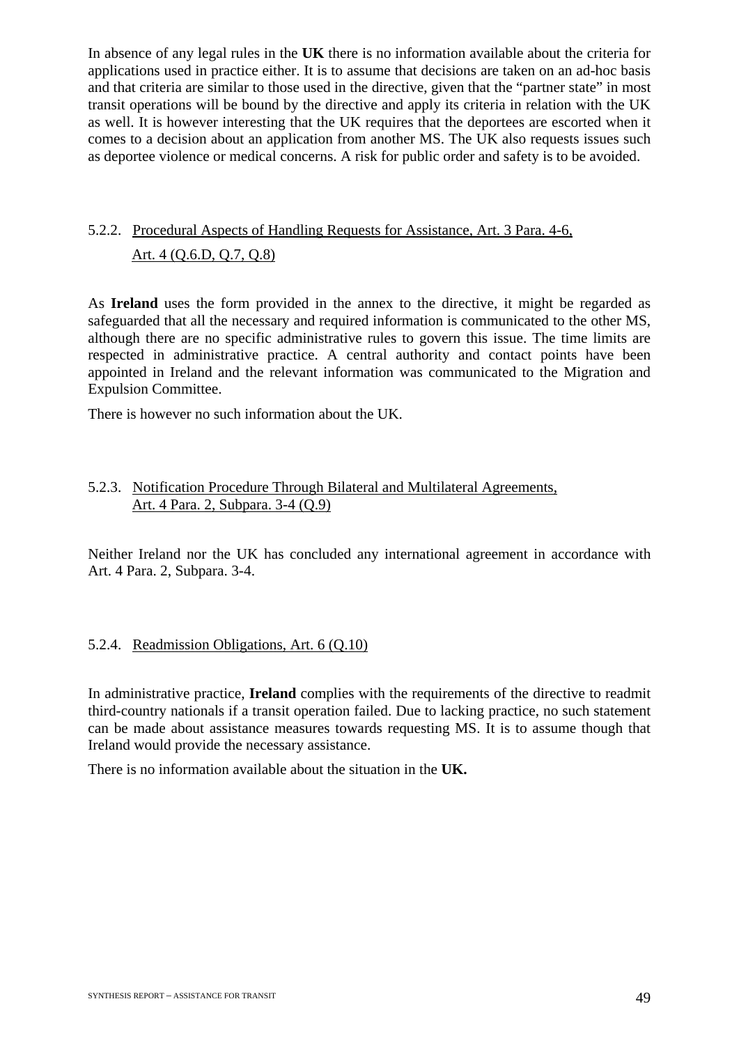In absence of any legal rules in the **UK** there is no information available about the criteria for applications used in practice either. It is to assume that decisions are taken on an ad-hoc basis and that criteria are similar to those used in the directive, given that the "partner state" in most transit operations will be bound by the directive and apply its criteria in relation with the UK as well. It is however interesting that the UK requires that the deportees are escorted when it comes to a decision about an application from another MS. The UK also requests issues such as deportee violence or medical concerns. A risk for public order and safety is to be avoided.

#### 5.2.2. Procedural Aspects of Handling Requests for Assistance, Art. 3 Para. 4-6, Art. 4 (Q.6.D, Q.7, Q.8)

As **Ireland** uses the form provided in the annex to the directive, it might be regarded as safeguarded that all the necessary and required information is communicated to the other MS, although there are no specific administrative rules to govern this issue. The time limits are respected in administrative practice. A central authority and contact points have been appointed in Ireland and the relevant information was communicated to the Migration and Expulsion Committee.

There is however no such information about the UK.

#### 5.2.3. Notification Procedure Through Bilateral and Multilateral Agreements, Art. 4 Para. 2, Subpara. 3-4 (Q.9)

Neither Ireland nor the UK has concluded any international agreement in accordance with Art. 4 Para. 2, Subpara. 3-4.

#### 5.2.4. Readmission Obligations, Art. 6 (Q.10)

In administrative practice, **Ireland** complies with the requirements of the directive to readmit third-country nationals if a transit operation failed. Due to lacking practice, no such statement can be made about assistance measures towards requesting MS. It is to assume though that Ireland would provide the necessary assistance.

There is no information available about the situation in the **UK.**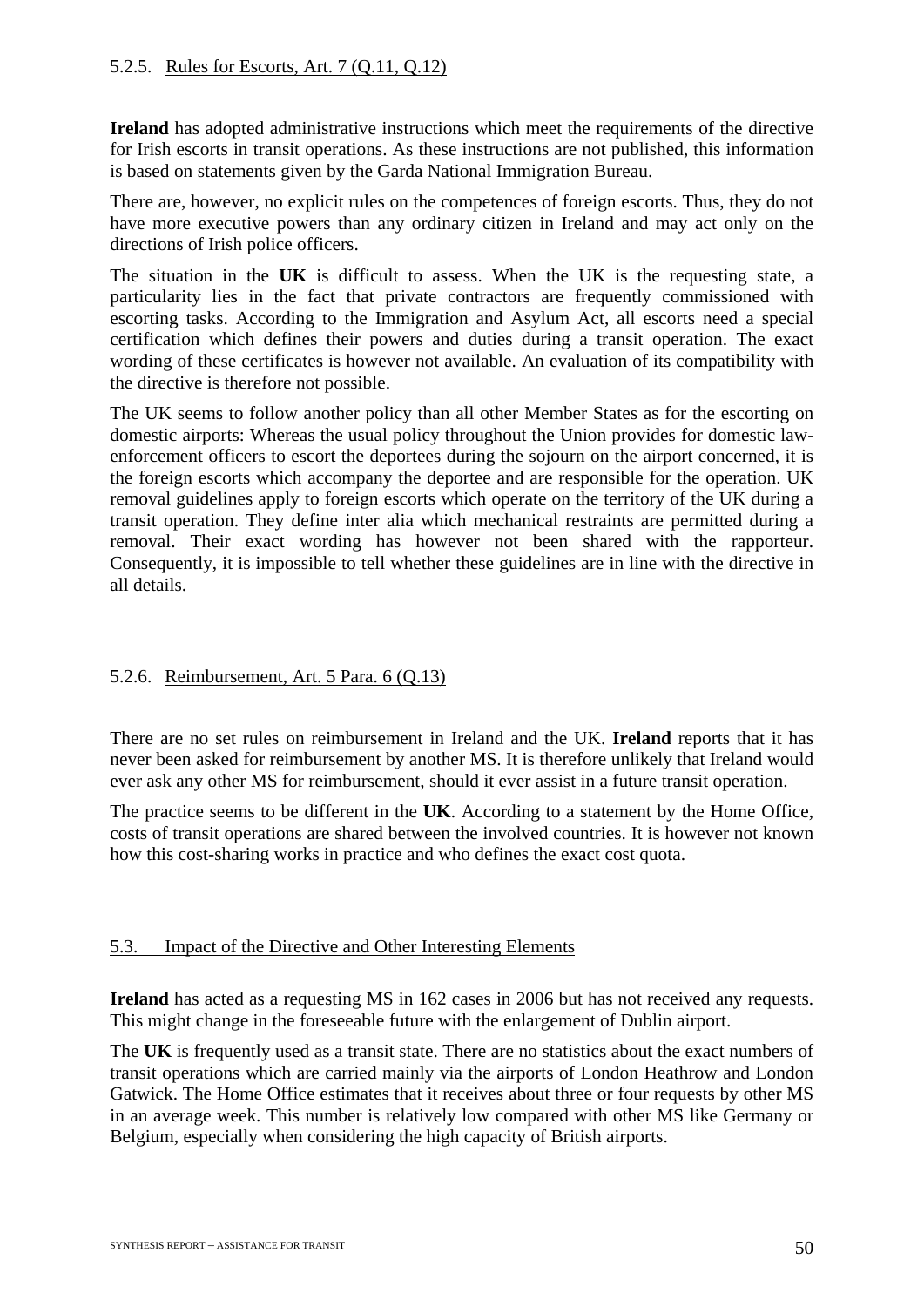#### 5.2.5. Rules for Escorts, Art. 7 (Q.11, Q.12)

**Ireland** has adopted administrative instructions which meet the requirements of the directive for Irish escorts in transit operations. As these instructions are not published, this information is based on statements given by the Garda National Immigration Bureau.

There are, however, no explicit rules on the competences of foreign escorts. Thus, they do not have more executive powers than any ordinary citizen in Ireland and may act only on the directions of Irish police officers.

The situation in the **UK** is difficult to assess. When the UK is the requesting state, a particularity lies in the fact that private contractors are frequently commissioned with escorting tasks. According to the Immigration and Asylum Act, all escorts need a special certification which defines their powers and duties during a transit operation. The exact wording of these certificates is however not available. An evaluation of its compatibility with the directive is therefore not possible.

The UK seems to follow another policy than all other Member States as for the escorting on domestic airports: Whereas the usual policy throughout the Union provides for domestic law-enforcement officers to escort the deportees during the sojourn on the airport concerned, it is the foreign escorts which accompany the deportee and are responsible for the operation. UK removal guidelines apply to foreign escorts which operate on the territory of the UK during a transit operation. They define inter alia which mechanical restraints are permitted during a removal. Their exact wording has however not been shared with the rapporteur. Consequently, it is impossible to tell whether these guidelines are in line with the directive in all details.

#### 5.2.6. Reimbursement, Art. 5 Para. 6 (Q.13)

There are no set rules on reimbursement in Ireland and the UK. **Ireland** reports that it has never been asked for reimbursement by another MS. It is therefore unlikely that Ireland would ever ask any other MS for reimbursement, should it ever assist in a future transit operation.

The practice seems to be different in the **UK**. According to a statement by the Home Office, costs of transit operations are shared between the involved countries. It is however not known how this cost-sharing works in practice and who defines the exact cost quota.

### 5.3. Impact of the Directive and Other Interesting Elements

**Ireland** has acted as a requesting MS in 162 cases in 2006 but has not received any requests. This might change in the foreseeable future with the enlargement of Dublin airport.

The **UK** is frequently used as a transit state. There are no statistics about the exact numbers of transit operations which are carried mainly via the airports of London Heathrow and London Gatwick. The Home Office estimates that it receives about three or four requests by other MS in an average week. This number is relatively low compared with other MS like Germany or Belgium, especially when considering the high capacity of British airports.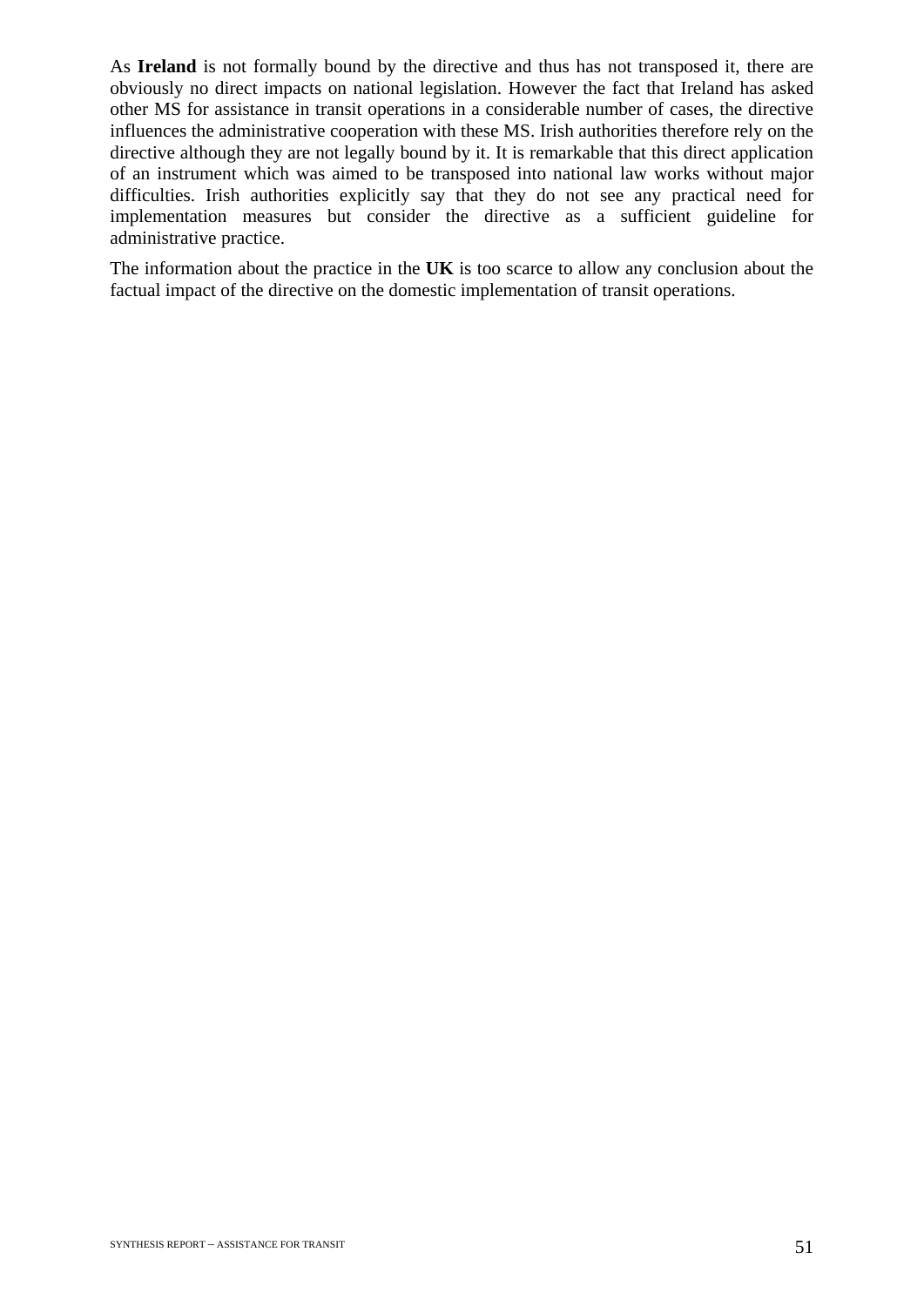As **Ireland** is not formally bound by the directive and thus has not transposed it, there are obviously no direct impacts on national legislation. However the fact that Ireland has asked other MS for assistance in transit operations in a considerable number of cases, the directive influences the administrative cooperation with these MS. Irish authorities therefore rely on the directive although they are not legally bound by it. It is remarkable that this direct application of an instrument which was aimed to be transposed into national law works without major difficulties. Irish authorities explicitly say that they do not see any practical need for implementation measures but consider the directive as a sufficient guideline for administrative practice.

The information about the practice in the **UK** is too scarce to allow any conclusion about the factual impact of the directive on the domestic implementation of transit operations.